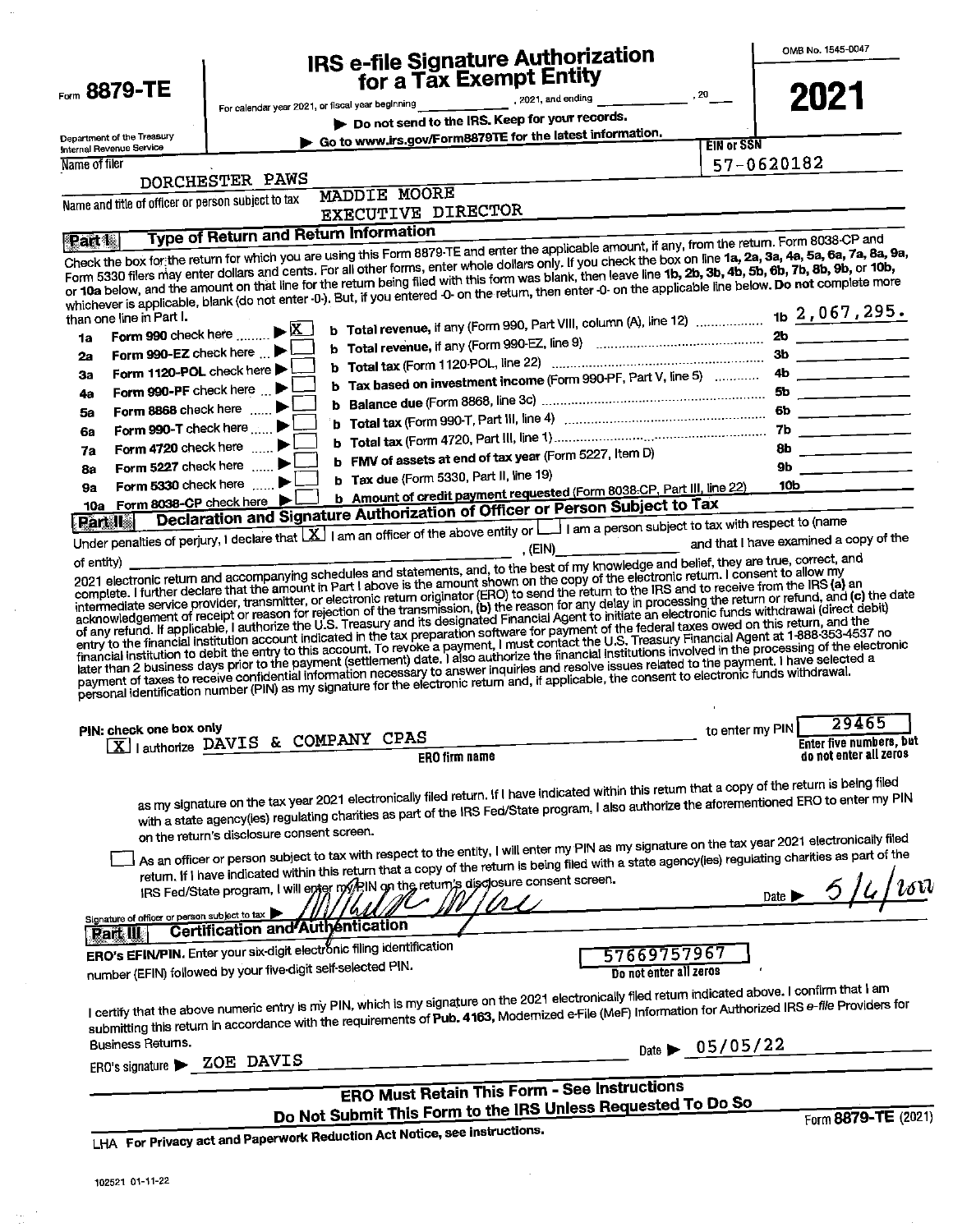Form **8879-TE**

Department of the Treasury
Internal Revenue Service

# IRS e-file Signature Authorization for a Tax Exempt Entity

For calendar year 2021, or fiscal year beginning __________, 2021, and ending __________, 20__

▶ Do not send to the IRS. Keep for your records.

▶ Go to www.irs.gov/Form8879TE for the latest information.

OMB No. 1545-0047

**2021**

Name of filer: DORCHESTER PAWS

EIN or SSN: 57-0620182

Name and title of officer or person subject to tax: MADDIE MOORE, EXECUTIVE DIRECTOR

## Part I — Type of Return and Return Information

Check the box for the return for which you are using this Form 8879-TE and enter the applicable amount, if any, from the return. Form 8038-CP and Form 5330 filers may enter dollars and cents. For all other forms, enter whole dollars only. If you check the box on line 1a, 2a, 3a, 4a, 5a, 6a, 7a, 8a, 9a, or 10a below, and the amount on that line for the return being filed with this form was blank, then leave line 1b, 2b, 3b, 4b, 5b, 6b, 7b, 8b, 9b, or 10b, whichever is applicable, blank (do not enter -0-). But, if you entered -0- on the return, then enter -0- on the applicable line below. **Do not** complete more than one line in Part I.

| | | | | |
|---|---|---|---|---|
| 1a | Form 990 check here ▶ [X] | b **Total revenue,** if any (Form 990, Part VIII, column (A), line 12) | 1b | 2,067,295. |
| 2a | Form 990-EZ check here ▶ [ ] | b **Total revenue,** if any (Form 990-EZ, line 9) | 2b | |
| 3a | Form 1120-POL check here ▶ [ ] | b **Total tax** (Form 1120-POL, line 22) | 3b | |
| 4a | Form 990-PF check here ▶ [ ] | b **Tax based on investment income** (Form 990-PF, Part V, line 5) | 4b | |
| 5a | Form 8868 check here ▶ [ ] | b **Balance due** (Form 8868, line 3c) | 5b | |
| 6a | Form 990-T check here ▶ [ ] | b **Total tax** (Form 990-T, Part III, line 4) | 6b | |
| 7a | Form 4720 check here ▶ [ ] | b **Total tax** (Form 4720, Part III, line 1) | 7b | |
| 8a | Form 5227 check here ▶ [ ] | b **FMV of assets at end of tax year** (Form 5227, Item D) | 8b | |
| 9a | Form 5330 check here ▶ [ ] | b **Tax due** (Form 5330, Part II, line 19) | 9b | |
| 10a | Form 8038-CP check here ▶ [ ] | b **Amount of credit payment requested** (Form 8038-CP, Part III, line 22) | 10b | |

## Part II — Declaration and Signature Authorization of Officer or Person Subject to Tax

Under penalties of perjury, I declare that [X] I am an officer of the above entity or [ ] I am a person subject to tax with respect to (name of entity) __________, (EIN) __________ and that I have examined a copy of the 2021 electronic return and accompanying schedules and statements, and, to the best of my knowledge and belief, they are true, correct, and complete. I further declare that the amount in Part I above is the amount shown on the copy of the electronic return. I consent to allow my intermediate service provider, transmitter, or electronic return originator (ERO) to send the return to the IRS and to receive from the IRS (a) an acknowledgement of receipt or reason for rejection of the transmission, (b) the reason for any delay in processing the return or refund, and (c) the date of any refund. If applicable, I authorize the U.S. Treasury and its designated Financial Agent to initiate an electronic funds withdrawal (direct debit) entry to the financial institution account indicated in the tax preparation software for payment of the federal taxes owed on this return, and the financial institution to debit the entry to this account. To revoke a payment, I must contact the U.S. Treasury Financial Agent at 1-888-353-4537 no later than 2 business days prior to the payment (settlement) date. I also authorize the financial institutions involved in the processing of the electronic payment of taxes to receive confidential information necessary to answer inquiries and resolve issues related to the payment. I have selected a personal identification number (PIN) as my signature for the electronic return and, if applicable, the consent to electronic funds withdrawal.

**PIN: check one box only**

[X] I authorize DAVIS & COMPANY CPAS (ERO firm name) to enter my PIN 29465 (Enter five numbers, but do not enter all zeros) as my signature on the tax year 2021 electronically filed return. If I have indicated within this return that a copy of the return is being filed with a state agency(ies) regulating charities as part of the IRS Fed/State program, I also authorize the aforementioned ERO to enter my PIN on the return's disclosure consent screen.

[ ] As an officer or person subject to tax with respect to the entity, I will enter my PIN as my signature on the tax year 2021 electronically filed return. If I have indicated within this return that a copy of the return is being filed with a state agency(ies) regulating charities as part of the IRS Fed/State program, I will enter my PIN on the return's disclosure consent screen.

Signature of officer or person subject to tax ▶ [signature] Date ▶ 5/4/2022

## Part III — Certification and Authentication

**ERO's EFIN/PIN.** Enter your six-digit electronic filing identification number (EFIN) followed by your five-digit self-selected PIN. 57669757967 (Do not enter all zeros)

I certify that the above numeric entry is my PIN, which is my signature on the 2021 electronically filed return indicated above. I confirm that I am submitting this return in accordance with the requirements of **Pub. 4163,** Modernized e-File (MeF) Information for Authorized IRS *e-file* Providers for Business Returns.

ERO's signature ▶ ZOE DAVIS Date ▶ 05/05/22

**ERO Must Retain This Form - See Instructions**

**Do Not Submit This Form to the IRS Unless Requested To Do So**

LHA For Privacy act and Paperwork Reduction Act Notice, see instructions. Form **8879-TE** (2021)

102521 01-11-22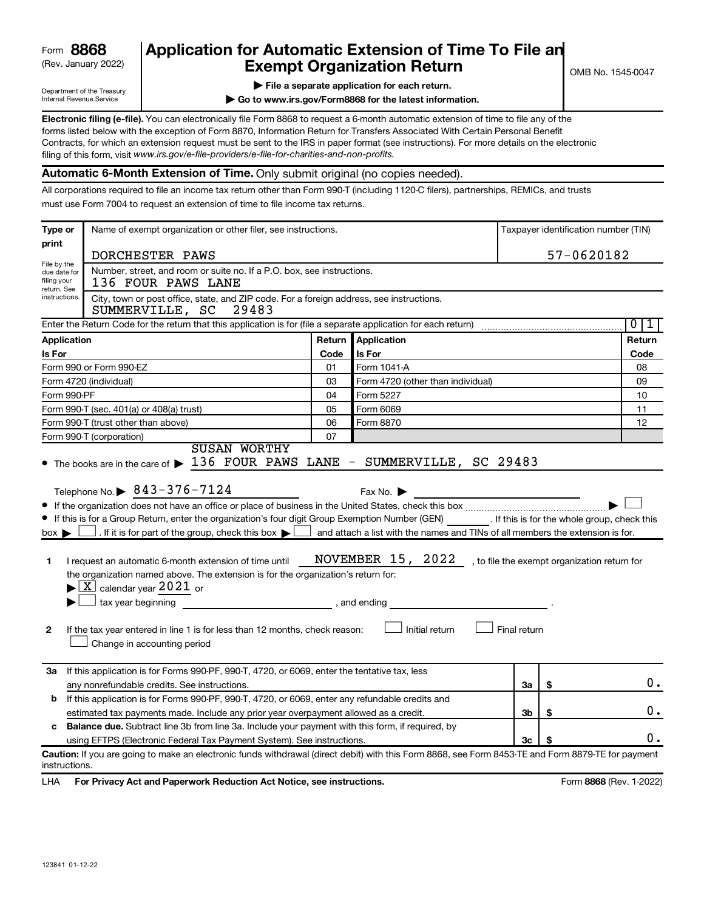Form **8868**
(Rev. January 2022)

Department of the Treasury
Internal Revenue Service

# Application for Automatic Extension of Time To File an Exempt Organization Return

▶ **File a separate application for each return.**

▶ **Go to www.irs.gov/Form8868 for the latest information.**

OMB No. 1545-0047

**Electronic filing (e-file).** You can electronically file Form 8868 to request a 6-month automatic extension of time to file any of the forms listed below with the exception of Form 8870, Information Return for Transfers Associated With Certain Personal Benefit Contracts, for which an extension request must be sent to the IRS in paper format (see instructions). For more details on the electronic filing of this form, visit *www.irs.gov/e-file-providers/e-file-for-charities-and-non-profits.*

## Automatic 6-Month Extension of Time. Only submit original (no copies needed).

All corporations required to file an income tax return other than Form 990-T (including 1120-C filers), partnerships, REMICs, and trusts must use Form 7004 to request an extension of time to file income tax returns.

| Type or print | Name of exempt organization or other filer, see instructions. | Taxpayer identification number (TIN) |
|---|---|---|
| File by the due date for filing your return. See instructions. | DORCHESTER PAWS | 57-0620182 |
| | Number, street, and room or suite no. If a P.O. box, see instructions. 136 FOUR PAWS LANE | |
| | City, town or post office, state, and ZIP code. For a foreign address, see instructions. SUMMERVILLE, SC 29483 | |

Enter the Return Code for the return that this application is for (file a separate application for each return) ........ 0 1

| Application Is For | Return Code | Application Is For | Return Code |
|---|---|---|---|
| Form 990 or Form 990-EZ | 01 | Form 1041-A | 08 |
| Form 4720 (individual) | 03 | Form 4720 (other than individual) | 09 |
| Form 990-PF | 04 | Form 5227 | 10 |
| Form 990-T (sec. 401(a) or 408(a) trust) | 05 | Form 6069 | 11 |
| Form 990-T (trust other than above) | 06 | Form 8870 | 12 |
| Form 990-T (corporation) | 07 | | |

- The books are in the care of ▶ SUSAN WORTHY
  136 FOUR PAWS LANE - SUMMERVILLE, SC 29483

  Telephone No. ▶ 843-376-7124 Fax No. ▶

- If the organization does not have an office or place of business in the United States, check this box ........ ▶ ☐
- If this is for a Group Return, enter the organization's four digit Group Exemption Number (GEN) ______ . If this is for the whole group, check this box ▶ ☐ . If it is for part of the group, check this box ▶ ☐ and attach a list with the names and TINs of all members the extension is for.

**1** I request an automatic 6-month extension of time until NOVEMBER 15, 2022 , to file the exempt organization return for the organization named above. The extension is for the organization's return for:
▶ ☒ calendar year 2021 or
▶ ☐ tax year beginning ______________, and ending ______________.

**2** If the tax year entered in line 1 is for less than 12 months, check reason: ☐ Initial return ☐ Final return
☐ Change in accounting period

| | | | |
|---|---|---|---|
| **3a** | If this application is for Forms 990-PF, 990-T, 4720, or 6069, enter the tentative tax, less any nonrefundable credits. See instructions. | **3a** | $ 0. |
| **b** | If this application is for Forms 990-PF, 990-T, 4720, or 6069, enter any refundable credits and estimated tax payments made. Include any prior year overpayment allowed as a credit. | **3b** | $ 0. |
| **c** | **Balance due.** Subtract line 3b from line 3a. Include your payment with this form, if required, by using EFTPS (Electronic Federal Tax Payment System). See instructions. | **3c** | $ 0. |

**Caution:** If you are going to make an electronic funds withdrawal (direct debit) with this Form 8868, see Form 8453-TE and Form 8879-TE for payment instructions.

LHA **For Privacy Act and Paperwork Reduction Act Notice, see instructions.** Form **8868** (Rev. 1-2022)

123841 01-12-22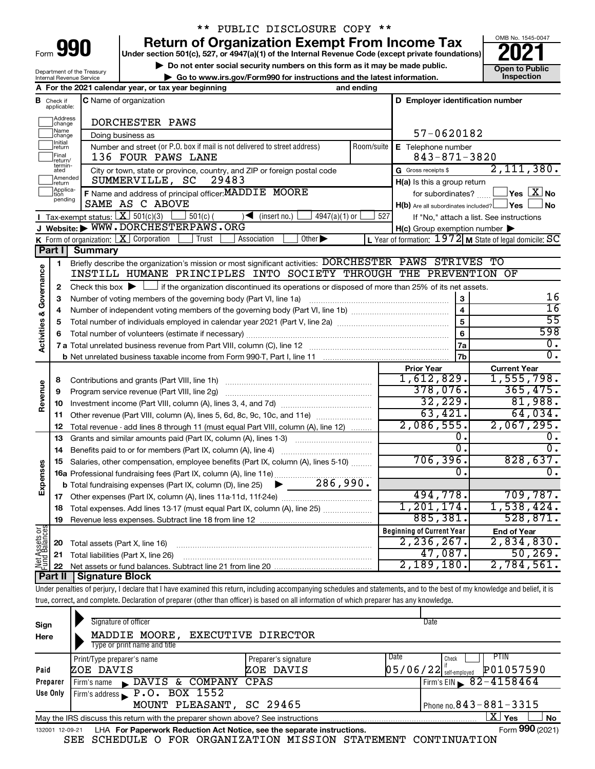\*\* PUBLIC DISCLOSURE COPY \*\*

# Form 990 — Return of Organization Exempt From Income Tax

**Under section 501(c), 527, or 4947(a)(1) of the Internal Revenue Code (except private foundations)**

▶ Do not enter social security numbers on this form as it may be made public.
▶ Go to www.irs.gov/Form990 for instructions and the latest information.

Department of the Treasury
Internal Revenue Service

OMB No. 1545-0047
**2021**
**Open to Public Inspection**

**A** For the 2021 calendar year, or tax year beginning and ending

**B** Check if applicable: Address change, Name change, Initial return, Final return/terminated, Amended return, Application pending

**C** Name of organization: DORCHESTER PAWS
Doing business as
Number and street (or P.O. box if mail is not delivered to street address): 136 FOUR PAWS LANE | Room/suite
City or town, state or province, country, and ZIP or foreign postal code: SUMMERVILLE, SC 29483

**D** Employer identification number: 57-0620182
**E** Telephone number: 843-871-3820
**G** Gross receipts $ 2,111,380.

**F** Name and address of principal officer: MADDIE MOORE
SAME AS C ABOVE

**H(a)** Is this a group return for subordinates? ☐ Yes ☒ No
**H(b)** Are all subordinates included? ☐ Yes ☐ No
If "No," attach a list. See instructions
**H(c)** Group exemption number ▶

**I** Tax-exempt status: ☒ 501(c)(3) ☐ 501(c) ( ) ◀ (insert no.) ☐ 4947(a)(1) or ☐ 527

**J** Website: ▶ WWW.DORCHESTERPAWS.ORG

**K** Form of organization: ☒ Corporation ☐ Trust ☐ Association ☐ Other ▶
**L** Year of formation: 1972 **M** State of legal domicile: SC

## Part I Summary

**Activities & Governance**

1. Briefly describe the organization's mission or most significant activities: DORCHESTER PAWS STRIVES TO INSTILL HUMANE PRINCIPLES INTO SOCIETY THROUGH THE PREVENTION OF
2. Check this box ▶ ☐ if the organization discontinued its operations or disposed of more than 25% of its net assets.

| | | | |
|---|---|---|---|
| 3 | Number of voting members of the governing body (Part VI, line 1a) | 3 | 16 |
| 4 | Number of independent voting members of the governing body (Part VI, line 1b) | 4 | 16 |
| 5 | Total number of individuals employed in calendar year 2021 (Part V, line 2a) | 5 | 55 |
| 6 | Total number of volunteers (estimate if necessary) | 6 | 598 |
| 7a | Total unrelated business revenue from Part VIII, column (C), line 12 | 7a | 0. |
| 7b | Net unrelated business taxable income from Form 990-T, Part I, line 11 | 7b | 0. |

| | | Prior Year | Current Year |
|---|---|---|---|
| **Revenue** | | | |
| 8 | Contributions and grants (Part VIII, line 1h) | 1,612,829. | 1,555,798. |
| 9 | Program service revenue (Part VIII, line 2g) | 378,076. | 365,475. |
| 10 | Investment income (Part VIII, column (A), lines 3, 4, and 7d) | 32,229. | 81,988. |
| 11 | Other revenue (Part VIII, column (A), lines 5, 6d, 8c, 9c, 10c, and 11e) | 63,421. | 64,034. |
| 12 | Total revenue - add lines 8 through 11 (must equal Part VIII, column (A), line 12) | 2,086,555. | 2,067,295. |
| **Expenses** | | | |
| 13 | Grants and similar amounts paid (Part IX, column (A), lines 1-3) | 0. | 0. |
| 14 | Benefits paid to or for members (Part IX, column (A), line 4) | 0. | 0. |
| 15 | Salaries, other compensation, employee benefits (Part IX, column (A), lines 5-10) | 706,396. | 828,637. |
| 16a | Professional fundraising fees (Part IX, column (A), line 11e) | 0. | 0. |
| b | Total fundraising expenses (Part IX, column (D), line 25) ▶ 286,990. | | |
| 17 | Other expenses (Part IX, column (A), lines 11a-11d, 11f-24e) | 494,778. | 709,787. |
| 18 | Total expenses. Add lines 13-17 (must equal Part IX, column (A), line 25) | 1,201,174. | 1,538,424. |
| 19 | Revenue less expenses. Subtract line 18 from line 12 | 885,381. | 528,871. |

| | | Beginning of Current Year | End of Year |
|---|---|---|---|
| **Net Assets or Fund Balances** | | | |
| 20 | Total assets (Part X, line 16) | 2,236,267. | 2,834,830. |
| 21 | Total liabilities (Part X, line 26) | 47,087. | 50,269. |
| 22 | Net assets or fund balances. Subtract line 21 from line 20 | 2,189,180. | 2,784,561. |

## Part II Signature Block

Under penalties of perjury, I declare that I have examined this return, including accompanying schedules and statements, and to the best of my knowledge and belief, it is true, correct, and complete. Declaration of preparer (other than officer) is based on all information of which preparer has any knowledge.

**Sign Here**
Signature of officer | Date
MADDIE MOORE, EXECUTIVE DIRECTOR
Type or print name and title

**Paid Preparer Use Only**

| Print/Type preparer's name | Preparer's signature | Date | Check ☐ if self-employed | PTIN |
|---|---|---|---|---|
| ZOE DAVIS | ZOE DAVIS | 05/06/22 | | P01057590 |

Firm's name ▶ DAVIS & COMPANY CPAS | Firm's EIN ▶ 82-4158464
Firm's address ▶ P.O. BOX 1552, MOUNT PLEASANT, SC 29465 | Phone no. 843-881-3315

May the IRS discuss this return with the preparer shown above? See instructions ☒ Yes ☐ No

132001 12-09-21 LHA For Paperwork Reduction Act Notice, see the separate instructions. Form **990** (2021)

SEE SCHEDULE O FOR ORGANIZATION MISSION STATEMENT CONTINUATION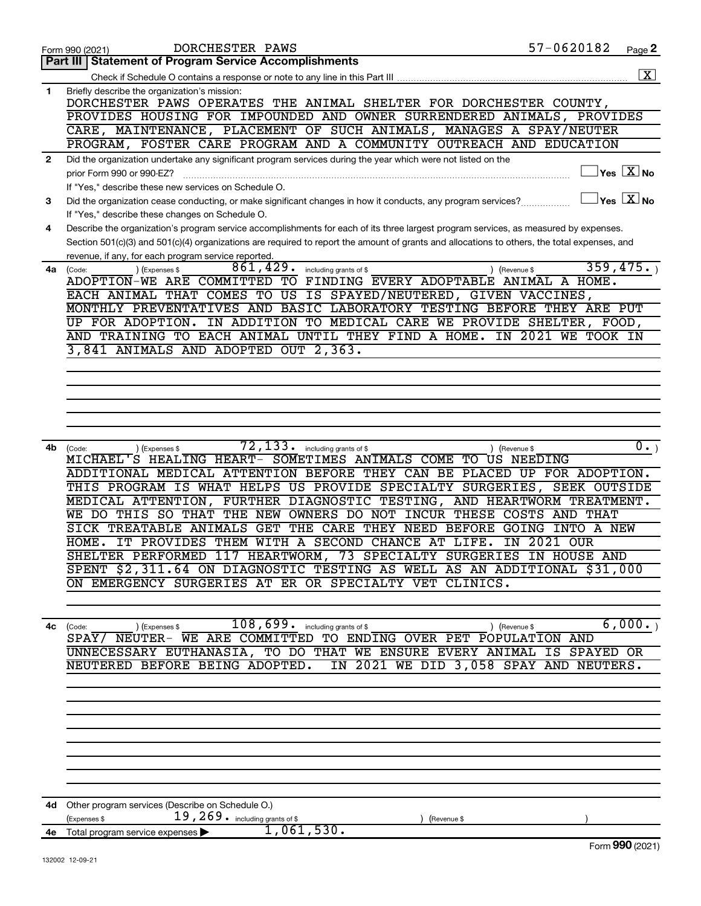Form 990 (2021) DORCHESTER PAWS 57-0620182 Page **2**

## Part III | Statement of Program Service Accomplishments

Check if Schedule O contains a response or note to any line in this Part III .......... [X]

**1** Briefly describe the organization's mission:

DORCHESTER PAWS OPERATES THE ANIMAL SHELTER FOR DORCHESTER COUNTY, PROVIDES HOUSING FOR IMPOUNDED AND OWNER SURRENDERED ANIMALS, PROVIDES CARE, MAINTENANCE, PLACEMENT OF SUCH ANIMALS, MANAGES A SPAY/NEUTER PROGRAM, FOSTER CARE PROGRAM AND A COMMUNITY OUTREACH AND EDUCATION

**2** Did the organization undertake any significant program services during the year which were not listed on the prior Form 990 or 990-EZ? .......... [ ] Yes [X] No

If "Yes," describe these new services on Schedule O.

**3** Did the organization cease conducting, or make significant changes in how it conducts, any program services? .......... [ ] Yes [X] No

If "Yes," describe these changes on Schedule O.

**4** Describe the organization's program service accomplishments for each of its three largest program services, as measured by expenses. Section 501(c)(3) and 501(c)(4) organizations are required to report the amount of grants and allocations to others, the total expenses, and revenue, if any, for each program service reported.

**4a** (Code: ) (Expenses $ 861,429. including grants of $ ) (Revenue $ 359,475. )

ADOPTION-WE ARE COMMITTED TO FINDING EVERY ADOPTABLE ANIMAL A HOME. EACH ANIMAL THAT COMES TO US IS SPAYED/NEUTERED, GIVEN VACCINES, MONTHLY PREVENTATIVES AND BASIC LABORATORY TESTING BEFORE THEY ARE PUT UP FOR ADOPTION. IN ADDITION TO MEDICAL CARE WE PROVIDE SHELTER, FOOD, AND TRAINING TO EACH ANIMAL UNTIL THEY FIND A HOME. IN 2021 WE TOOK IN 3,841 ANIMALS AND ADOPTED OUT 2,363.

**4b** (Code: ) (Expenses $ 72,133. including grants of $ ) (Revenue $ 0. )

MICHAEL'S HEALING HEART- SOMETIMES ANIMALS COME TO US NEEDING ADDITIONAL MEDICAL ATTENTION BEFORE THEY CAN BE PLACED UP FOR ADOPTION. THIS PROGRAM IS WHAT HELPS US PROVIDE SPECIALTY SURGERIES, SEEK OUTSIDE MEDICAL ATTENTION, FURTHER DIAGNOSTIC TESTING, AND HEARTWORM TREATMENT. WE DO THIS SO THAT THE NEW OWNERS DO NOT INCUR THESE COSTS AND THAT SICK TREATABLE ANIMALS GET THE CARE THEY NEED BEFORE GOING INTO A NEW HOME. IT PROVIDES THEM WITH A SECOND CHANCE AT LIFE. IN 2021 OUR SHELTER PERFORMED 117 HEARTWORM, 73 SPECIALTY SURGERIES IN HOUSE AND SPENT $2,311.64 ON DIAGNOSTIC TESTING AS WELL AS AN ADDITIONAL $31,000 ON EMERGENCY SURGERIES AT ER OR SPECIALTY VET CLINICS.

**4c** (Code: ) (Expenses $ 108,699. including grants of $ ) (Revenue $ 6,000. )

SPAY/ NEUTER- WE ARE COMMITTED TO ENDING OVER PET POPULATION AND UNNECESSARY EUTHANASIA, TO DO THAT WE ENSURE EVERY ANIMAL IS SPAYED OR NEUTERED BEFORE BEING ADOPTED. IN 2021 WE DID 3,058 SPAY AND NEUTERS.

**4d** Other program services (Describe on Schedule O.)

(Expenses $ 19,269. including grants of $ ) (Revenue $ )

**4e** Total program service expenses ▶ 1,061,530.

Form **990** (2021)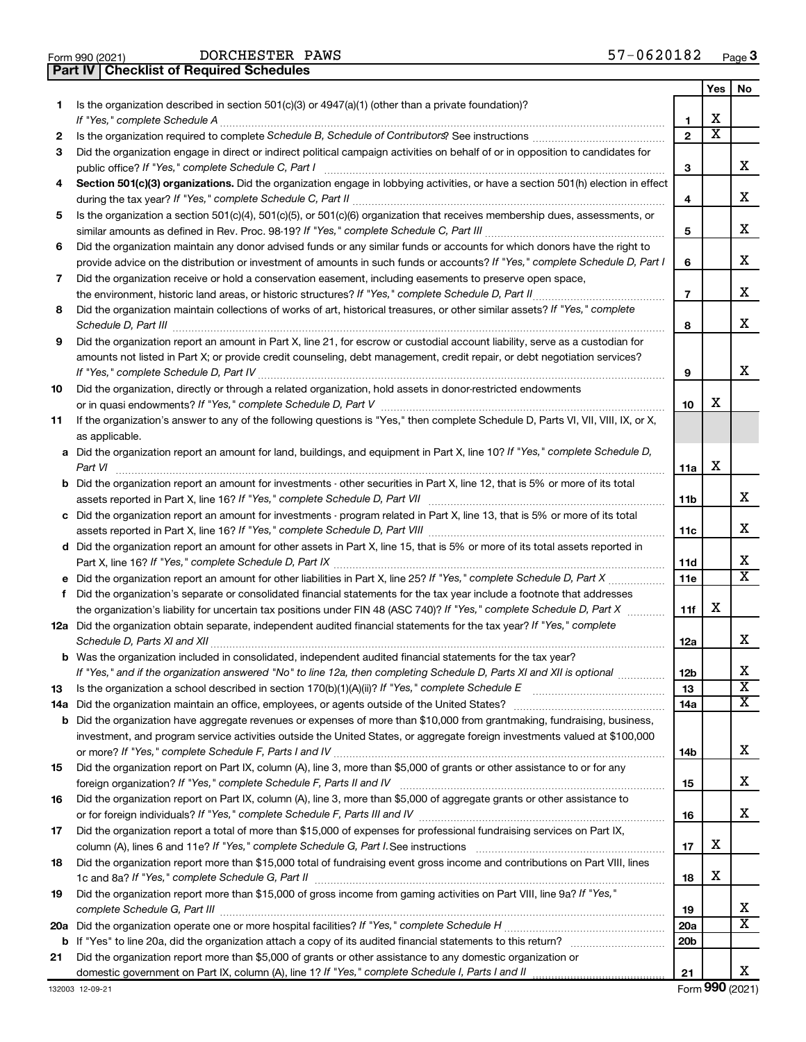Form 990 (2021) DORCHESTER PAWS 57-0620182 Page **3**

## Part IV | Checklist of Required Schedules

| | | | Yes | No |
|---|---|---|---|---|
| **1** | Is the organization described in section 501(c)(3) or 4947(a)(1) (other than a private foundation)? *If "Yes," complete Schedule A* | **1** | X | |
| **2** | Is the organization required to complete *Schedule B, Schedule of Contributors*? See instructions | **2** | X | |
| **3** | Did the organization engage in direct or indirect political campaign activities on behalf of or in opposition to candidates for public office? *If "Yes," complete Schedule C, Part I* | **3** | | X |
| **4** | **Section 501(c)(3) organizations.** Did the organization engage in lobbying activities, or have a section 501(h) election in effect during the tax year? *If "Yes," complete Schedule C, Part II* | **4** | | X |
| **5** | Is the organization a section 501(c)(4), 501(c)(5), or 501(c)(6) organization that receives membership dues, assessments, or similar amounts as defined in Rev. Proc. 98-19? *If "Yes," complete Schedule C, Part III* | **5** | | X |
| **6** | Did the organization maintain any donor advised funds or any similar funds or accounts for which donors have the right to provide advice on the distribution or investment of amounts in such funds or accounts? *If "Yes," complete Schedule D, Part I* | **6** | | X |
| **7** | Did the organization receive or hold a conservation easement, including easements to preserve open space, the environment, historic land areas, or historic structures? *If "Yes," complete Schedule D, Part II* | **7** | | X |
| **8** | Did the organization maintain collections of works of art, historical treasures, or other similar assets? *If "Yes," complete Schedule D, Part III* | **8** | | X |
| **9** | Did the organization report an amount in Part X, line 21, for escrow or custodial account liability, serve as a custodian for amounts not listed in Part X; or provide credit counseling, debt management, credit repair, or debt negotiation services? *If "Yes," complete Schedule D, Part IV* | **9** | | X |
| **10** | Did the organization, directly or through a related organization, hold assets in donor-restricted endowments or in quasi endowments? *If "Yes," complete Schedule D, Part V* | **10** | X | |
| **11** | If the organization's answer to any of the following questions is "Yes," then complete Schedule D, Parts VI, VII, VIII, IX, or X, as applicable. | | | |
| **a** | Did the organization report an amount for land, buildings, and equipment in Part X, line 10? *If "Yes," complete Schedule D, Part VI* | **11a** | X | |
| **b** | Did the organization report an amount for investments - other securities in Part X, line 12, that is 5% or more of its total assets reported in Part X, line 16? *If "Yes," complete Schedule D, Part VII* | **11b** | | X |
| **c** | Did the organization report an amount for investments - program related in Part X, line 13, that is 5% or more of its total assets reported in Part X, line 16? *If "Yes," complete Schedule D, Part VIII* | **11c** | | X |
| **d** | Did the organization report an amount for other assets in Part X, line 15, that is 5% or more of its total assets reported in Part X, line 16? *If "Yes," complete Schedule D, Part IX* | **11d** | | X |
| **e** | Did the organization report an amount for other liabilities in Part X, line 25? *If "Yes," complete Schedule D, Part X* | **11e** | | X |
| **f** | Did the organization's separate or consolidated financial statements for the tax year include a footnote that addresses the organization's liability for uncertain tax positions under FIN 48 (ASC 740)? *If "Yes," complete Schedule D, Part X* | **11f** | X | |
| **12a** | Did the organization obtain separate, independent audited financial statements for the tax year? *If "Yes," complete Schedule D, Parts XI and XII* | **12a** | | X |
| **b** | Was the organization included in consolidated, independent audited financial statements for the tax year? *If "Yes," and if the organization answered "No" to line 12a, then completing Schedule D, Parts XI and XII is optional* | **12b** | | X |
| **13** | Is the organization a school described in section 170(b)(1)(A)(ii)? *If "Yes," complete Schedule E* | **13** | | X |
| **14a** | Did the organization maintain an office, employees, or agents outside of the United States? | **14a** | | X |
| **b** | Did the organization have aggregate revenues or expenses of more than $10,000 from grantmaking, fundraising, business, investment, and program service activities outside the United States, or aggregate foreign investments valued at $100,000 or more? *If "Yes," complete Schedule F, Parts I and IV* | **14b** | | X |
| **15** | Did the organization report on Part IX, column (A), line 3, more than $5,000 of grants or other assistance to or for any foreign organization? *If "Yes," complete Schedule F, Parts II and IV* | **15** | | X |
| **16** | Did the organization report on Part IX, column (A), line 3, more than $5,000 of aggregate grants or other assistance to or for foreign individuals? *If "Yes," complete Schedule F, Parts III and IV* | **16** | | X |
| **17** | Did the organization report a total of more than $15,000 of expenses for professional fundraising services on Part IX, column (A), lines 6 and 11e? *If "Yes," complete Schedule G, Part I.* See instructions | **17** | X | |
| **18** | Did the organization report more than $15,000 total of fundraising event gross income and contributions on Part VIII, lines 1c and 8a? *If "Yes," complete Schedule G, Part II* | **18** | X | |
| **19** | Did the organization report more than $15,000 of gross income from gaming activities on Part VIII, line 9a? *If "Yes," complete Schedule G, Part III* | **19** | | X |
| **20a** | Did the organization operate one or more hospital facilities? *If "Yes," complete Schedule H* | **20a** | | X |
| **b** | If "Yes" to line 20a, did the organization attach a copy of its audited financial statements to this return? | **20b** | | |
| **21** | Did the organization report more than $5,000 of grants or other assistance to any domestic organization or domestic government on Part IX, column (A), line 1? *If "Yes," complete Schedule I, Parts I and II* | **21** | | X |

132003 12-09-21 Form **990** (2021)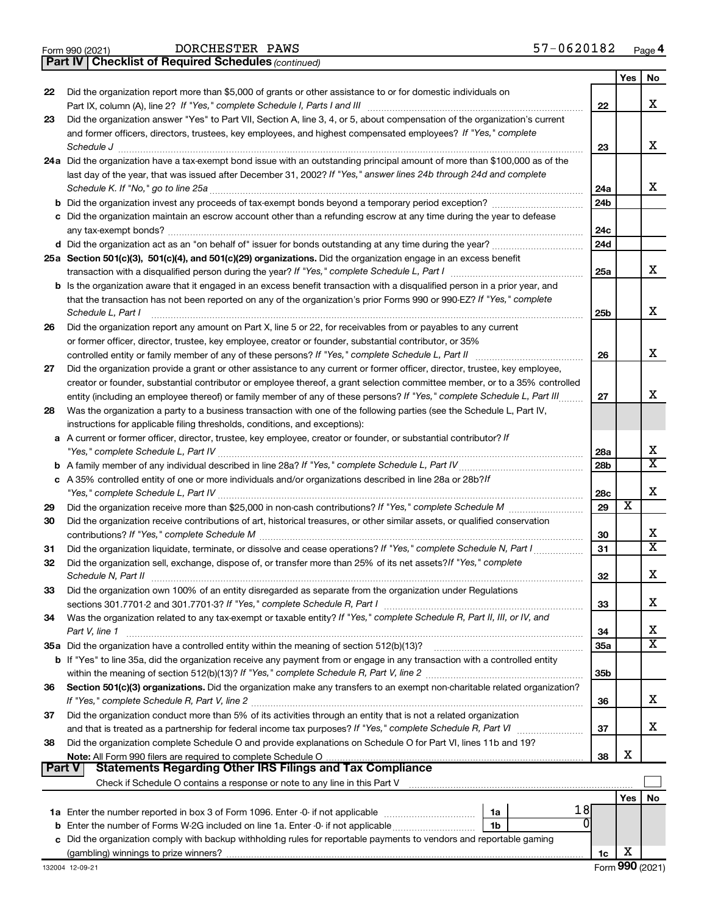Form 990 (2021) DORCHESTER PAWS 57-0620182 Page 4

**Part IV | Checklist of Required Schedules** *(continued)*

| | | | Yes | No |
|---|---|---|---|---|
| 22 | Did the organization report more than $5,000 of grants or other assistance to or for domestic individuals on Part IX, column (A), line 2? *If "Yes," complete Schedule I, Parts I and III* | 22 | | X |
| 23 | Did the organization answer "Yes" to Part VII, Section A, line 3, 4, or 5, about compensation of the organization's current and former officers, directors, trustees, key employees, and highest compensated employees? *If "Yes," complete Schedule J* | 23 | | X |
| 24a | Did the organization have a tax-exempt bond issue with an outstanding principal amount of more than $100,000 as of the last day of the year, that was issued after December 31, 2002? *If "Yes," answer lines 24b through 24d and complete Schedule K. If "No," go to line 25a* | 24a | | X |
| b | Did the organization invest any proceeds of tax-exempt bonds beyond a temporary period exception? | 24b | | |
| c | Did the organization maintain an escrow account other than a refunding escrow at any time during the year to defease any tax-exempt bonds? | 24c | | |
| d | Did the organization act as an "on behalf of" issuer for bonds outstanding at any time during the year? | 24d | | |
| 25a | **Section 501(c)(3), 501(c)(4), and 501(c)(29) organizations.** Did the organization engage in an excess benefit transaction with a disqualified person during the year? *If "Yes," complete Schedule L, Part I* | 25a | | X |
| b | Is the organization aware that it engaged in an excess benefit transaction with a disqualified person in a prior year, and that the transaction has not been reported on any of the organization's prior Forms 990 or 990-EZ? *If "Yes," complete Schedule L, Part I* | 25b | | X |
| 26 | Did the organization report any amount on Part X, line 5 or 22, for receivables from or payables to any current or former officer, director, trustee, key employee, creator or founder, substantial contributor, or 35% controlled entity or family member of any of these persons? *If "Yes," complete Schedule L, Part II* | 26 | | X |
| 27 | Did the organization provide a grant or other assistance to any current or former officer, director, trustee, key employee, creator or founder, substantial contributor or employee thereof, a grant selection committee member, or to a 35% controlled entity (including an employee thereof) or family member of any of these persons? *If "Yes," complete Schedule L, Part III* | 27 | | X |
| 28 | Was the organization a party to a business transaction with one of the following parties (see the Schedule L, Part IV, instructions for applicable filing thresholds, conditions, and exceptions): | | | |
| a | A current or former officer, director, trustee, key employee, creator or founder, or substantial contributor? *If "Yes," complete Schedule L, Part IV* | 28a | | X |
| b | A family member of any individual described in line 28a? *If "Yes," complete Schedule L, Part IV* | 28b | | X |
| c | A 35% controlled entity of one or more individuals and/or organizations described in line 28a or 28b? *If "Yes," complete Schedule L, Part IV* | 28c | | X |
| 29 | Did the organization receive more than $25,000 in non-cash contributions? *If "Yes," complete Schedule M* | 29 | X | |
| 30 | Did the organization receive contributions of art, historical treasures, or other similar assets, or qualified conservation contributions? *If "Yes," complete Schedule M* | 30 | | X |
| 31 | Did the organization liquidate, terminate, or dissolve and cease operations? *If "Yes," complete Schedule N, Part I* | 31 | | X |
| 32 | Did the organization sell, exchange, dispose of, or transfer more than 25% of its net assets? *If "Yes," complete Schedule N, Part II* | 32 | | X |
| 33 | Did the organization own 100% of an entity disregarded as separate from the organization under Regulations sections 301.7701-2 and 301.7701-3? *If "Yes," complete Schedule R, Part I* | 33 | | X |
| 34 | Was the organization related to any tax-exempt or taxable entity? *If "Yes," complete Schedule R, Part II, III, or IV, and Part V, line 1* | 34 | | X |
| 35a | Did the organization have a controlled entity within the meaning of section 512(b)(13)? | 35a | | X |
| b | If "Yes" to line 35a, did the organization receive any payment from or engage in any transaction with a controlled entity within the meaning of section 512(b)(13)? *If "Yes," complete Schedule R, Part V, line 2* | 35b | | |
| 36 | **Section 501(c)(3) organizations.** Did the organization make any transfers to an exempt non-charitable related organization? *If "Yes," complete Schedule R, Part V, line 2* | 36 | | X |
| 37 | Did the organization conduct more than 5% of its activities through an entity that is not a related organization and that is treated as a partnership for federal income tax purposes? *If "Yes," complete Schedule R, Part VI* | 37 | | X |
| 38 | Did the organization complete Schedule O and provide explanations on Schedule O for Part VI, lines 11b and 19? **Note:** All Form 990 filers are required to complete Schedule O | 38 | X | |

**Part V | Statements Regarding Other IRS Filings and Tax Compliance**

Check if Schedule O contains a response or note to any line in this Part V ☐

| | | | | | Yes | No |
|---|---|---|---|---|---|---|
| 1a | Enter the number reported in box 3 of Form 1096. Enter -0- if not applicable | 1a | 18 | | | |
| b | Enter the number of Forms W-2G included on line 1a. Enter -0- if not applicable | 1b | 0 | | | |
| c | Did the organization comply with backup withholding rules for reportable payments to vendors and reportable gaming (gambling) winnings to prize winners? | | | 1c | X | |

132004 12-09-21 Form **990** (2021)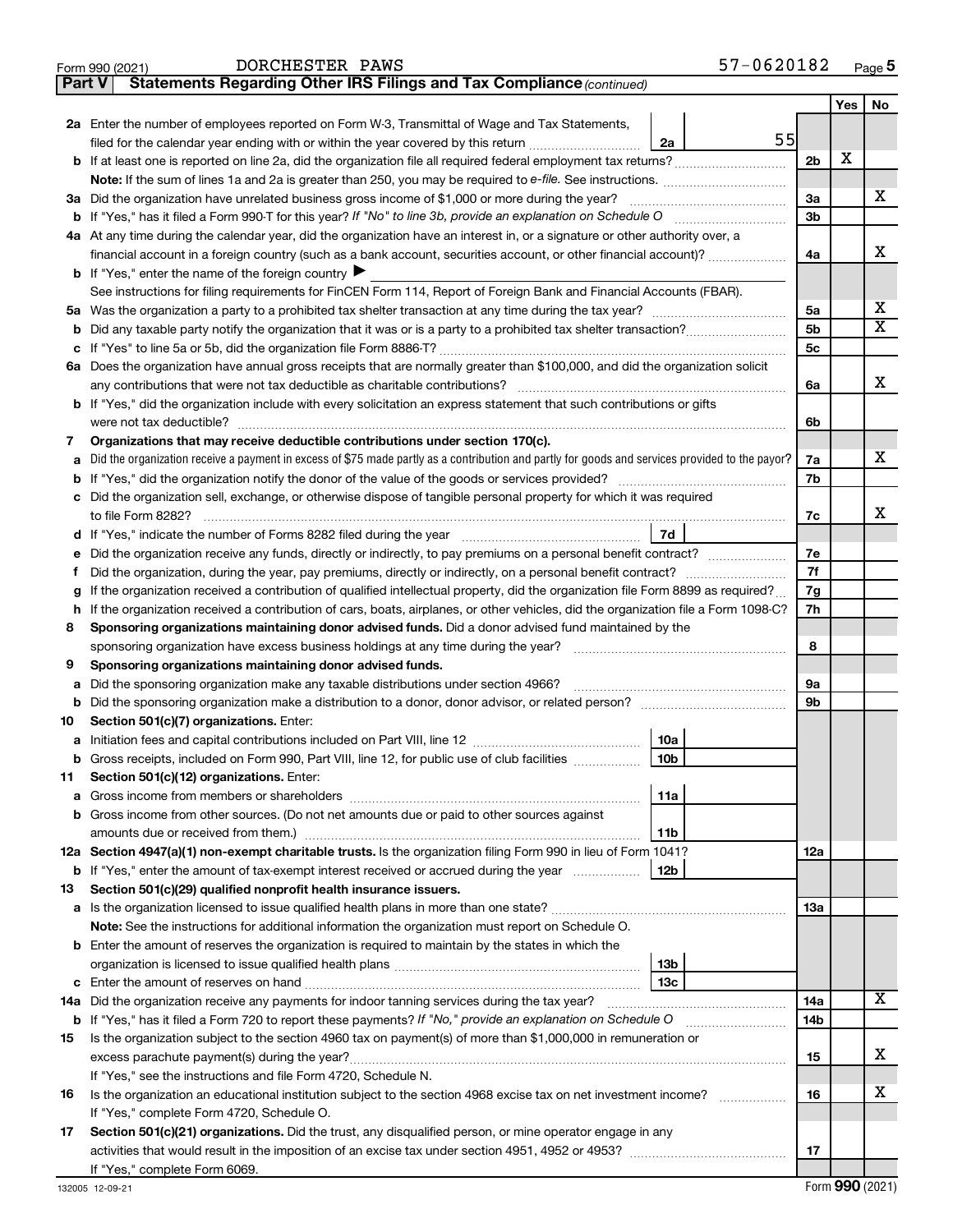Form 990 (2021) DORCHESTER PAWS 57-0620182

**Part V Statements Regarding Other IRS Filings and Tax Compliance** *(continued)*

| | | | | Yes | No |
|---|---|---|---|---|---|
| **2a** | Enter the number of employees reported on Form W-3, Transmittal of Wage and Tax Statements, filed for the calendar year ending with or within the year covered by this return | 2a | 55 | | |
| **b** | If at least one is reported on line 2a, did the organization file all required federal employment tax returns? | | 2b | X | |
| | **Note:** If the sum of lines 1a and 2a is greater than 250, you may be required to *e-file.* See instructions. | | | | |
| **3a** | Did the organization have unrelated business gross income of $1,000 or more during the year? | | 3a | | X |
| **b** | If "Yes," has it filed a Form 990-T for this year? *If "No" to line 3b, provide an explanation on Schedule O* | | 3b | | |
| **4a** | At any time during the calendar year, did the organization have an interest in, or a signature or other authority over, a financial account in a foreign country (such as a bank account, securities account, or other financial account)? | | 4a | | X |
| **b** | If "Yes," enter the name of the foreign country ▶ | | | | |
| | See instructions for filing requirements for FinCEN Form 114, Report of Foreign Bank and Financial Accounts (FBAR). | | | | |
| **5a** | Was the organization a party to a prohibited tax shelter transaction at any time during the tax year? | | 5a | | X |
| **b** | Did any taxable party notify the organization that it was or is a party to a prohibited tax shelter transaction? | | 5b | | X |
| **c** | If "Yes" to line 5a or 5b, did the organization file Form 8886-T? | | 5c | | |
| **6a** | Does the organization have annual gross receipts that are normally greater than $100,000, and did the organization solicit any contributions that were not tax deductible as charitable contributions? | | 6a | | X |
| **b** | If "Yes," did the organization include with every solicitation an express statement that such contributions or gifts were not tax deductible? | | 6b | | |
| **7** | **Organizations that may receive deductible contributions under section 170(c).** | | | | |
| **a** | Did the organization receive a payment in excess of $75 made partly as a contribution and partly for goods and services provided to the payor? | | 7a | | X |
| **b** | If "Yes," did the organization notify the donor of the value of the goods or services provided? | | 7b | | |
| **c** | Did the organization sell, exchange, or otherwise dispose of tangible personal property for which it was required to file Form 8282? | | 7c | | X |
| **d** | If "Yes," indicate the number of Forms 8282 filed during the year | 7d | | | |
| **e** | Did the organization receive any funds, directly or indirectly, to pay premiums on a personal benefit contract? | | 7e | | |
| **f** | Did the organization, during the year, pay premiums, directly or indirectly, on a personal benefit contract? | | 7f | | |
| **g** | If the organization received a contribution of qualified intellectual property, did the organization file Form 8899 as required? | | 7g | | |
| **h** | If the organization received a contribution of cars, boats, airplanes, or other vehicles, did the organization file a Form 1098-C? | | 7h | | |
| **8** | **Sponsoring organizations maintaining donor advised funds.** Did a donor advised fund maintained by the sponsoring organization have excess business holdings at any time during the year? | | 8 | | |
| **9** | **Sponsoring organizations maintaining donor advised funds.** | | | | |
| **a** | Did the sponsoring organization make any taxable distributions under section 4966? | | 9a | | |
| **b** | Did the sponsoring organization make a distribution to a donor, donor advisor, or related person? | | 9b | | |
| **10** | **Section 501(c)(7) organizations.** Enter: | | | | |
| **a** | Initiation fees and capital contributions included on Part VIII, line 12 | 10a | | | |
| **b** | Gross receipts, included on Form 990, Part VIII, line 12, for public use of club facilities | 10b | | | |
| **11** | **Section 501(c)(12) organizations.** Enter: | | | | |
| **a** | Gross income from members or shareholders | 11a | | | |
| **b** | Gross income from other sources. (Do not net amounts due or paid to other sources against amounts due or received from them.) | 11b | | | |
| **12a** | **Section 4947(a)(1) non-exempt charitable trusts.** Is the organization filing Form 990 in lieu of Form 1041? | | 12a | | |
| **b** | If "Yes," enter the amount of tax-exempt interest received or accrued during the year | 12b | | | |
| **13** | **Section 501(c)(29) qualified nonprofit health insurance issuers.** | | | | |
| **a** | Is the organization licensed to issue qualified health plans in more than one state? | | 13a | | |
| | **Note:** See the instructions for additional information the organization must report on Schedule O. | | | | |
| **b** | Enter the amount of reserves the organization is required to maintain by the states in which the organization is licensed to issue qualified health plans | 13b | | | |
| **c** | Enter the amount of reserves on hand | 13c | | | |
| **14a** | Did the organization receive any payments for indoor tanning services during the tax year? | | 14a | | X |
| **b** | If "Yes," has it filed a Form 720 to report these payments? *If "No," provide an explanation on Schedule O* | | 14b | | |
| **15** | Is the organization subject to the section 4960 tax on payment(s) of more than $1,000,000 in remuneration or excess parachute payment(s) during the year? | | 15 | | X |
| | If "Yes," see the instructions and file Form 4720, Schedule N. | | | | |
| **16** | Is the organization an educational institution subject to the section 4968 excise tax on net investment income? | | 16 | | X |
| | If "Yes," complete Form 4720, Schedule O. | | | | |
| **17** | **Section 501(c)(21) organizations.** Did the trust, any disqualified person, or mine operator engage in any activities that would result in the imposition of an excise tax under section 4951, 4952 or 4953? | | 17 | | |
| | If "Yes," complete Form 6069. | | | | |

Form **990** (2021)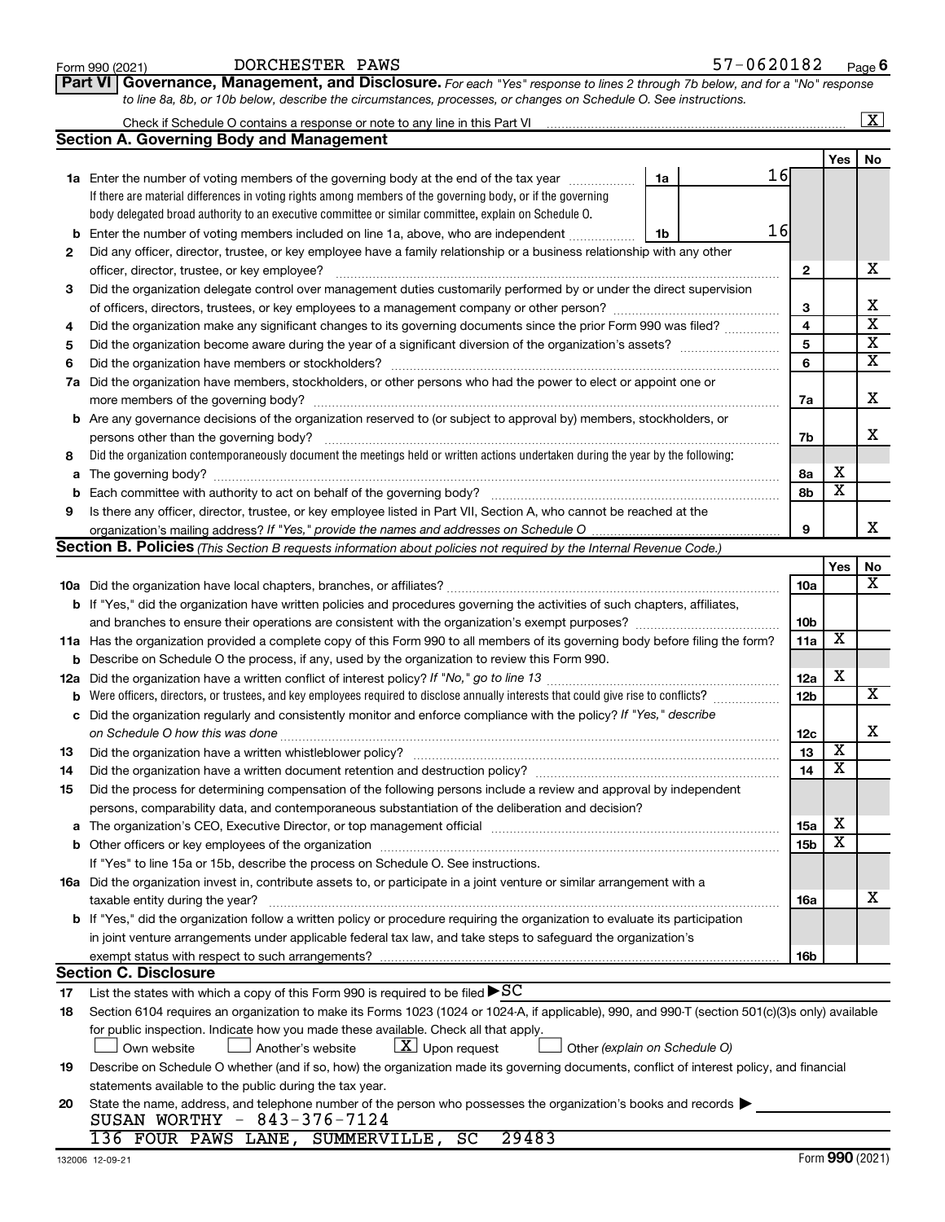Form 990 (2021) DORCHESTER PAWS 57-0620182 Page 6

**Part VI | Governance, Management, and Disclosure.** *For each "Yes" response to lines 2 through 7b below, and for a "No" response to line 8a, 8b, or 10b below, describe the circumstances, processes, or changes on Schedule O. See instructions.*

Check if Schedule O contains a response or note to any line in this Part VI ..... [X]

## Section A. Governing Body and Management

| | | | Yes | No |
|---|---|---|---|---|
| **1a** | Enter the number of voting members of the governing body at the end of the tax year ..... **1a** 16. If there are material differences in voting rights among members of the governing body, or if the governing body delegated broad authority to an executive committee or similar committee, explain on Schedule O. | | | |
| **b** | Enter the number of voting members included on line 1a, above, who are independent ..... **1b** 16 | | | |
| **2** | Did any officer, director, trustee, or key employee have a family relationship or a business relationship with any other officer, director, trustee, or key employee? | **2** | | X |
| **3** | Did the organization delegate control over management duties customarily performed by or under the direct supervision of officers, directors, trustees, or key employees to a management company or other person? | **3** | | X |
| **4** | Did the organization make any significant changes to its governing documents since the prior Form 990 was filed? | **4** | | X |
| **5** | Did the organization become aware during the year of a significant diversion of the organization's assets? | **5** | | X |
| **6** | Did the organization have members or stockholders? | **6** | | X |
| **7a** | Did the organization have members, stockholders, or other persons who had the power to elect or appoint one or more members of the governing body? | **7a** | | X |
| **b** | Are any governance decisions of the organization reserved to (or subject to approval by) members, stockholders, or persons other than the governing body? | **7b** | | X |
| **8** | Did the organization contemporaneously document the meetings held or written actions undertaken during the year by the following: | | | |
| **a** | The governing body? | **8a** | X | |
| **b** | Each committee with authority to act on behalf of the governing body? | **8b** | X | |
| **9** | Is there any officer, director, trustee, or key employee listed in Part VII, Section A, who cannot be reached at the organization's mailing address? *If "Yes," provide the names and addresses on Schedule O* | **9** | | X |

## Section B. Policies *(This Section B requests information about policies not required by the Internal Revenue Code.)*

| | | | Yes | No |
|---|---|---|---|---|
| **10a** | Did the organization have local chapters, branches, or affiliates? | **10a** | | X |
| **b** | If "Yes," did the organization have written policies and procedures governing the activities of such chapters, affiliates, and branches to ensure their operations are consistent with the organization's exempt purposes? | **10b** | | |
| **11a** | Has the organization provided a complete copy of this Form 990 to all members of its governing body before filing the form? | **11a** | X | |
| **b** | Describe on Schedule O the process, if any, used by the organization to review this Form 990. | | | |
| **12a** | Did the organization have a written conflict of interest policy? *If "No," go to line 13* | **12a** | X | |
| **b** | Were officers, directors, or trustees, and key employees required to disclose annually interests that could give rise to conflicts? | **12b** | | X |
| **c** | Did the organization regularly and consistently monitor and enforce compliance with the policy? *If "Yes," describe on Schedule O how this was done* | **12c** | | X |
| **13** | Did the organization have a written whistleblower policy? | **13** | X | |
| **14** | Did the organization have a written document retention and destruction policy? | **14** | X | |
| **15** | Did the process for determining compensation of the following persons include a review and approval by independent persons, comparability data, and contemporaneous substantiation of the deliberation and decision? | | | |
| **a** | The organization's CEO, Executive Director, or top management official | **15a** | X | |
| **b** | Other officers or key employees of the organization | **15b** | X | |
| | If "Yes" to line 15a or 15b, describe the process on Schedule O. See instructions. | | | |
| **16a** | Did the organization invest in, contribute assets to, or participate in a joint venture or similar arrangement with a taxable entity during the year? | **16a** | | X |
| **b** | If "Yes," did the organization follow a written policy or procedure requiring the organization to evaluate its participation in joint venture arrangements under applicable federal tax law, and take steps to safeguard the organization's exempt status with respect to such arrangements? | **16b** | | |

## Section C. Disclosure

**17** List the states with which a copy of this Form 990 is required to be filed ▶ SC

**18** Section 6104 requires an organization to make its Forms 1023 (1024 or 1024-A, if applicable), 990, and 990-T (section 501(c)(3)s only) available for public inspection. Indicate how you made these available. Check all that apply.

[ ] Own website [ ] Another's website [X] Upon request [ ] Other *(explain on Schedule O)*

**19** Describe on Schedule O whether (and if so, how) the organization made its governing documents, conflict of interest policy, and financial statements available to the public during the tax year.

**20** State the name, address, and telephone number of the person who possesses the organization's books and records ▶

SUSAN WORTHY - 843-376-7124

136 FOUR PAWS LANE, SUMMERVILLE, SC 29483

132006 12-09-21 Form **990** (2021)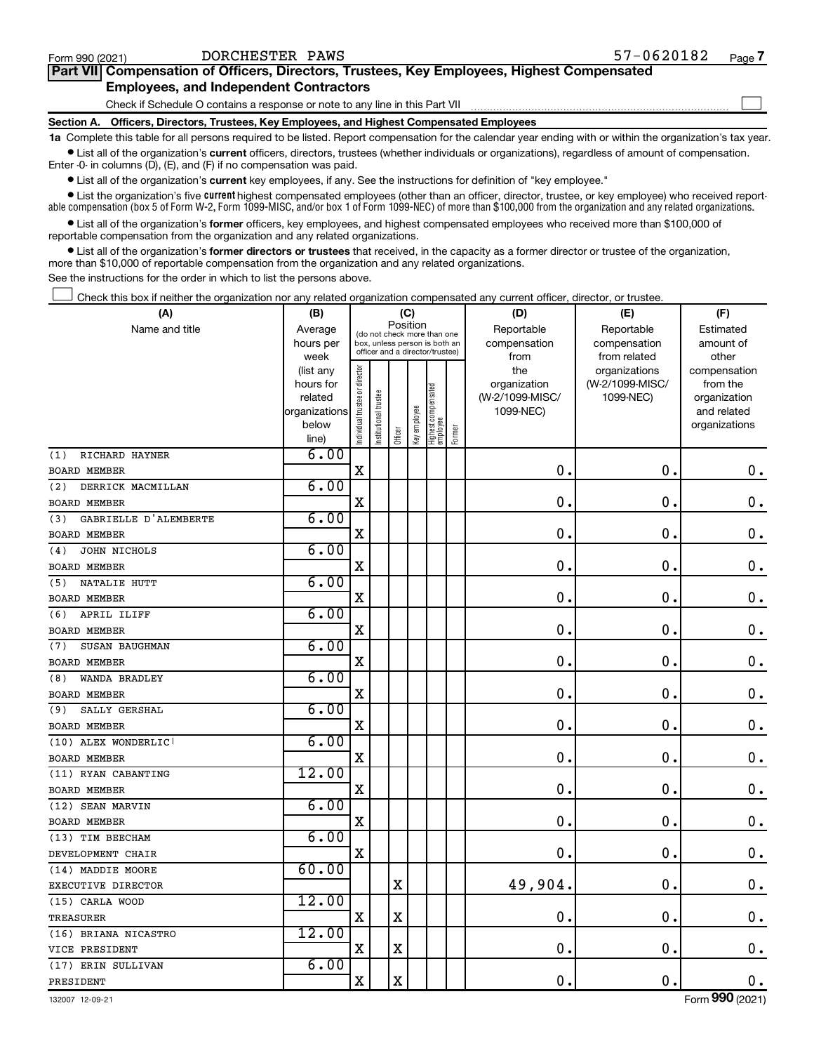Form 990 (2021) DORCHESTER PAWS 57-0620182 Page 7

## Part VII Compensation of Officers, Directors, Trustees, Key Employees, Highest Compensated Employees, and Independent Contractors

Check if Schedule O contains a response or note to any line in this Part VII ☐

### Section A. Officers, Directors, Trustees, Key Employees, and Highest Compensated Employees

**1a** Complete this table for all persons required to be listed. Report compensation for the calendar year ending with or within the organization's tax year.

- List all of the organization's **current** officers, directors, trustees (whether individuals or organizations), regardless of amount of compensation. Enter -0- in columns (D), (E), and (F) if no compensation was paid.
- List all of the organization's **current** key employees, if any. See the instructions for definition of "key employee."
- List the organization's five **current** highest compensated employees (other than an officer, director, trustee, or key employee) who received reportable compensation (box 5 of Form W-2, Form 1099-MISC, and/or box 1 of Form 1099-NEC) of more than $100,000 from the organization and any related organizations.
- List all of the organization's **former** officers, key employees, and highest compensated employees who received more than $100,000 of reportable compensation from the organization and any related organizations.
- List all of the organization's **former directors or trustees** that received, in the capacity as a former director or trustee of the organization, more than $10,000 of reportable compensation from the organization and any related organizations.

See the instructions for the order in which to list the persons above.

☐ Check this box if neither the organization nor any related organization compensated any current officer, director, or trustee.

| (A) Name and title | (B) Average hours per week (list any hours for related organizations below line) | (C) Position: Individual trustee or director | Institutional trustee | Officer | Key employee | Highest compensated employee | Former | (D) Reportable compensation from the organization (W-2/1099-MISC/1099-NEC) | (E) Reportable compensation from related organizations (W-2/1099-MISC/1099-NEC) | (F) Estimated amount of other compensation from the organization and related organizations |
|---|---|---|---|---|---|---|---|---|---|---|
| (1) RICHARD HAYNER<br>BOARD MEMBER | 6.00 | X | | | | | | 0. | 0. | 0. |
| (2) DERRICK MACMILLAN<br>BOARD MEMBER | 6.00 | X | | | | | | 0. | 0. | 0. |
| (3) GABRIELLE D'ALEMBERTE<br>BOARD MEMBER | 6.00 | X | | | | | | 0. | 0. | 0. |
| (4) JOHN NICHOLS<br>BOARD MEMBER | 6.00 | X | | | | | | 0. | 0. | 0. |
| (5) NATALIE HUTT<br>BOARD MEMBER | 6.00 | X | | | | | | 0. | 0. | 0. |
| (6) APRIL ILIFF<br>BOARD MEMBER | 6.00 | X | | | | | | 0. | 0. | 0. |
| (7) SUSAN BAUGHMAN<br>BOARD MEMBER | 6.00 | X | | | | | | 0. | 0. | 0. |
| (8) WANDA BRADLEY<br>BOARD MEMBER | 6.00 | X | | | | | | 0. | 0. | 0. |
| (9) SALLY GERSHAL<br>BOARD MEMBER | 6.00 | X | | | | | | 0. | 0. | 0. |
| (10) ALEX WONDERLIC<br>BOARD MEMBER | 6.00 | X | | | | | | 0. | 0. | 0. |
| (11) RYAN CABANTING<br>BOARD MEMBER | 12.00 | X | | | | | | 0. | 0. | 0. |
| (12) SEAN MARVIN<br>BOARD MEMBER | 6.00 | X | | | | | | 0. | 0. | 0. |
| (13) TIM BEECHAM<br>DEVELOPMENT CHAIR | 6.00 | X | | | | | | 0. | 0. | 0. |
| (14) MADDIE MOORE<br>EXECUTIVE DIRECTOR | 60.00 | | | X | | | | 49,904. | 0. | 0. |
| (15) CARLA WOOD<br>TREASURER | 12.00 | X | | X | | | | 0. | 0. | 0. |
| (16) BRIANA NICASTRO<br>VICE PRESIDENT | 12.00 | X | | X | | | | 0. | 0. | 0. |
| (17) ERIN SULLIVAN<br>PRESIDENT | 6.00 | X | | X | | | | 0. | 0. | 0. |

132007 12-09-21 Form 990 (2021)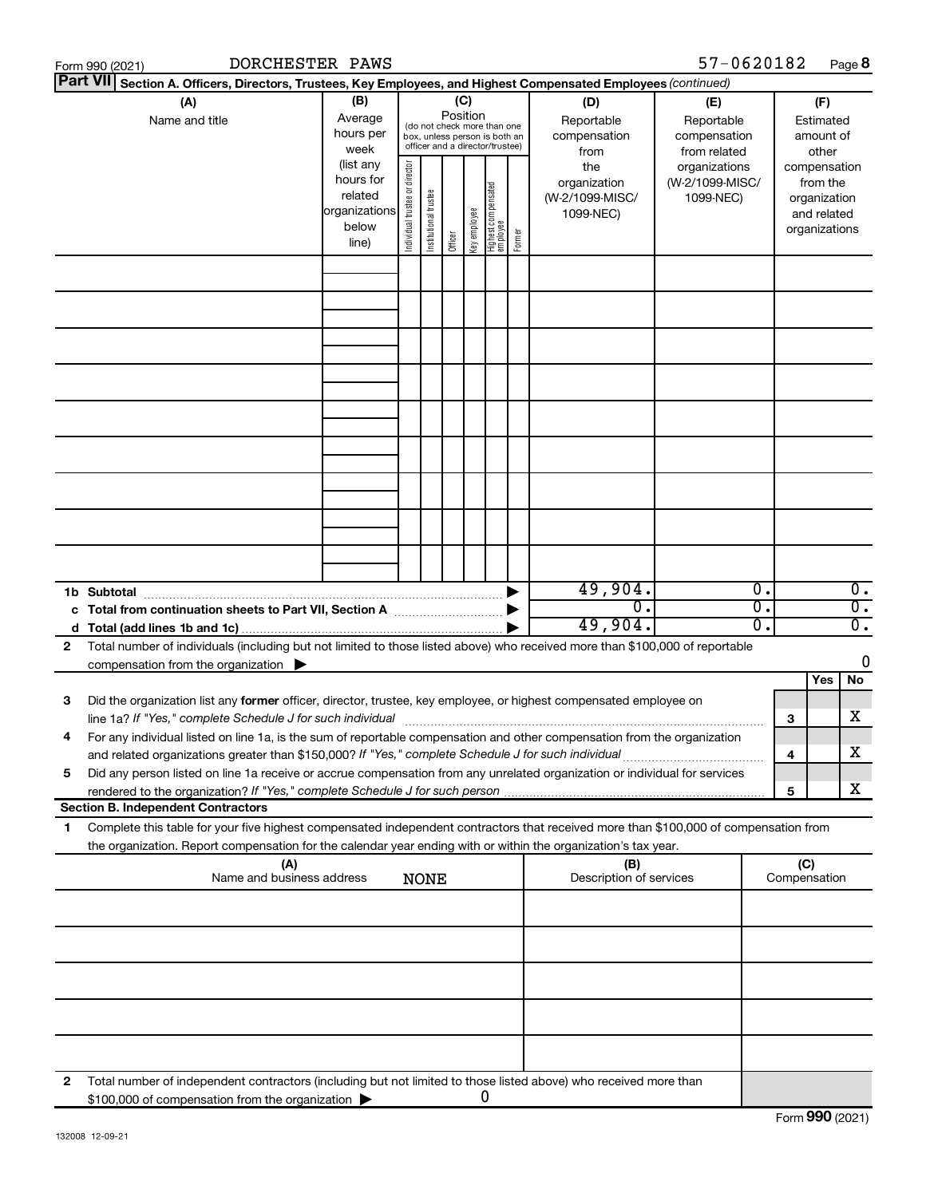Form 990 (2021) DORCHESTER PAWS 57-0620182

**Part VII Section A. Officers, Directors, Trustees, Key Employees, and Highest Compensated Employees** *(continued)*

| (A) Name and title | (B) Average hours per week (list any hours for related organizations below line) | (C) Position: Individual trustee or director | Institutional trustee | Officer | Key employee | Highest compensated employee | Former | (D) Reportable compensation from the organization (W-2/1099-MISC/1099-NEC) | (E) Reportable compensation from related organizations (W-2/1099-MISC/1099-NEC) | (F) Estimated amount of other compensation from the organization and related organizations |
|---|---|---|---|---|---|---|---|---|---|---|
| | | | | | | | | | | |
| | | | | | | | | | | |
| | | | | | | | | | | |
| | | | | | | | | | | |
| | | | | | | | | | | |
| | | | | | | | | | | |
| | | | | | | | | | | |
| | | | | | | | | | | |
| | | | | | | | | | | |
| **1b Subtotal** | | | | | | | | 49,904. | 0. | 0. |
| **c Total from continuation sheets to Part VII, Section A** | | | | | | | | 0. | 0. | 0. |
| **d Total (add lines 1b and 1c)** | | | | | | | | 49,904. | 0. | 0. |

**2** Total number of individuals (including but not limited to those listed above) who received more than $100,000 of reportable compensation from the organization ▶ 0

| | | | Yes | No |
|---|---|---|---|---|
| **3** | Did the organization list any **former** officer, director, trustee, key employee, or highest compensated employee on line 1a? *If "Yes," complete Schedule J for such individual* | 3 | | X |
| **4** | For any individual listed on line 1a, is the sum of reportable compensation and other compensation from the organization and related organizations greater than $150,000? *If "Yes," complete Schedule J for such individual* | 4 | | X |
| **5** | Did any person listed on line 1a receive or accrue compensation from any unrelated organization or individual for services rendered to the organization? *If "Yes," complete Schedule J for such person* | 5 | | X |

**Section B. Independent Contractors**

**1** Complete this table for your five highest compensated independent contractors that received more than $100,000 of compensation from the organization. Report compensation for the calendar year ending with or within the organization's tax year.

| (A) Name and business address NONE | (B) Description of services | (C) Compensation |
|---|---|---|
| | | |
| | | |
| | | |
| | | |
| | | |

**2** Total number of independent contractors (including but not limited to those listed above) who received more than $100,000 of compensation from the organization ▶ 0

132008 12-09-21

Form **990** (2021)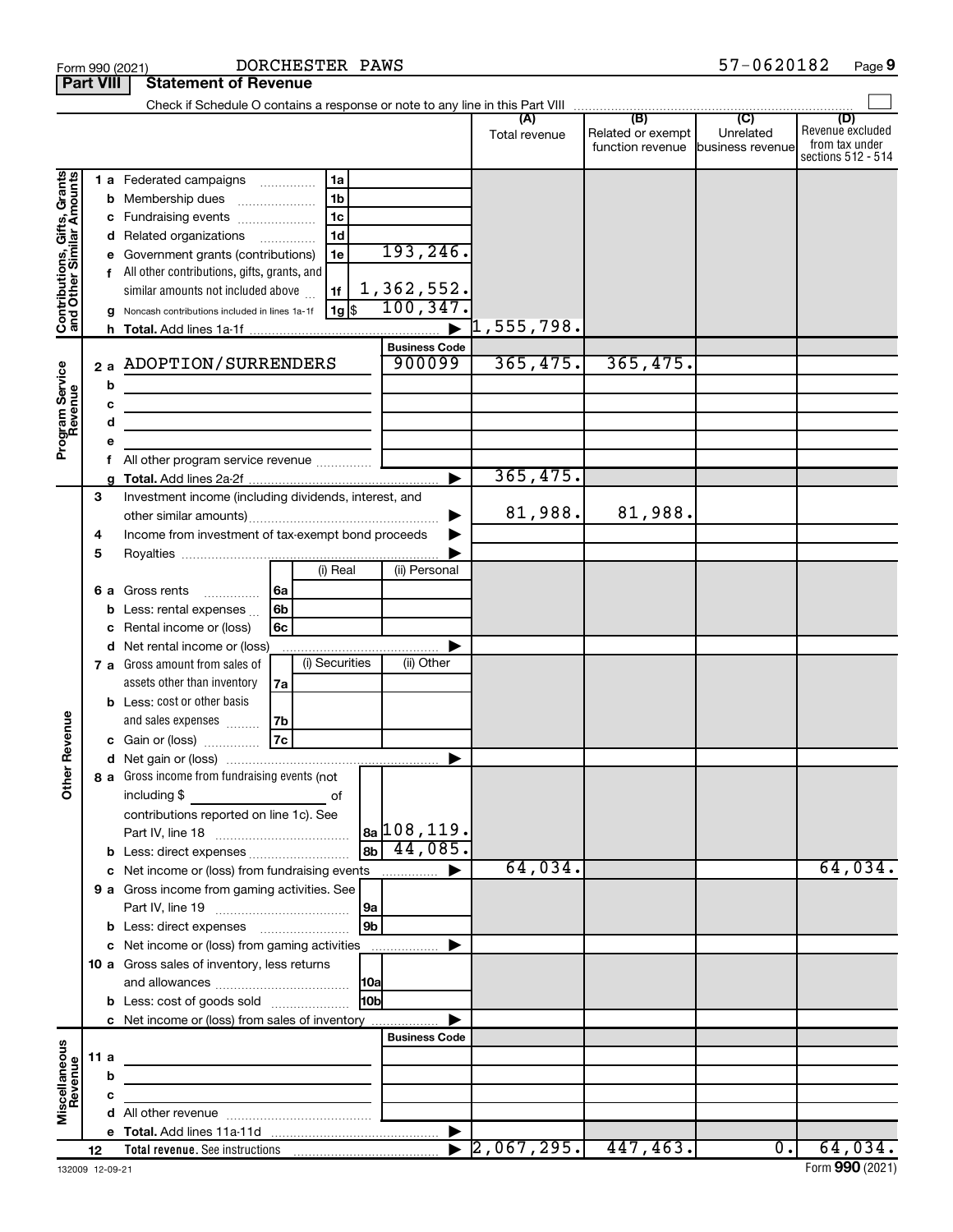Form 990 (2021) DORCHESTER PAWS 57-0620182 Page **9**

**Part VIII Statement of Revenue**

Check if Schedule O contains a response or note to any line in this Part VIII

| | | | | (A) Total revenue | (B) Related or exempt function revenue | (C) Unrelated business revenue | (D) Revenue excluded from tax under sections 512 - 514 |
|---|---|---|---|---|---|---|---|
| **Contributions, Gifts, Grants and Other Similar Amounts** | 1 a Federated campaigns | 1a | | | | | |
| | b Membership dues | 1b | | | | | |
| | c Fundraising events | 1c | | | | | |
| | d Related organizations | 1d | | | | | |
| | e Government grants (contributions) | 1e | 193,246. | | | | |
| | f All other contributions, gifts, grants, and similar amounts not included above | 1f | 1,362,552. | | | | |
| | g Noncash contributions included in lines 1a-1f | 1g $ | 100,347. | | | | |
| | h **Total.** Add lines 1a-1f | | | 1,555,798. | | | |
| **Program Service Revenue** | | | **Business Code** | | | | |
| | 2 a ADOPTION/SURRENDERS | | 900099 | 365,475. | 365,475. | | |
| | b | | | | | | |
| | c | | | | | | |
| | d | | | | | | |
| | e | | | | | | |
| | f All other program service revenue | | | | | | |
| | g **Total.** Add lines 2a-2f | | | 365,475. | | | |
| **Other Revenue** | 3 Investment income (including dividends, interest, and other similar amounts) | | | 81,988. | 81,988. | | |
| | 4 Income from investment of tax-exempt bond proceeds | | | | | | |
| | 5 Royalties | | | | | | |
| | | (i) Real | (ii) Personal | | | | |
| | 6 a Gross rents 6a | | | | | | |
| | b Less: rental expenses 6b | | | | | | |
| | c Rental income or (loss) 6c | | | | | | |
| | d Net rental income or (loss) | | | | | | |
| | | (i) Securities | (ii) Other | | | | |
| | 7 a Gross amount from sales of assets other than inventory 7a | | | | | | |
| | b Less: cost or other basis and sales expenses 7b | | | | | | |
| | c Gain or (loss) 7c | | | | | | |
| | d Net gain or (loss) | | | | | | |
| | 8 a Gross income from fundraising events (not including $ ______ of contributions reported on line 1c). See Part IV, line 18 | 8a | 108,119. | | | | |
| | b Less: direct expenses | 8b | 44,085. | | | | |
| | c Net income or (loss) from fundraising events | | | 64,034. | | | 64,034. |
| | 9 a Gross income from gaming activities. See Part IV, line 19 | 9a | | | | | |
| | b Less: direct expenses | 9b | | | | | |
| | c Net income or (loss) from gaming activities | | | | | | |
| | 10 a Gross sales of inventory, less returns and allowances | 10a | | | | | |
| | b Less: cost of goods sold | 10b | | | | | |
| | c Net income or (loss) from sales of inventory | | | | | | |
| **Miscellaneous Revenue** | | | **Business Code** | | | | |
| | 11 a | | | | | | |
| | b | | | | | | |
| | c | | | | | | |
| | d All other revenue | | | | | | |
| | e **Total.** Add lines 11a-11d | | | | | | |
| | 12 **Total revenue.** See instructions | | | 2,067,295. | 447,463. | 0. | 64,034. |

132009 12-09-21 Form **990** (2021)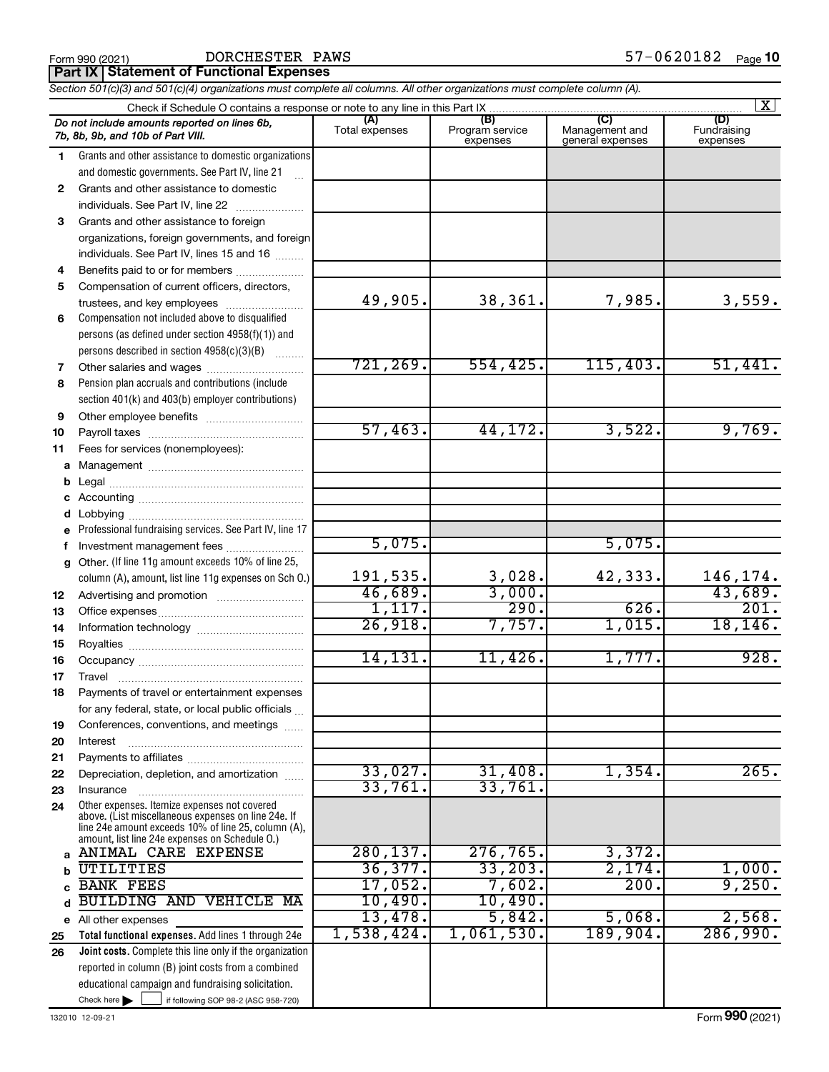Form 990 (2021) DORCHESTER PAWS 57-0620182 Page 10

**Part IX Statement of Functional Expenses**

*Section 501(c)(3) and 501(c)(4) organizations must complete all columns. All other organizations must complete column (A).*

Check if Schedule O contains a response or note to any line in this Part IX [X]

| | *Do not include amounts reported on lines 6b, 7b, 8b, 9b, and 10b of Part VIII.* | (A) Total expenses | (B) Program service expenses | (C) Management and general expenses | (D) Fundraising expenses |
|---|---|---|---|---|---|
| 1 | Grants and other assistance to domestic organizations and domestic governments. See Part IV, line 21 | | | | |
| 2 | Grants and other assistance to domestic individuals. See Part IV, line 22 | | | | |
| 3 | Grants and other assistance to foreign organizations, foreign governments, and foreign individuals. See Part IV, lines 15 and 16 | | | | |
| 4 | Benefits paid to or for members | | | | |
| 5 | Compensation of current officers, directors, trustees, and key employees | 49,905. | 38,361. | 7,985. | 3,559. |
| 6 | Compensation not included above to disqualified persons (as defined under section 4958(f)(1)) and persons described in section 4958(c)(3)(B) | | | | |
| 7 | Other salaries and wages | 721,269. | 554,425. | 115,403. | 51,441. |
| 8 | Pension plan accruals and contributions (include section 401(k) and 403(b) employer contributions) | | | | |
| 9 | Other employee benefits | | | | |
| 10 | Payroll taxes | 57,463. | 44,172. | 3,522. | 9,769. |
| 11 | Fees for services (nonemployees): | | | | |
| a | Management | | | | |
| b | Legal | | | | |
| c | Accounting | | | | |
| d | Lobbying | | | | |
| e | Professional fundraising services. See Part IV, line 17 | | | | |
| f | Investment management fees | 5,075. | | 5,075. | |
| g | Other. (If line 11g amount exceeds 10% of line 25, column (A), amount, list line 11g expenses on Sch O.) | 191,535. | 3,028. | 42,333. | 146,174. |
| 12 | Advertising and promotion | 46,689. | 3,000. | | 43,689. |
| 13 | Office expenses | 1,117. | 290. | 626. | 201. |
| 14 | Information technology | 26,918. | 7,757. | 1,015. | 18,146. |
| 15 | Royalties | | | | |
| 16 | Occupancy | 14,131. | 11,426. | 1,777. | 928. |
| 17 | Travel | | | | |
| 18 | Payments of travel or entertainment expenses for any federal, state, or local public officials | | | | |
| 19 | Conferences, conventions, and meetings | | | | |
| 20 | Interest | | | | |
| 21 | Payments to affiliates | | | | |
| 22 | Depreciation, depletion, and amortization | 33,027. | 31,408. | 1,354. | 265. |
| 23 | Insurance | 33,761. | 33,761. | | |
| 24 | Other expenses. Itemize expenses not covered above. (List miscellaneous expenses on line 24e. If line 24e amount exceeds 10% of line 25, column (A), amount, list line 24e expenses on Schedule O.) | | | | |
| a | ANIMAL CARE EXPENSE | 280,137. | 276,765. | 3,372. | |
| b | UTILITIES | 36,377. | 33,203. | 2,174. | 1,000. |
| c | BANK FEES | 17,052. | 7,602. | 200. | 9,250. |
| d | BUILDING AND VEHICLE MA | 10,490. | 10,490. | | |
| e | All other expenses | 13,478. | 5,842. | 5,068. | 2,568. |
| 25 | **Total functional expenses.** Add lines 1 through 24e | 1,538,424. | 1,061,530. | 189,904. | 286,990. |
| 26 | **Joint costs.** Complete this line only if the organization reported in column (B) joint costs from a combined educational campaign and fundraising solicitation. Check here [ ] if following SOP 98-2 (ASC 958-720) | | | | |

132010 12-09-21 Form **990** (2021)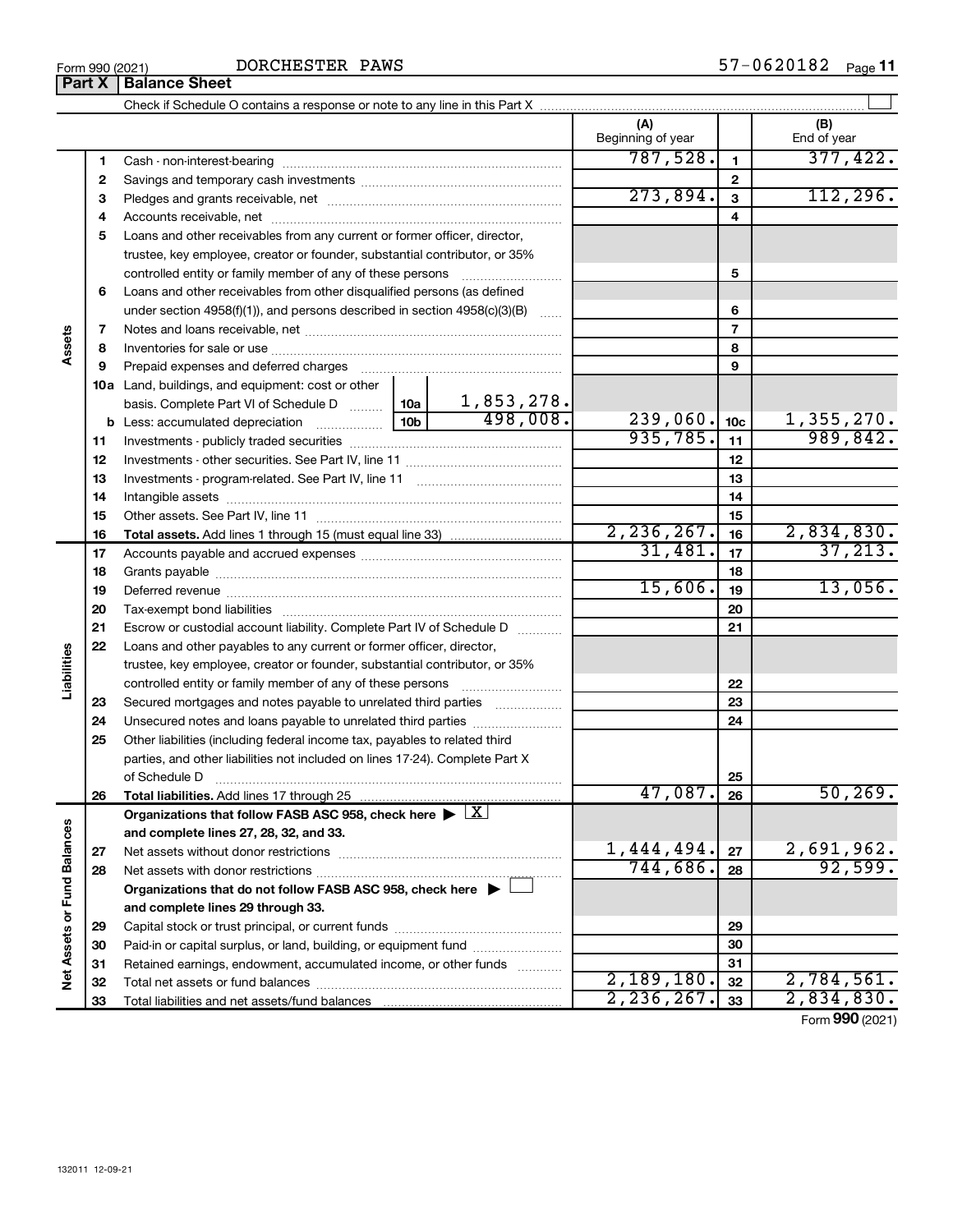Form 990 (2021) DORCHESTER PAWS 57-0620182 Page **11**

## Part X | Balance Sheet

Check if Schedule O contains a response or note to any line in this Part X ☐

| | | | | (A) Beginning of year | | (B) End of year |
|---|---|---|---|---|---|---|
| **Assets** | 1 | Cash - non-interest-bearing | | 787,528. | 1 | 377,422. |
| | 2 | Savings and temporary cash investments | | | 2 | |
| | 3 | Pledges and grants receivable, net | | 273,894. | 3 | 112,296. |
| | 4 | Accounts receivable, net | | | 4 | |
| | 5 | Loans and other receivables from any current or former officer, director, trustee, key employee, creator or founder, substantial contributor, or 35% controlled entity or family member of any of these persons | | | 5 | |
| | 6 | Loans and other receivables from other disqualified persons (as defined under section 4958(f)(1)), and persons described in section 4958(c)(3)(B) | | | 6 | |
| | 7 | Notes and loans receivable, net | | | 7 | |
| | 8 | Inventories for sale or use | | | 8 | |
| | 9 | Prepaid expenses and deferred charges | | | 9 | |
| | 10a | Land, buildings, and equipment: cost or other basis. Complete Part VI of Schedule D | 10a 1,853,278. | | | |
| | b | Less: accumulated depreciation | 10b 498,008. | 239,060. | 10c | 1,355,270. |
| | 11 | Investments - publicly traded securities | | 935,785. | 11 | 989,842. |
| | 12 | Investments - other securities. See Part IV, line 11 | | | 12 | |
| | 13 | Investments - program-related. See Part IV, line 11 | | | 13 | |
| | 14 | Intangible assets | | | 14 | |
| | 15 | Other assets. See Part IV, line 11 | | | 15 | |
| | 16 | **Total assets.** Add lines 1 through 15 (must equal line 33) | | 2,236,267. | 16 | 2,834,830. |
| **Liabilities** | 17 | Accounts payable and accrued expenses | | 31,481. | 17 | 37,213. |
| | 18 | Grants payable | | | 18 | |
| | 19 | Deferred revenue | | 15,606. | 19 | 13,056. |
| | 20 | Tax-exempt bond liabilities | | | 20 | |
| | 21 | Escrow or custodial account liability. Complete Part IV of Schedule D | | | 21 | |
| | 22 | Loans and other payables to any current or former officer, director, trustee, key employee, creator or founder, substantial contributor, or 35% controlled entity or family member of any of these persons | | | 22 | |
| | 23 | Secured mortgages and notes payable to unrelated third parties | | | 23 | |
| | 24 | Unsecured notes and loans payable to unrelated third parties | | | 24 | |
| | 25 | Other liabilities (including federal income tax, payables to related third parties, and other liabilities not included on lines 17-24). Complete Part X of Schedule D | | | 25 | |
| | 26 | **Total liabilities.** Add lines 17 through 25 | | 47,087. | 26 | 50,269. |
| **Net Assets or Fund Balances** | | **Organizations that follow FASB ASC 958, check here** ▶ ☒ **and complete lines 27, 28, 32, and 33.** | | | | |
| | 27 | Net assets without donor restrictions | | 1,444,494. | 27 | 2,691,962. |
| | 28 | Net assets with donor restrictions | | 744,686. | 28 | 92,599. |
| | | **Organizations that do not follow FASB ASC 958, check here** ▶ ☐ **and complete lines 29 through 33.** | | | | |
| | 29 | Capital stock or trust principal, or current funds | | | 29 | |
| | 30 | Paid-in or capital surplus, or land, building, or equipment fund | | | 30 | |
| | 31 | Retained earnings, endowment, accumulated income, or other funds | | | 31 | |
| | 32 | Total net assets or fund balances | | 2,189,180. | 32 | 2,784,561. |
| | 33 | Total liabilities and net assets/fund balances | | 2,236,267. | 33 | 2,834,830. |

Form **990** (2021)

132011 12-09-21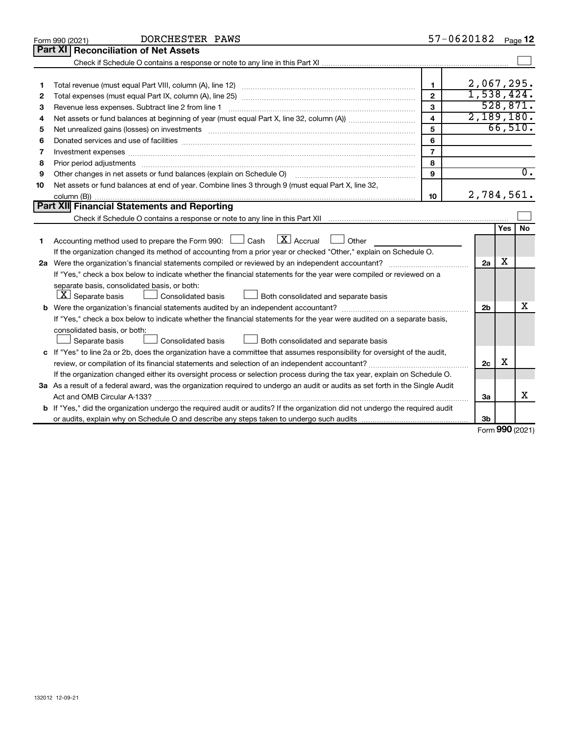Form 990 (2021) DORCHESTER PAWS 57-0620182 Page **12**

## Part XI Reconciliation of Net Assets

Check if Schedule O contains a response or note to any line in this Part XI ☐

| | | | |
|---|---|---|---|
| 1 | Total revenue (must equal Part VIII, column (A), line 12) | 1 | 2,067,295. |
| 2 | Total expenses (must equal Part IX, column (A), line 25) | 2 | 1,538,424. |
| 3 | Revenue less expenses. Subtract line 2 from line 1 | 3 | 528,871. |
| 4 | Net assets or fund balances at beginning of year (must equal Part X, line 32, column (A)) | 4 | 2,189,180. |
| 5 | Net unrealized gains (losses) on investments | 5 | 66,510. |
| 6 | Donated services and use of facilities | 6 | |
| 7 | Investment expenses | 7 | |
| 8 | Prior period adjustments | 8 | |
| 9 | Other changes in net assets or fund balances (explain on Schedule O) | 9 | 0. |
| 10 | Net assets or fund balances at end of year. Combine lines 3 through 9 (must equal Part X, line 32, column (B)) | 10 | 2,784,561. |

## Part XII Financial Statements and Reporting

Check if Schedule O contains a response or note to any line in this Part XII ☐

| | | | Yes | No |
|---|---|---|---|---|
| 1 | Accounting method used to prepare the Form 990: ☐ Cash ☒ Accrual ☐ Other<br>If the organization changed its method of accounting from a prior year or checked "Other," explain on Schedule O. | | | |
| 2a | Were the organization's financial statements compiled or reviewed by an independent accountant? | 2a | X | |
| | If "Yes," check a box below to indicate whether the financial statements for the year were compiled or reviewed on a separate basis, consolidated basis, or both:<br>☒ Separate basis ☐ Consolidated basis ☐ Both consolidated and separate basis | | | |
| b | Were the organization's financial statements audited by an independent accountant? | 2b | | X |
| | If "Yes," check a box below to indicate whether the financial statements for the year were audited on a separate basis, consolidated basis, or both:<br>☐ Separate basis ☐ Consolidated basis ☐ Both consolidated and separate basis | | | |
| c | If "Yes" to line 2a or 2b, does the organization have a committee that assumes responsibility for oversight of the audit, review, or compilation of its financial statements and selection of an independent accountant? | 2c | X | |
| | If the organization changed either its oversight process or selection process during the tax year, explain on Schedule O. | | | |
| 3a | As a result of a federal award, was the organization required to undergo an audit or audits as set forth in the Single Audit Act and OMB Circular A-133? | 3a | | X |
| b | If "Yes," did the organization undergo the required audit or audits? If the organization did not undergo the required audit or audits, explain why on Schedule O and describe any steps taken to undergo such audits | 3b | | |

Form **990** (2021)

132012 12-09-21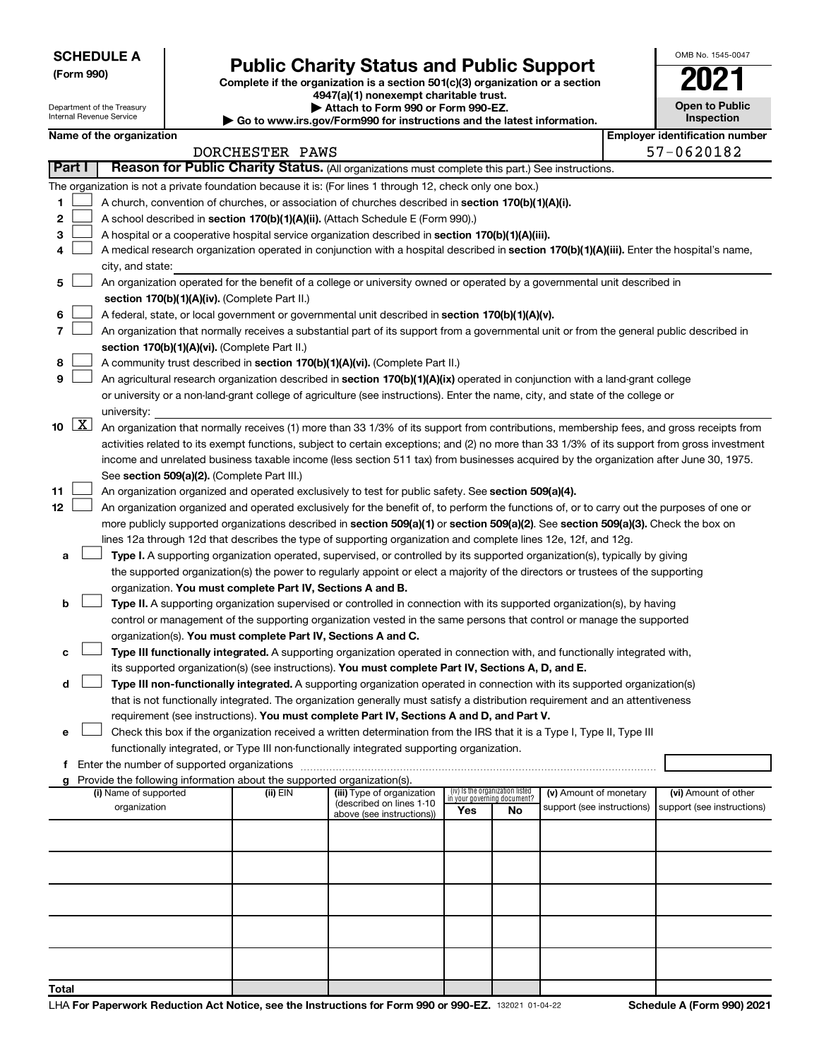**SCHEDULE A**
**(Form 990)**

Department of the Treasury
Internal Revenue Service

# Public Charity Status and Public Support

**Complete if the organization is a section 501(c)(3) organization or a section 4947(a)(1) nonexempt charitable trust.**
**▶ Attach to Form 990 or Form 990-EZ.**
**▶ Go to www.irs.gov/Form990 for instructions and the latest information.**

OMB No. 1545-0047

**2021**

**Open to Public Inspection**

**Name of the organization**
DORCHESTER PAWS

**Employer identification number**
57-0620182

**Part I** **Reason for Public Charity Status.** (All organizations must complete this part.) See instructions.

The organization is not a private foundation because it is: (For lines 1 through 12, check only one box.)

1 ☐ A church, convention of churches, or association of churches described in **section 170(b)(1)(A)(i).**

2 ☐ A school described in **section 170(b)(1)(A)(ii).** (Attach Schedule E (Form 990).)

3 ☐ A hospital or a cooperative hospital service organization described in **section 170(b)(1)(A)(iii).**

4 ☐ A medical research organization operated in conjunction with a hospital described in **section 170(b)(1)(A)(iii).** Enter the hospital's name, city, and state:

5 ☐ An organization operated for the benefit of a college or university owned or operated by a governmental unit described in **section 170(b)(1)(A)(iv).** (Complete Part II.)

6 ☐ A federal, state, or local government or governmental unit described in **section 170(b)(1)(A)(v).**

7 ☐ An organization that normally receives a substantial part of its support from a governmental unit or from the general public described in **section 170(b)(1)(A)(vi).** (Complete Part II.)

8 ☐ A community trust described in **section 170(b)(1)(A)(vi).** (Complete Part II.)

9 ☐ An agricultural research organization described in **section 170(b)(1)(A)(ix)** operated in conjunction with a land-grant college or university or a non-land-grant college of agriculture (see instructions). Enter the name, city, and state of the college or university:

10 ☒ An organization that normally receives (1) more than 33 1/3% of its support from contributions, membership fees, and gross receipts from activities related to its exempt functions, subject to certain exceptions; and (2) no more than 33 1/3% of its support from gross investment income and unrelated business taxable income (less section 511 tax) from businesses acquired by the organization after June 30, 1975. See **section 509(a)(2).** (Complete Part III.)

11 ☐ An organization organized and operated exclusively to test for public safety. See **section 509(a)(4).**

12 ☐ An organization organized and operated exclusively for the benefit of, to perform the functions of, or to carry out the purposes of one or more publicly supported organizations described in **section 509(a)(1)** or **section 509(a)(2)**. See **section 509(a)(3).** Check the box on lines 12a through 12d that describes the type of supporting organization and complete lines 12e, 12f, and 12g.

a ☐ **Type I.** A supporting organization operated, supervised, or controlled by its supported organization(s), typically by giving the supported organization(s) the power to regularly appoint or elect a majority of the directors or trustees of the supporting organization. **You must complete Part IV, Sections A and B.**

b ☐ **Type II.** A supporting organization supervised or controlled in connection with its supported organization(s), by having control or management of the supporting organization vested in the same persons that control or manage the supported organization(s). **You must complete Part IV, Sections A and C.**

c ☐ **Type III functionally integrated.** A supporting organization operated in connection with, and functionally integrated with, its supported organization(s) (see instructions). **You must complete Part IV, Sections A, D, and E.**

d ☐ **Type III non-functionally integrated.** A supporting organization operated in connection with its supported organization(s) that is not functionally integrated. The organization generally must satisfy a distribution requirement and an attentiveness requirement (see instructions). **You must complete Part IV, Sections A and D, and Part V.**

e ☐ Check this box if the organization received a written determination from the IRS that it is a Type I, Type II, Type III functionally integrated, or Type III non-functionally integrated supporting organization.

f Enter the number of supported organizations

g Provide the following information about the supported organization(s).

| (i) Name of supported organization | (ii) EIN | (iii) Type of organization (described on lines 1-10 above (see instructions)) | (iv) Is the organization listed in your governing document? Yes | No | (v) Amount of monetary support (see instructions) | (vi) Amount of other support (see instructions) |
|---|---|---|---|---|---|---|
| | | | | | | |
| | | | | | | |
| | | | | | | |
| | | | | | | |
| | | | | | | |
| **Total** | | | | | | |

LHA **For Paperwork Reduction Act Notice, see the Instructions for Form 990 or 990-EZ.** 132021 01-04-22 **Schedule A (Form 990) 2021**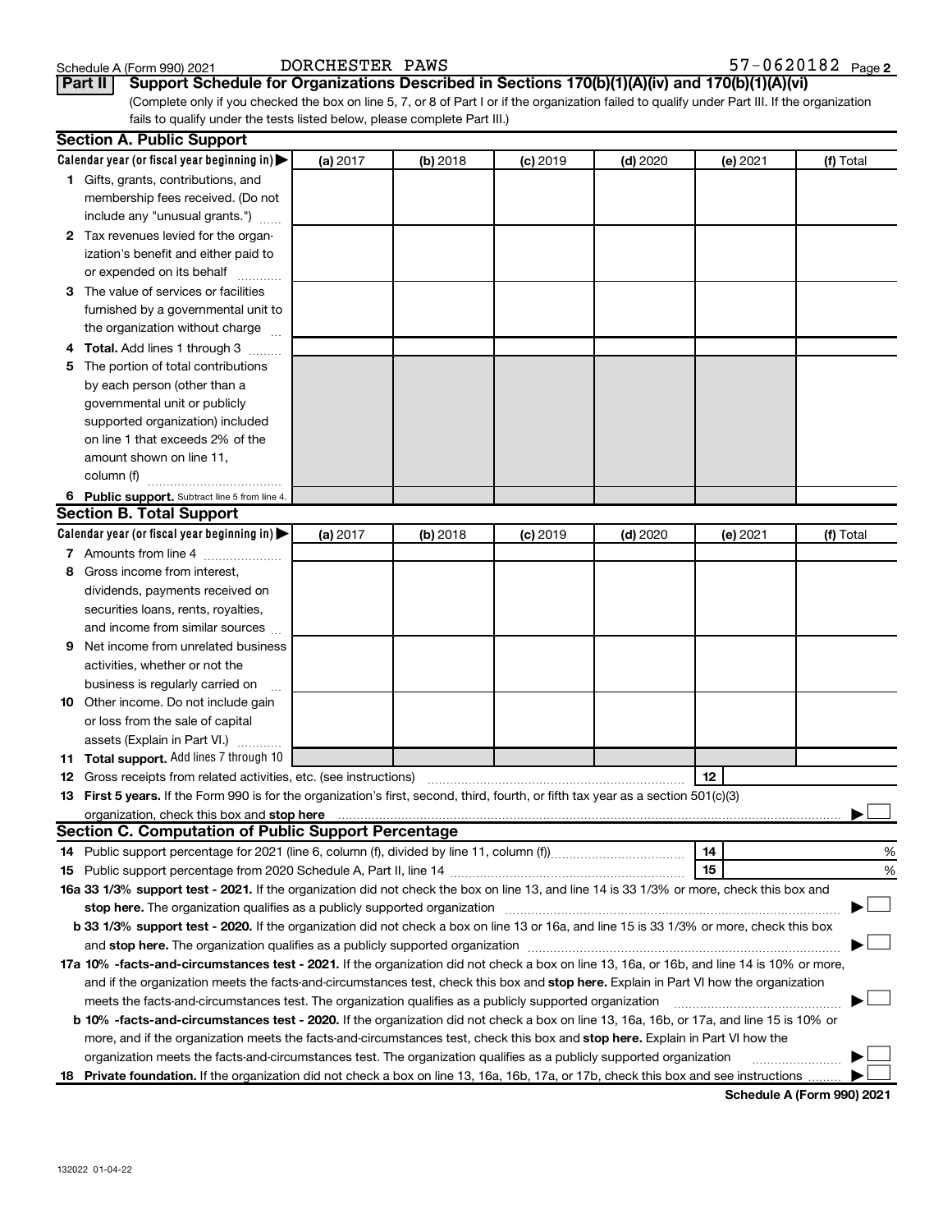Schedule A (Form 990) 2021 DORCHESTER PAWS 57-0620182 Page 2

**Part II** **Support Schedule for Organizations Described in Sections 170(b)(1)(A)(iv) and 170(b)(1)(A)(vi)**

(Complete only if you checked the box on line 5, 7, or 8 of Part I or if the organization failed to qualify under Part III. If the organization fails to qualify under the tests listed below, please complete Part III.)

## Section A. Public Support

| Calendar year (or fiscal year beginning in) ▶ | (a) 2017 | (b) 2018 | (c) 2019 | (d) 2020 | (e) 2021 | (f) Total |
|---|---|---|---|---|---|---|
| **1** Gifts, grants, contributions, and membership fees received. (Do not include any "unusual grants.") | | | | | | |
| **2** Tax revenues levied for the organization's benefit and either paid to or expended on its behalf | | | | | | |
| **3** The value of services or facilities furnished by a governmental unit to the organization without charge | | | | | | |
| **4** **Total.** Add lines 1 through 3 | | | | | | |
| **5** The portion of total contributions by each person (other than a governmental unit or publicly supported organization) included on line 1 that exceeds 2% of the amount shown on line 11, column (f) | | | | | | |
| **6** **Public support.** Subtract line 5 from line 4. | | | | | | |

## Section B. Total Support

| Calendar year (or fiscal year beginning in) ▶ | (a) 2017 | (b) 2018 | (c) 2019 | (d) 2020 | (e) 2021 | (f) Total |
|---|---|---|---|---|---|---|
| **7** Amounts from line 4 | | | | | | |
| **8** Gross income from interest, dividends, payments received on securities loans, rents, royalties, and income from similar sources | | | | | | |
| **9** Net income from unrelated business activities, whether or not the business is regularly carried on | | | | | | |
| **10** Other income. Do not include gain or loss from the sale of capital assets (Explain in Part VI.) | | | | | | |
| **11** **Total support.** Add lines 7 through 10 | | | | | | |

**12** Gross receipts from related activities, etc. (see instructions) | **12** |

**13** **First 5 years.** If the Form 990 is for the organization's first, second, third, fourth, or fifth tax year as a 501(c)(3) organization, check this box and **stop here** ▶ ☐

## Section C. Computation of Public Support Percentage

**14** Public support percentage for 2021 (line 6, column (f), divided by line 11, column (f)) | **14** | %

**15** Public support percentage from 2020 Schedule A, Part II, line 14 | **15** | %

**16a** **33 1/3% support test - 2021.** If the organization did not check the box on line 13, and line 14 is 33 1/3% or more, check this box and **stop here.** The organization qualifies as a publicly supported organization ▶ ☐

**b** **33 1/3% support test - 2020.** If the organization did not check a box on line 13 or 16a, and line 15 is 33 1/3% or more, check this box and **stop here.** The organization qualifies as a publicly supported organization ▶ ☐

**17a** **10% -facts-and-circumstances test - 2021.** If the organization did not check a box on line 13, 16a, or 16b, and line 14 is 10% or more, and if the organization meets the facts-and-circumstances test, check this box and **stop here.** Explain in Part VI how the organization meets the facts-and-circumstances test. The organization qualifies as a publicly supported organization ▶ ☐

**b** **10% -facts-and-circumstances test - 2020.** If the organization did not check a box on line 13, 16a, 16b, or 17a, and line 15 is 10% or more, and if the organization meets the facts-and-circumstances test, check this box and **stop here.** Explain in Part VI how the organization meets the facts-and-circumstances test. The organization qualifies as a publicly supported organization ▶ ☐

**18** **Private foundation.** If the organization did not check a box on line 13, 16a, 16b, 17a, or 17b, check this box and see instructions ▶ ☐

**Schedule A (Form 990) 2021**

132022 01-04-22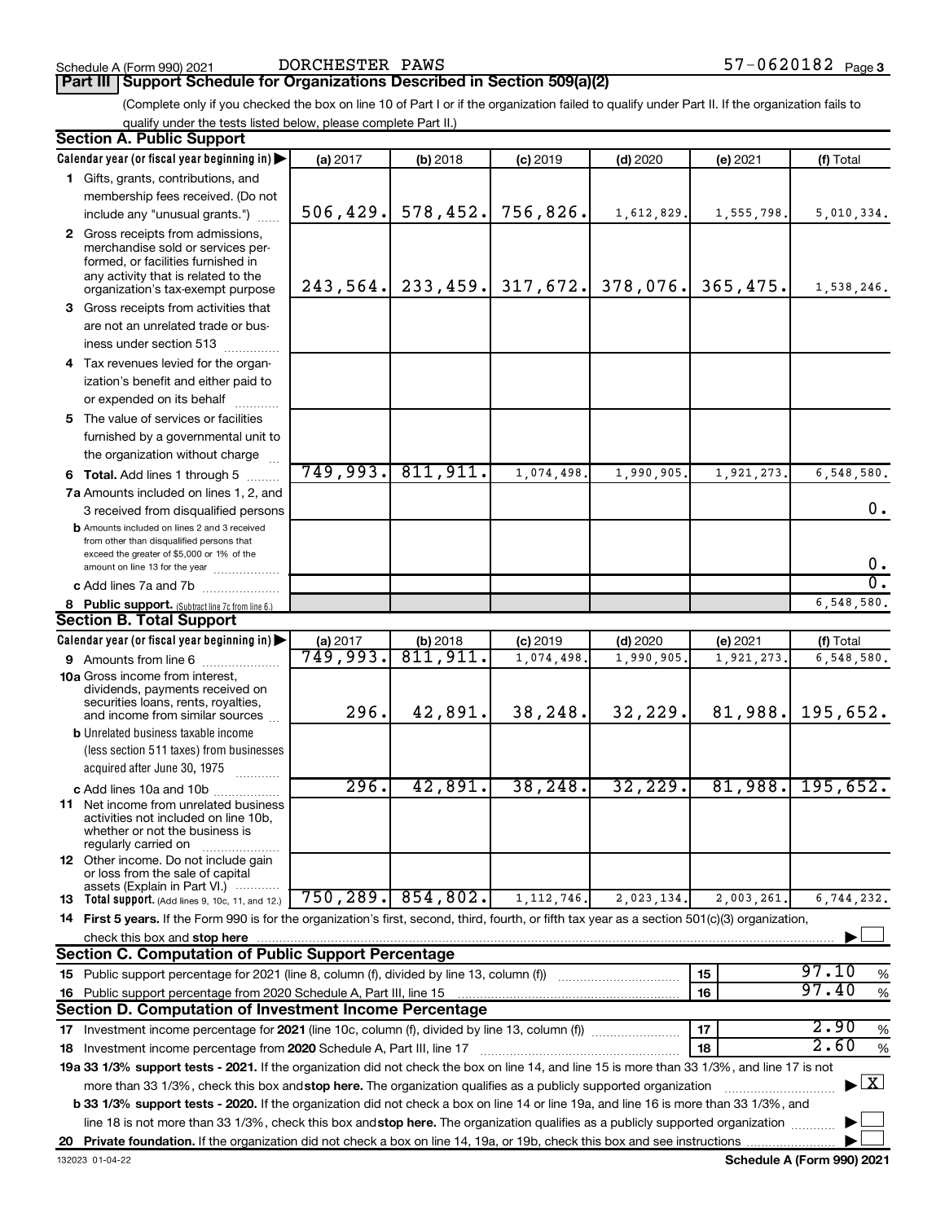Schedule A (Form 990) 2021 DORCHESTER PAWS 57-0620182 Page 3

## Part III Support Schedule for Organizations Described in Section 509(a)(2)

(Complete only if you checked the box on line 10 of Part I or if the organization failed to qualify under Part II. If the organization fails to qualify under the tests listed below, please complete Part II.)

### Section A. Public Support

| Calendar year (or fiscal year beginning in) | (a) 2017 | (b) 2018 | (c) 2019 | (d) 2020 | (e) 2021 | (f) Total |
|---|---|---|---|---|---|---|
| 1 Gifts, grants, contributions, and membership fees received. (Do not include any "unusual grants.") | 506,429. | 578,452. | 756,826. | 1,612,829. | 1,555,798. | 5,010,334. |
| 2 Gross receipts from admissions, merchandise sold or services performed, or facilities furnished in any activity that is related to the organization's tax-exempt purpose | 243,564. | 233,459. | 317,672. | 378,076. | 365,475. | 1,538,246. |
| 3 Gross receipts from activities that are not an unrelated trade or business under section 513 | | | | | | |
| 4 Tax revenues levied for the organization's benefit and either paid to or expended on its behalf | | | | | | |
| 5 The value of services or facilities furnished by a governmental unit to the organization without charge | | | | | | |
| 6 Total. Add lines 1 through 5 | 749,993. | 811,911. | 1,074,498. | 1,990,905. | 1,921,273. | 6,548,580. |
| 7a Amounts included on lines 1, 2, and 3 received from disqualified persons | | | | | | 0. |
| b Amounts included on lines 2 and 3 received from other than disqualified persons that exceed the greater of $5,000 or 1% of the amount on line 13 for the year | | | | | | 0. |
| c Add lines 7a and 7b | | | | | | 0. |
| 8 Public support. (Subtract line 7c from line 6.) | | | | | | 6,548,580. |

### Section B. Total Support

| Calendar year (or fiscal year beginning in) | (a) 2017 | (b) 2018 | (c) 2019 | (d) 2020 | (e) 2021 | (f) Total |
|---|---|---|---|---|---|---|
| 9 Amounts from line 6 | 749,993. | 811,911. | 1,074,498. | 1,990,905. | 1,921,273. | 6,548,580. |
| 10a Gross income from interest, dividends, payments received on securities loans, rents, royalties, and income from similar sources | 296. | 42,891. | 38,248. | 32,229. | 81,988. | 195,652. |
| b Unrelated business taxable income (less section 511 taxes) from businesses acquired after June 30, 1975 | | | | | | |
| c Add lines 10a and 10b | 296. | 42,891. | 38,248. | 32,229. | 81,988. | 195,652. |
| 11 Net income from unrelated business activities not included on line 10b, whether or not the business is regularly carried on | | | | | | |
| 12 Other income. Do not include gain or loss from the sale of capital assets (Explain in Part VI.) | | | | | | |
| 13 Total support. (Add lines 9, 10c, 11, and 12.) | 750,289. | 854,802. | 1,112,746. | 2,023,134. | 2,003,261. | 6,744,232. |

14 First 5 years. If the Form 990 is for the organization's first, second, third, fourth, or fifth tax year as a section 501(c)(3) organization, check this box and stop here ☐

### Section C. Computation of Public Support Percentage

| | | |
|---|---|---|
| 15 Public support percentage for 2021 (line 8, column (f), divided by line 13, column (f)) | 15 | 97.10 % |
| 16 Public support percentage from 2020 Schedule A, Part III, line 15 | 16 | 97.40 % |

### Section D. Computation of Investment Income Percentage

| | | |
|---|---|---|
| 17 Investment income percentage for 2021 (line 10c, column (f), divided by line 13, column (f)) | 17 | 2.90 % |
| 18 Investment income percentage from 2020 Schedule A, Part III, line 17 | 18 | 2.60 % |

19a 33 1/3% support tests - 2021. If the organization did not check the box on line 14, and line 15 is more than 33 1/3%, and line 17 is not more than 33 1/3%, check this box and stop here. The organization qualifies as a publicly supported organization ☒

b 33 1/3% support tests - 2020. If the organization did not check a box on line 14 or line 19a, and line 16 is more than 33 1/3%, and line 18 is not more than 33 1/3%, check this box and stop here. The organization qualifies as a publicly supported organization ☐

20 Private foundation. If the organization did not check a box on line 14, 19a, or 19b, check this box and see instructions ☐

132023 01-04-22 Schedule A (Form 990) 2021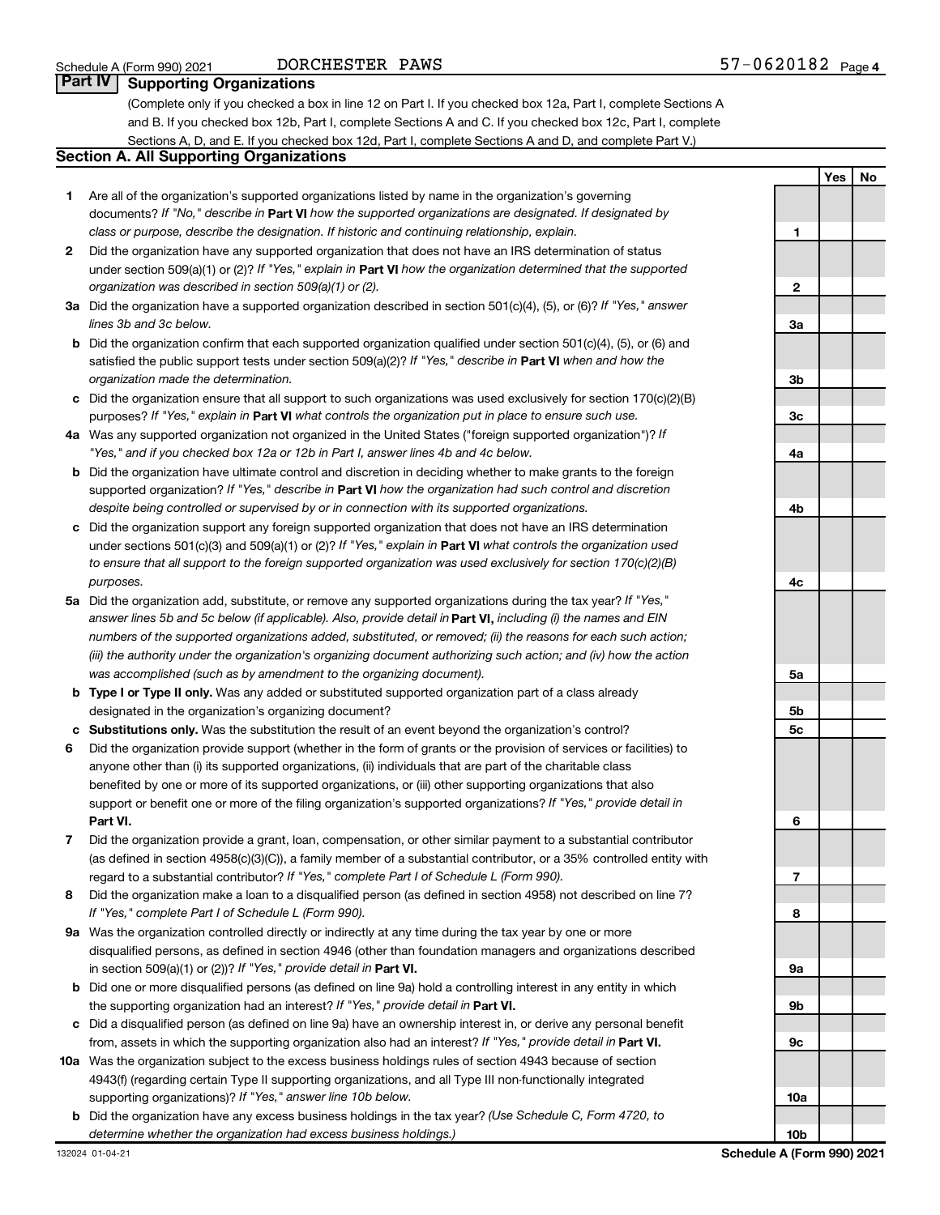Schedule A (Form 990) 2021 DORCHESTER PAWS 57-0620182 Page 4

## Part IV Supporting Organizations

(Complete only if you checked a box in line 12 on Part I. If you checked box 12a, Part I, complete Sections A and B. If you checked box 12b, Part I, complete Sections A and C. If you checked box 12c, Part I, complete Sections A, D, and E. If you checked box 12d, Part I, complete Sections A and D, and complete Part V.)

### Section A. All Supporting Organizations

| | | | Yes | No |
|---|---|---|---|---|
| **1** | Are all of the organization's supported organizations listed by name in the organization's governing documents? *If "No," describe in* **Part VI** *how the supported organizations are designated. If designated by class or purpose, describe the designation. If historic and continuing relationship, explain.* | **1** | | |
| **2** | Did the organization have any supported organization that does not have an IRS determination of status under section 509(a)(1) or (2)? *If "Yes," explain in* **Part VI** *how the organization determined that the supported organization was described in section 509(a)(1) or (2).* | **2** | | |
| **3a** | Did the organization have a supported organization described in section 501(c)(4), (5), or (6)? *If "Yes," answer lines 3b and 3c below.* | **3a** | | |
| **b** | Did the organization confirm that each supported organization qualified under section 501(c)(4), (5), or (6) and satisfied the public support tests under section 509(a)(2)? *If "Yes," describe in* **Part VI** *when and how the organization made the determination.* | **3b** | | |
| **c** | Did the organization ensure that all support to such organizations was used exclusively for section 170(c)(2)(B) purposes? *If "Yes," explain in* **Part VI** *what controls the organization put in place to ensure such use.* | **3c** | | |
| **4a** | Was any supported organization not organized in the United States ("foreign supported organization")? *If "Yes," and if you checked box 12a or 12b in Part I, answer lines 4b and 4c below.* | **4a** | | |
| **b** | Did the organization have ultimate control and discretion in deciding whether to make grants to the foreign supported organization? *If "Yes," describe in* **Part VI** *how the organization had such control and discretion despite being controlled or supervised by or in connection with its supported organizations.* | **4b** | | |
| **c** | Did the organization support any foreign supported organization that does not have an IRS determination under sections 501(c)(3) and 509(a)(1) or (2)? *If "Yes," explain in* **Part VI** *what controls the organization used to ensure that all support to the foreign supported organization was used exclusively for section 170(c)(2)(B) purposes.* | **4c** | | |
| **5a** | Did the organization add, substitute, or remove any supported organizations during the tax year? *If "Yes," answer lines 5b and 5c below (if applicable). Also, provide detail in* **Part VI,** *including (i) the names and EIN numbers of the supported organizations added, substituted, or removed; (ii) the reasons for each such action; (iii) the authority under the organization's organizing document authorizing such action; and (iv) how the action was accomplished (such as by amendment to the organizing document).* | **5a** | | |
| **b** | **Type I or Type II only.** Was any added or substituted supported organization part of a class already designated in the organization's organizing document? | **5b** | | |
| **c** | **Substitutions only.** Was the substitution the result of an event beyond the organization's control? | **5c** | | |
| **6** | Did the organization provide support (whether in the form of grants or the provision of services or facilities) to anyone other than (i) its supported organizations, (ii) individuals that are part of the charitable class benefited by one or more of its supported organizations, or (iii) other supporting organizations that also support or benefit one or more of the filing organization's supported organizations? *If "Yes," provide detail in* **Part VI.** | **6** | | |
| **7** | Did the organization provide a grant, loan, compensation, or other similar payment to a substantial contributor (as defined in section 4958(c)(3)(C)), a family member of a substantial contributor, or a 35% controlled entity with regard to a substantial contributor? *If "Yes," complete Part I of Schedule L (Form 990).* | **7** | | |
| **8** | Did the organization make a loan to a disqualified person (as defined in section 4958) not described on line 7? *If "Yes," complete Part I of Schedule L (Form 990).* | **8** | | |
| **9a** | Was the organization controlled directly or indirectly at any time during the tax year by one or more disqualified persons, as defined in section 4946 (other than foundation managers and organizations described in section 509(a)(1) or (2))? *If "Yes," provide detail in* **Part VI.** | **9a** | | |
| **b** | Did one or more disqualified persons (as defined on line 9a) hold a controlling interest in any entity in which the supporting organization had an interest? *If "Yes," provide detail in* **Part VI.** | **9b** | | |
| **c** | Did a disqualified person (as defined on line 9a) have an ownership interest in, or derive any personal benefit from, assets in which the supporting organization also had an interest? *If "Yes," provide detail in* **Part VI.** | **9c** | | |
| **10a** | Was the organization subject to the excess business holdings rules of section 4943 because of section 4943(f) (regarding certain Type II supporting organizations, and all Type III non-functionally integrated supporting organizations)? *If "Yes," answer line 10b below.* | **10a** | | |
| **b** | Did the organization have any excess business holdings in the tax year? *(Use Schedule C, Form 4720, to determine whether the organization had excess business holdings.)* | **10b** | | |

132024 01-04-21 **Schedule A (Form 990) 2021**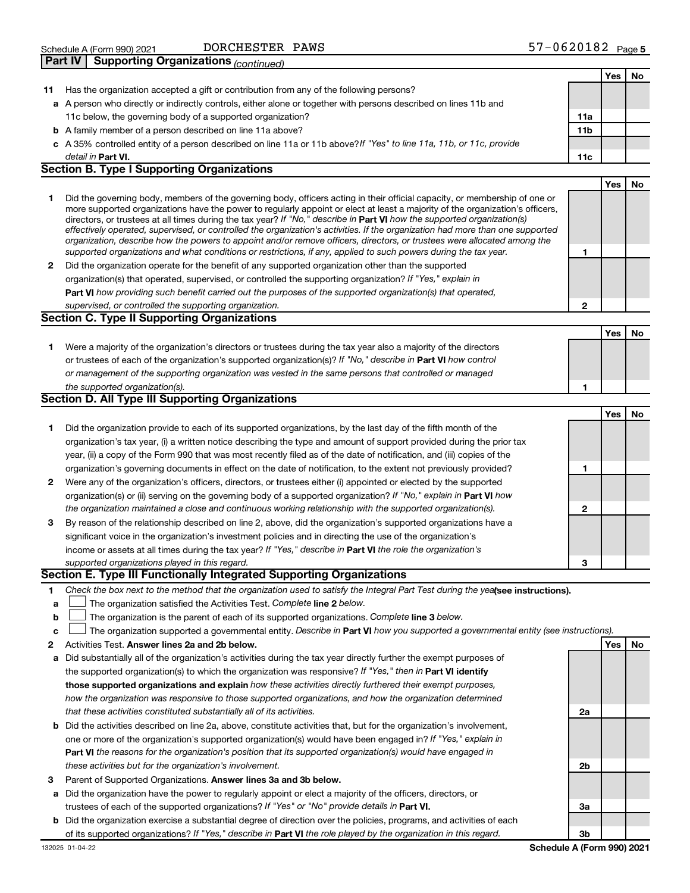Schedule A (Form 990) 2021 DORCHESTER PAWS 57-0620182

## Part IV Supporting Organizations *(continued)*

| | | | Yes | No |
|---|---|---|---|---|
| **11** | Has the organization accepted a gift or contribution from any of the following persons? | | | |
| **a** | A person who directly or indirectly controls, either alone or together with persons described on lines 11b and 11c below, the governing body of a supported organization? | **11a** | | |
| **b** | A family member of a person described on line 11a above? | **11b** | | |
| **c** | A 35% controlled entity of a person described on line 11a or 11b above? *If "Yes" to line 11a, 11b, or 11c, provide detail in* **Part VI.** | **11c** | | |

### Section B. Type I Supporting Organizations

| | | | Yes | No |
|---|---|---|---|---|
| **1** | Did the governing body, members of the governing body, officers acting in their official capacity, or membership of one or more supported organizations have the power to regularly appoint or elect at least a majority of the organization's officers, directors, or trustees at all times during the tax year? *If "No," describe in* **Part VI** *how the supported organization(s) effectively operated, supervised, or controlled the organization's activities. If the organization had more than one supported organization, describe how the powers to appoint and/or remove officers, directors, or trustees were allocated among the supported organizations and what conditions or restrictions, if any, applied to such powers during the tax year.* | **1** | | |
| **2** | Did the organization operate for the benefit of any supported organization other than the supported organization(s) that operated, supervised, or controlled the supporting organization? *If "Yes," explain in* **Part VI** *how providing such benefit carried out the purposes of the supported organization(s) that operated, supervised, or controlled the supporting organization.* | **2** | | |

### Section C. Type II Supporting Organizations

| | | | Yes | No |
|---|---|---|---|---|
| **1** | Were a majority of the organization's directors or trustees during the tax year also a majority of the directors or trustees of each of the organization's supported organization(s)? *If "No," describe in* **Part VI** *how control or management of the supporting organization was vested in the same persons that controlled or managed the supported organization(s).* | **1** | | |

### Section D. All Type III Supporting Organizations

| | | | Yes | No |
|---|---|---|---|---|
| **1** | Did the organization provide to each of its supported organizations, by the last day of the fifth month of the organization's tax year, (i) a written notice describing the type and amount of support provided during the prior tax year, (ii) a copy of the Form 990 that was most recently filed as of the date of notification, and (iii) copies of the organization's governing documents in effect on the date of notification, to the extent not previously provided? | **1** | | |
| **2** | Were any of the organization's officers, directors, or trustees either (i) appointed or elected by the supported organization(s) or (ii) serving on the governing body of a supported organization? *If "No," explain in* **Part VI** *how the organization maintained a close and continuous working relationship with the supported organization(s).* | **2** | | |
| **3** | By reason of the relationship described on line 2, above, did the organization's supported organizations have a significant voice in the organization's investment policies and in directing the use of the organization's income or assets at all times during the tax year? *If "Yes," describe in* **Part VI** *the role the organization's supported organizations played in this regard.* | **3** | | |

### Section E. Type III Functionally Integrated Supporting Organizations

**1** *Check the box next to the method that the organization used to satisfy the Integral Part Test during the year* **(see instructions).**

**a** ☐ The organization satisfied the Activities Test. *Complete* **line 2** *below.*

**b** ☐ The organization is the parent of each of its supported organizations. *Complete* **line 3** *below.*

**c** ☐ The organization supported a governmental entity. *Describe in* **Part VI** *how you supported a governmental entity (see instructions).*

| | | | Yes | No |
|---|---|---|---|---|
| **2** | Activities Test. **Answer lines 2a and 2b below.** | | | |
| **a** | Did substantially all of the organization's activities during the tax year directly further the exempt purposes of the supported organization(s) to which the organization was responsive? *If "Yes," then in* **Part VI identify those supported organizations and explain** *how these activities directly furthered their exempt purposes, how the organization was responsive to those supported organizations, and how the organization determined that these activities constituted substantially all of its activities.* | **2a** | | |
| **b** | Did the activities described on line 2a, above, constitute activities that, but for the organization's involvement, one or more of the organization's supported organization(s) would have been engaged in? *If "Yes," explain in* **Part VI** *the reasons for the organization's position that its supported organization(s) would have engaged in these activities but for the organization's involvement.* | **2b** | | |
| **3** | Parent of Supported Organizations. **Answer lines 3a and 3b below.** | | | |
| **a** | Did the organization have the power to regularly appoint or elect a majority of the officers, directors, or trustees of each of the supported organizations? *If "Yes" or "No" provide details in* **Part VI.** | **3a** | | |
| **b** | Did the organization exercise a substantial degree of direction over the policies, programs, and activities of each of its supported organizations? *If "Yes," describe in* **Part VI** *the role played by the organization in this regard.* | **3b** | | |

132025 01-04-22 **Schedule A (Form 990) 2021**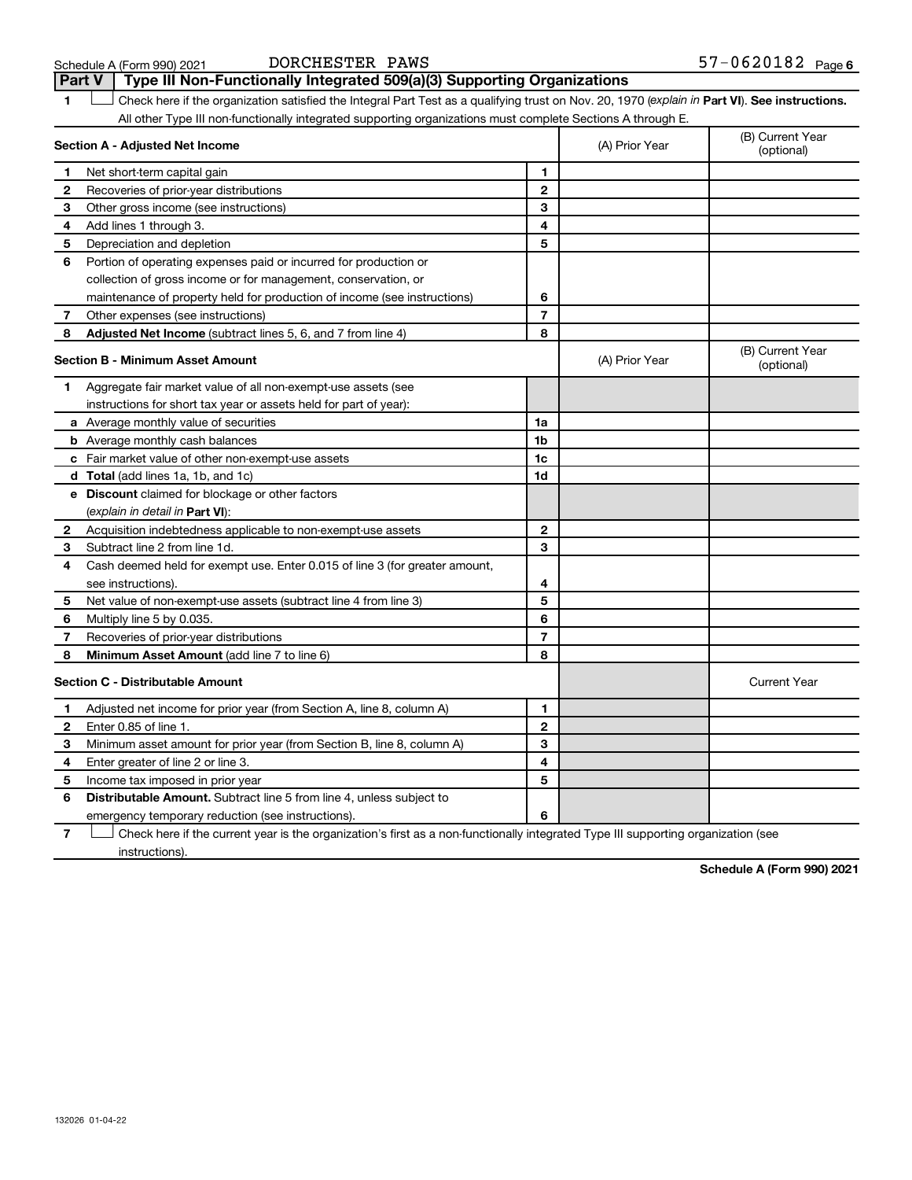Schedule A (Form 990) 2021 DORCHESTER PAWS 57-0620182

## Part V Type III Non-Functionally Integrated 509(a)(3) Supporting Organizations

1 ☐ Check here if the organization satisfied the Integral Part Test as a qualifying trust on Nov. 20, 1970 (*explain in* **Part VI**). **See instructions.** All other Type III non-functionally integrated supporting organizations must complete Sections A through E.

| **Section A - Adjusted Net Income** | | (A) Prior Year | (B) Current Year (optional) |
|---|---|---|---|
| 1 Net short-term capital gain | 1 | | |
| 2 Recoveries of prior-year distributions | 2 | | |
| 3 Other gross income (see instructions) | 3 | | |
| 4 Add lines 1 through 3. | 4 | | |
| 5 Depreciation and depletion | 5 | | |
| 6 Portion of operating expenses paid or incurred for production or collection of gross income or for management, conservation, or maintenance of property held for production of income (see instructions) | 6 | | |
| 7 Other expenses (see instructions) | 7 | | |
| 8 **Adjusted Net Income** (subtract lines 5, 6, and 7 from line 4) | 8 | | |

| **Section B - Minimum Asset Amount** | | (A) Prior Year | (B) Current Year (optional) |
|---|---|---|---|
| 1 Aggregate fair market value of all non-exempt-use assets (see instructions for short tax year or assets held for part of year): | | | |
| a Average monthly value of securities | 1a | | |
| b Average monthly cash balances | 1b | | |
| c Fair market value of other non-exempt-use assets | 1c | | |
| d **Total** (add lines 1a, 1b, and 1c) | 1d | | |
| e **Discount** claimed for blockage or other factors (*explain in detail in* **Part VI**): | | | |
| 2 Acquisition indebtedness applicable to non-exempt-use assets | 2 | | |
| 3 Subtract line 2 from line 1d. | 3 | | |
| 4 Cash deemed held for exempt use. Enter 0.015 of line 3 (for greater amount, see instructions). | 4 | | |
| 5 Net value of non-exempt-use assets (subtract line 4 from line 3) | 5 | | |
| 6 Multiply line 5 by 0.035. | 6 | | |
| 7 Recoveries of prior-year distributions | 7 | | |
| 8 **Minimum Asset Amount** (add line 7 to line 6) | 8 | | |

| **Section C - Distributable Amount** | | | Current Year |
|---|---|---|---|
| 1 Adjusted net income for prior year (from Section A, line 8, column A) | 1 | | |
| 2 Enter 0.85 of line 1. | 2 | | |
| 3 Minimum asset amount for prior year (from Section B, line 8, column A) | 3 | | |
| 4 Enter greater of line 2 or line 3. | 4 | | |
| 5 Income tax imposed in prior year | 5 | | |
| 6 **Distributable Amount.** Subtract line 5 from line 4, unless subject to emergency temporary reduction (see instructions). | 6 | | |

7 ☐ Check here if the current year is the organization's first as a non-functionally integrated Type III supporting organization (see instructions).

**Schedule A (Form 990) 2021**

132026 01-04-22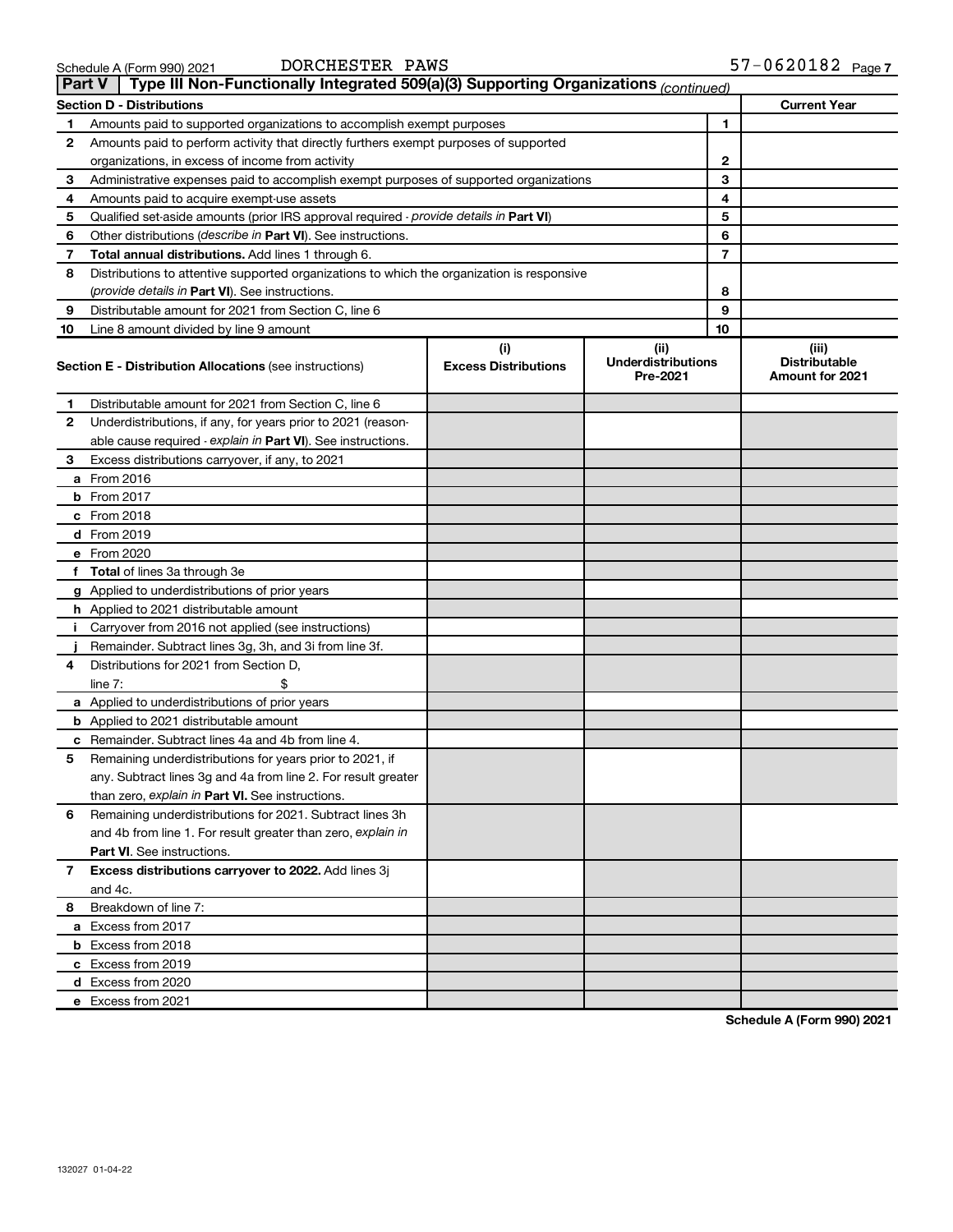Schedule A (Form 990) 2021 DORCHESTER PAWS 57-0620182 Page 7

## Part V | Type III Non-Functionally Integrated 509(a)(3) Supporting Organizations *(continued)*

| Section D - Distributions | | | Current Year |
|---|---|---|---|
| 1 | Amounts paid to supported organizations to accomplish exempt purposes | 1 | |
| 2 | Amounts paid to perform activity that directly furthers exempt purposes of supported organizations, in excess of income from activity | 2 | |
| 3 | Administrative expenses paid to accomplish exempt purposes of supported organizations | 3 | |
| 4 | Amounts paid to acquire exempt-use assets | 4 | |
| 5 | Qualified set-aside amounts (prior IRS approval required - *provide details in* **Part VI**) | 5 | |
| 6 | Other distributions (*describe in* **Part VI**). See instructions. | 6 | |
| 7 | **Total annual distributions.** Add lines 1 through 6. | 7 | |
| 8 | Distributions to attentive supported organizations to which the organization is responsive (*provide details in* **Part VI**). See instructions. | 8 | |
| 9 | Distributable amount for 2021 from Section C, line 6 | 9 | |
| 10 | Line 8 amount divided by line 9 amount | 10 | |

| | **Section E - Distribution Allocations** (see instructions) | (i) Excess Distributions | (ii) Underdistributions Pre-2021 | (iii) Distributable Amount for 2021 |
|---|---|---|---|---|
| 1 | Distributable amount for 2021 from Section C, line 6 | | | |
| 2 | Underdistributions, if any, for years prior to 2021 (reasonable cause required - *explain in* **Part VI**). See instructions. | | | |
| 3 | Excess distributions carryover, if any, to 2021 | | | |
| a | From 2016 | | | |
| b | From 2017 | | | |
| c | From 2018 | | | |
| d | From 2019 | | | |
| e | From 2020 | | | |
| f | **Total** of lines 3a through 3e | | | |
| g | Applied to underdistributions of prior years | | | |
| h | Applied to 2021 distributable amount | | | |
| i | Carryover from 2016 not applied (see instructions) | | | |
| j | Remainder. Subtract lines 3g, 3h, and 3i from line 3f. | | | |
| 4 | Distributions for 2021 from Section D, line 7: $ | | | |
| a | Applied to underdistributions of prior years | | | |
| b | Applied to 2021 distributable amount | | | |
| c | Remainder. Subtract lines 4a and 4b from line 4. | | | |
| 5 | Remaining underdistributions for years prior to 2021, if any. Subtract lines 3g and 4a from line 2. For result greater than zero, *explain in* **Part VI.** See instructions. | | | |
| 6 | Remaining underdistributions for 2021. Subtract lines 3h and 4b from line 1. For result greater than zero, *explain in* **Part VI**. See instructions. | | | |
| 7 | **Excess distributions carryover to 2022.** Add lines 3j and 4c. | | | |
| 8 | Breakdown of line 7: | | | |
| a | Excess from 2017 | | | |
| b | Excess from 2018 | | | |
| c | Excess from 2019 | | | |
| d | Excess from 2020 | | | |
| e | Excess from 2021 | | | |

**Schedule A (Form 990) 2021**

132027 01-04-22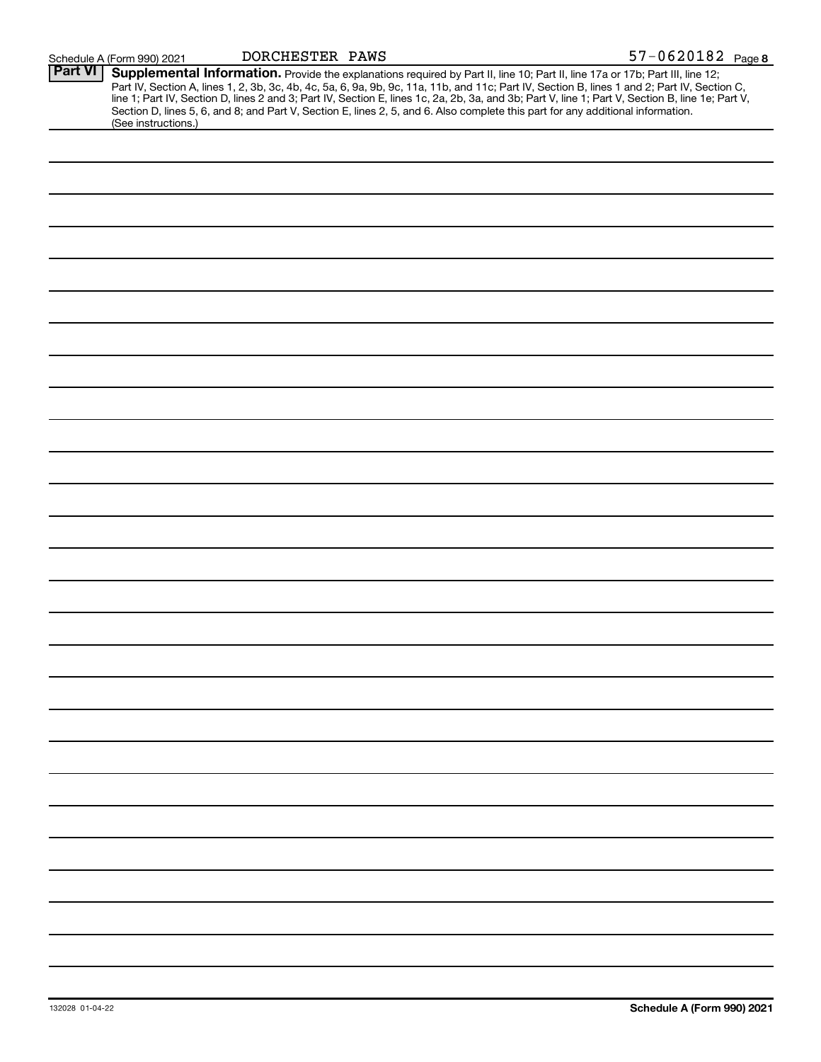Schedule A (Form 990) 2021 DORCHESTER PAWS 57-0620182

## Part VI Supplemental Information.

Provide the explanations required by Part II, line 10; Part II, line 17a or 17b; Part III, line 12; Part IV, Section A, lines 1, 2, 3b, 3c, 4b, 4c, 5a, 6, 9a, 9b, 9c, 11a, 11b, and 11c; Part IV, Section B, lines 1 and 2; Part IV, Section C, line 1; Part IV, Section D, lines 2 and 3; Part IV, Section E, lines 1c, 2a, 2b, 3a, and 3b; Part V, line 1; Part V, Section B, line 1e; Part V, Section D, lines 5, 6, and 8; and Part V, Section E, lines 2, 5, and 6. Also complete this part for any additional information. (See instructions.)

132028 01-04-22 **Schedule A (Form 990) 2021**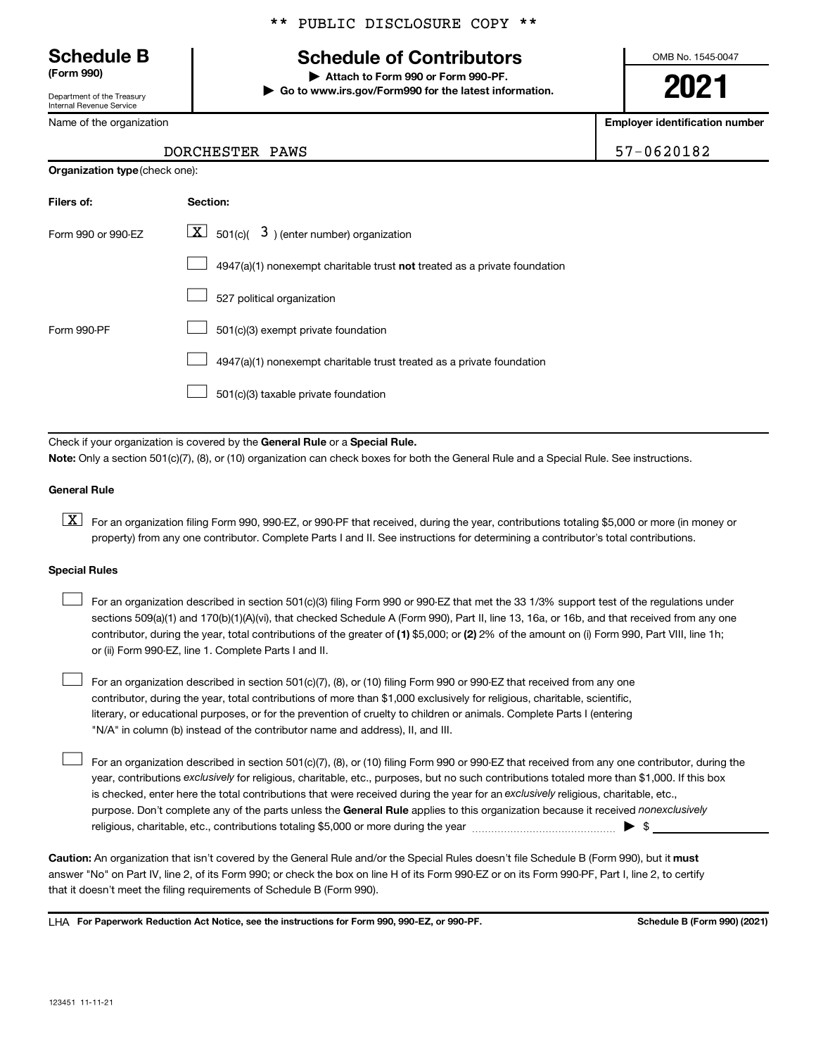** PUBLIC DISCLOSURE COPY **

# Schedule B

**(Form 990)**

Department of the Treasury
Internal Revenue Service

## Schedule of Contributors

▶ **Attach to Form 990 or Form 990-PF.**
▶ **Go to www.irs.gov/Form990 for the latest information.**

OMB No. 1545-0047

**2021**

| Name of the organization | Employer identification number |
|---|---|
| DORCHESTER PAWS | 57-0620182 |

**Organization type** (check one):

| Filers of: | Section: |
|---|---|
| Form 990 or 990-EZ | [X] 501(c)( 3 ) (enter number) organization |
| | [ ] 4947(a)(1) nonexempt charitable trust **not** treated as a private foundation |
| | [ ] 527 political organization |
| Form 990-PF | [ ] 501(c)(3) exempt private foundation |
| | [ ] 4947(a)(1) nonexempt charitable trust treated as a private foundation |
| | [ ] 501(c)(3) taxable private foundation |

Check if your organization is covered by the **General Rule** or a **Special Rule.**

**Note:** Only a section 501(c)(7), (8), or (10) organization can check boxes for both the General Rule and a Special Rule. See instructions.

**General Rule**

[X] For an organization filing Form 990, 990-EZ, or 990-PF that received, during the year, contributions totaling $5,000 or more (in money or property) from any one contributor. Complete Parts I and II. See instructions for determining a contributor's total contributions.

**Special Rules**

[ ] For an organization described in section 501(c)(3) filing Form 990 or 990-EZ that met the 33 1/3% support test of the regulations under sections 509(a)(1) and 170(b)(1)(A)(vi), that checked Schedule A (Form 990), Part II, line 13, 16a, or 16b, and that received from any one contributor, during the year, total contributions of the greater of **(1)** $5,000; or **(2)** 2% of the amount on (i) Form 990, Part VIII, line 1h; or (ii) Form 990-EZ, line 1. Complete Parts I and II.

[ ] For an organization described in section 501(c)(7), (8), or (10) filing Form 990 or 990-EZ that received from any one contributor, during the year, total contributions of more than $1,000 exclusively for religious, charitable, scientific, literary, or educational purposes, or for the prevention of cruelty to children or animals. Complete Parts I (entering "N/A" in column (b) instead of the contributor name and address), II, and III.

[ ] For an organization described in section 501(c)(7), (8), or (10) filing Form 990 or 990-EZ that received from any one contributor, during the year, contributions *exclusively* for religious, charitable, etc., purposes, but no such contributions totaled more than $1,000. If this box is checked, enter here the total contributions that were received during the year for an *exclusively* religious, charitable, etc., purpose. Don't complete any of the parts unless the **General Rule** applies to this organization because it received *nonexclusively* religious, charitable, etc., contributions totaling $5,000 or more during the year ▶ $ ____________

**Caution:** An organization that isn't covered by the General Rule and/or the Special Rules doesn't file Schedule B (Form 990), but it **must** answer "No" on Part IV, line 2, of its Form 990; or check the box on line H of its Form 990-EZ or on its Form 990-PF, Part I, line 2, to certify that it doesn't meet the filing requirements of Schedule B (Form 990).

LHA **For Paperwork Reduction Act Notice, see the instructions for Form 990, 990-EZ, or 990-PF.** **Schedule B (Form 990) (2021)**

123451 11-11-21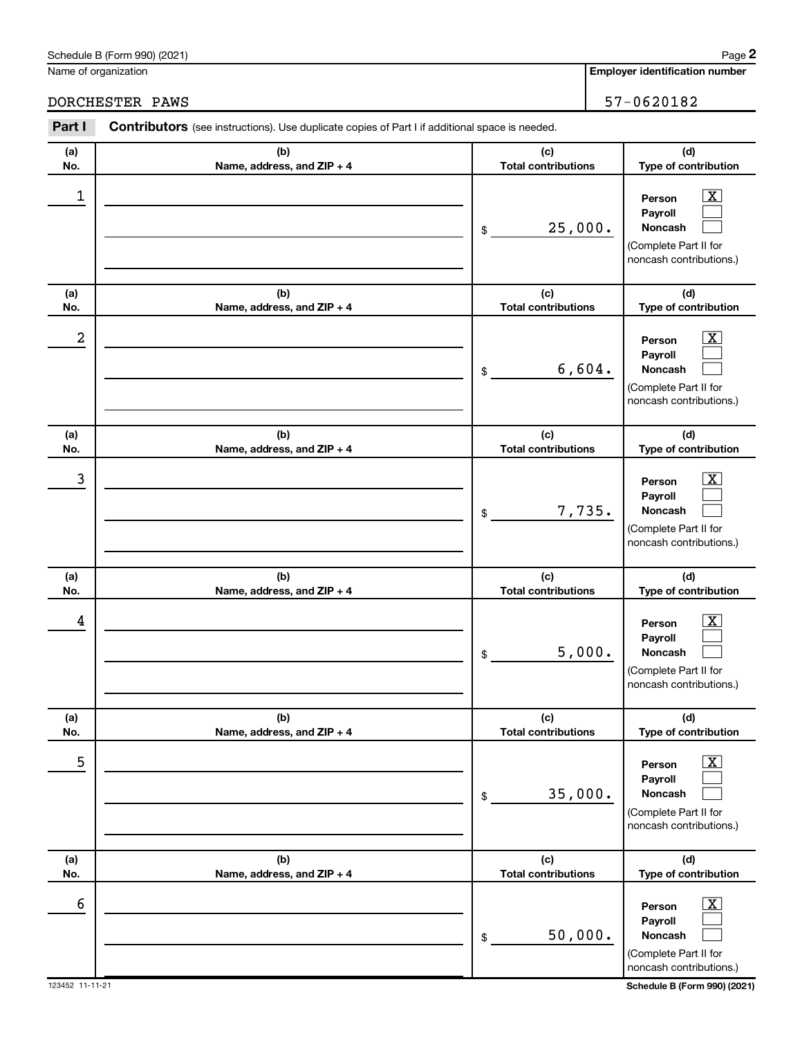Schedule B (Form 990) (2021)

Name of organization: DORCHESTER PAWS

Employer identification number: 57-0620182

**Part I** **Contributors** (see instructions). Use duplicate copies of Part I if additional space is needed.

| (a) No. | (b) Name, address, and ZIP + 4 | (c) Total contributions | (d) Type of contribution |
|---|---|---|---|
| 1 | | $ 25,000. | Person [X] Payroll [ ] Noncash [ ] (Complete Part II for noncash contributions.) |
| 2 | | $ 6,604. | Person [X] Payroll [ ] Noncash [ ] (Complete Part II for noncash contributions.) |
| 3 | | $ 7,735. | Person [X] Payroll [ ] Noncash [ ] (Complete Part II for noncash contributions.) |
| 4 | | $ 5,000. | Person [X] Payroll [ ] Noncash [ ] (Complete Part II for noncash contributions.) |
| 5 | | $ 35,000. | Person [X] Payroll [ ] Noncash [ ] (Complete Part II for noncash contributions.) |
| 6 | | $ 50,000. | Person [X] Payroll [ ] Noncash [ ] (Complete Part II for noncash contributions.) |

123452 11-11-21

Schedule B (Form 990) (2021)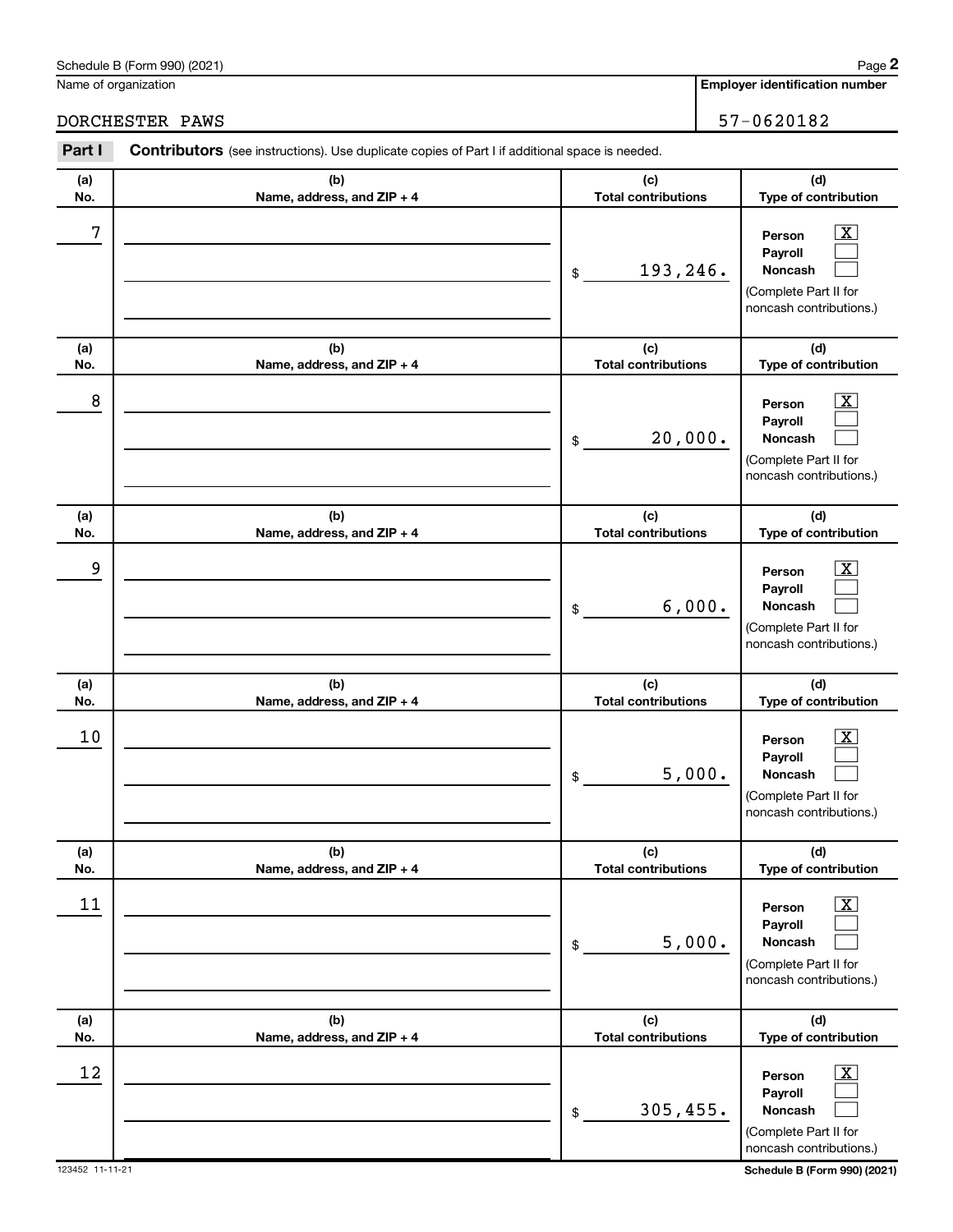Name of organization | Employer identification number

DORCHESTER PAWS | 57-0620182

**Part I** **Contributors** (see instructions). Use duplicate copies of Part I if additional space is needed.

| (a) No. | (b) Name, address, and ZIP + 4 | (c) Total contributions | (d) Type of contribution |
|---|---|---|---|
| 7 | | $ 193,246. | Person [X] Payroll [ ] Noncash [ ] (Complete Part II for noncash contributions.) |
| 8 | | $ 20,000. | Person [X] Payroll [ ] Noncash [ ] (Complete Part II for noncash contributions.) |
| 9 | | $ 6,000. | Person [X] Payroll [ ] Noncash [ ] (Complete Part II for noncash contributions.) |
| 10 | | $ 5,000. | Person [X] Payroll [ ] Noncash [ ] (Complete Part II for noncash contributions.) |
| 11 | | $ 5,000. | Person [X] Payroll [ ] Noncash [ ] (Complete Part II for noncash contributions.) |
| 12 | | $ 305,455. | Person [X] Payroll [ ] Noncash [ ] (Complete Part II for noncash contributions.) |

123452 11-11-21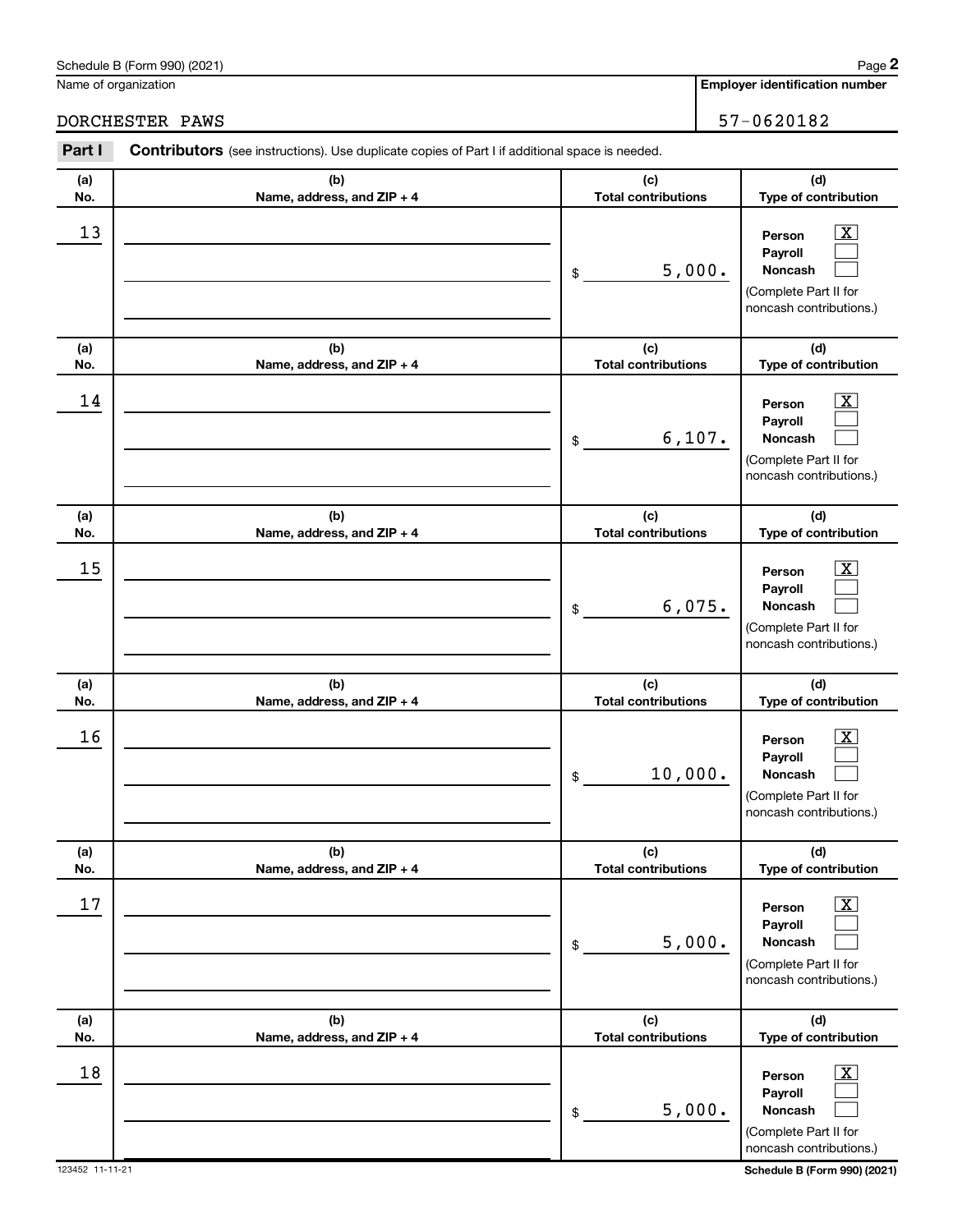Schedule B (Form 990) (2021) Page **2**

Name of organization: DORCHESTER PAWS

**Employer identification number**: 57-0620182

**Part I** **Contributors** (see instructions). Use duplicate copies of Part I if additional space is needed.

| (a) No. | (b) Name, address, and ZIP + 4 | (c) Total contributions | (d) Type of contribution |
|---|---|---|---|
| 13 | | $ 5,000. | Person [X] Payroll [ ] Noncash [ ] (Complete Part II for noncash contributions.) |
| 14 | | $ 6,107. | Person [X] Payroll [ ] Noncash [ ] (Complete Part II for noncash contributions.) |
| 15 | | $ 6,075. | Person [X] Payroll [ ] Noncash [ ] (Complete Part II for noncash contributions.) |
| 16 | | $ 10,000. | Person [X] Payroll [ ] Noncash [ ] (Complete Part II for noncash contributions.) |
| 17 | | $ 5,000. | Person [X] Payroll [ ] Noncash [ ] (Complete Part II for noncash contributions.) |
| 18 | | $ 5,000. | Person [X] Payroll [ ] Noncash [ ] (Complete Part II for noncash contributions.) |

123452 11-11-21 **Schedule B (Form 990) (2021)**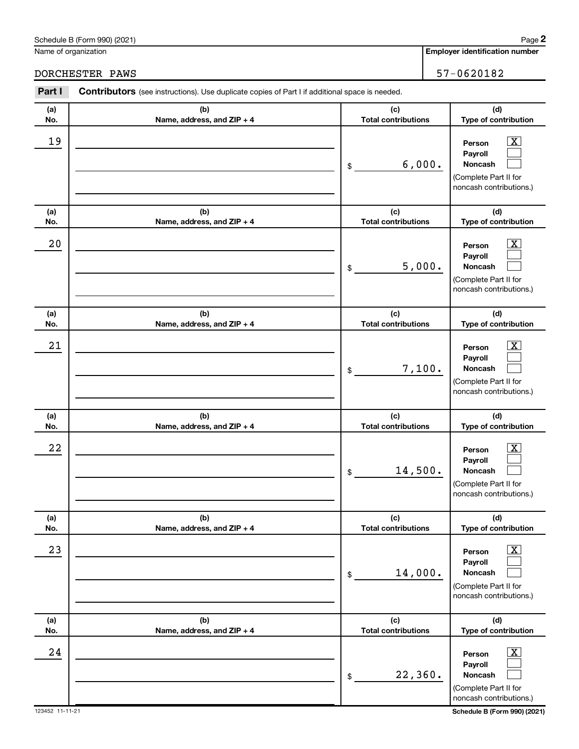Name of organization

DORCHESTER PAWS

**Employer identification number**

57-0620182

**Part I** **Contributors** (see instructions). Use duplicate copies of Part I if additional space is needed.

| (a) No. | (b) Name, address, and ZIP + 4 | (c) Total contributions | (d) Type of contribution |
|---|---|---|---|
| 19 | | $ 6,000. | Person [X] Payroll [ ] Noncash [ ] (Complete Part II for noncash contributions.) |
| 20 | | $ 5,000. | Person [X] Payroll [ ] Noncash [ ] (Complete Part II for noncash contributions.) |
| 21 | | $ 7,100. | Person [X] Payroll [ ] Noncash [ ] (Complete Part II for noncash contributions.) |
| 22 | | $ 14,500. | Person [X] Payroll [ ] Noncash [ ] (Complete Part II for noncash contributions.) |
| 23 | | $ 14,000. | Person [X] Payroll [ ] Noncash [ ] (Complete Part II for noncash contributions.) |
| 24 | | $ 22,360. | Person [X] Payroll [ ] Noncash [ ] (Complete Part II for noncash contributions.) |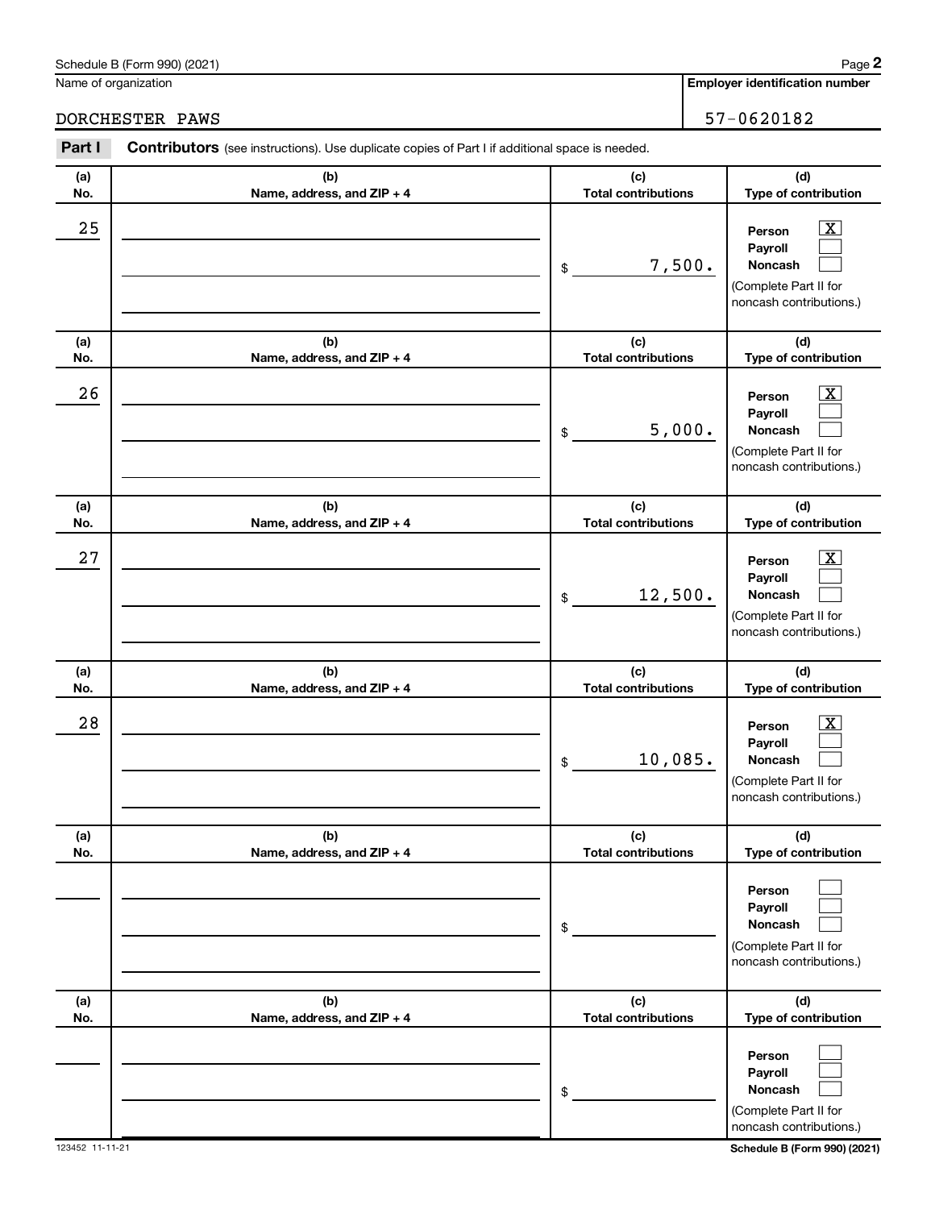Schedule B (Form 990) (2021)

Name of organization: DORCHESTER PAWS

Employer identification number: 57-0620182

## Part I — Contributors (see instructions). Use duplicate copies of Part I if additional space is needed.

| (a) No. | (b) Name, address, and ZIP + 4 | (c) Total contributions | (d) Type of contribution |
|---|---|---|---|
| 25 | | $ 7,500. | Person [X] Payroll [ ] Noncash [ ] (Complete Part II for noncash contributions.) |
| 26 | | $ 5,000. | Person [X] Payroll [ ] Noncash [ ] (Complete Part II for noncash contributions.) |
| 27 | | $ 12,500. | Person [X] Payroll [ ] Noncash [ ] (Complete Part II for noncash contributions.) |
| 28 | | $ 10,085. | Person [X] Payroll [ ] Noncash [ ] (Complete Part II for noncash contributions.) |
| | | $ | Person [ ] Payroll [ ] Noncash [ ] (Complete Part II for noncash contributions.) |
| | | $ | Person [ ] Payroll [ ] Noncash [ ] (Complete Part II for noncash contributions.) |

123452 11-11-21

Schedule B (Form 990) (2021)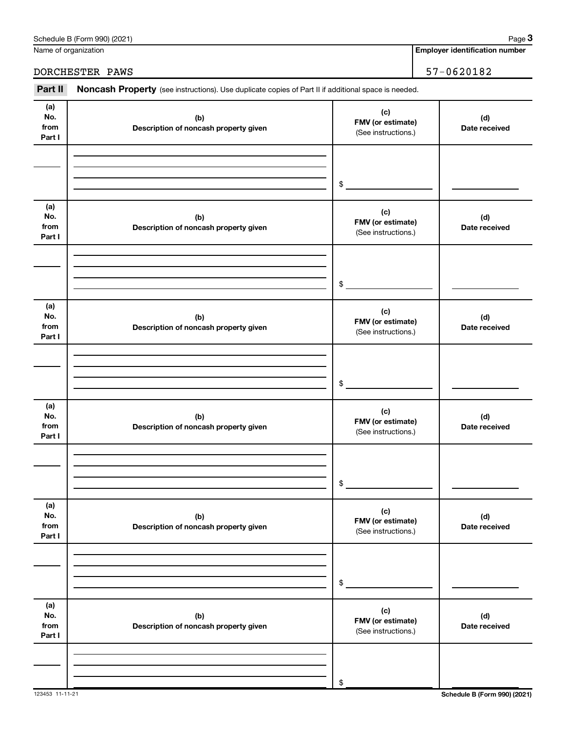Schedule B (Form 990) (2021) Page **3**

| Name of organization | Employer identification number |
|---|---|
| DORCHESTER PAWS | 57-0620182 |

**Part II** **Noncash Property** (see instructions). Use duplicate copies of Part II if additional space is needed.

| (a) No. from Part I | (b) Description of noncash property given | (c) FMV (or estimate) (See instructions.) | (d) Date received |
|---|---|---|---|
| | | $ | |

| (a) No. from Part I | (b) Description of noncash property given | (c) FMV (or estimate) (See instructions.) | (d) Date received |
|---|---|---|---|
| | | $ | |

| (a) No. from Part I | (b) Description of noncash property given | (c) FMV (or estimate) (See instructions.) | (d) Date received |
|---|---|---|---|
| | | $ | |

| (a) No. from Part I | (b) Description of noncash property given | (c) FMV (or estimate) (See instructions.) | (d) Date received |
|---|---|---|---|
| | | $ | |

| (a) No. from Part I | (b) Description of noncash property given | (c) FMV (or estimate) (See instructions.) | (d) Date received |
|---|---|---|---|
| | | $ | |

| (a) No. from Part I | (b) Description of noncash property given | (c) FMV (or estimate) (See instructions.) | (d) Date received |
|---|---|---|---|
| | | $ | |

123453 11-11-21 **Schedule B (Form 990) (2021)**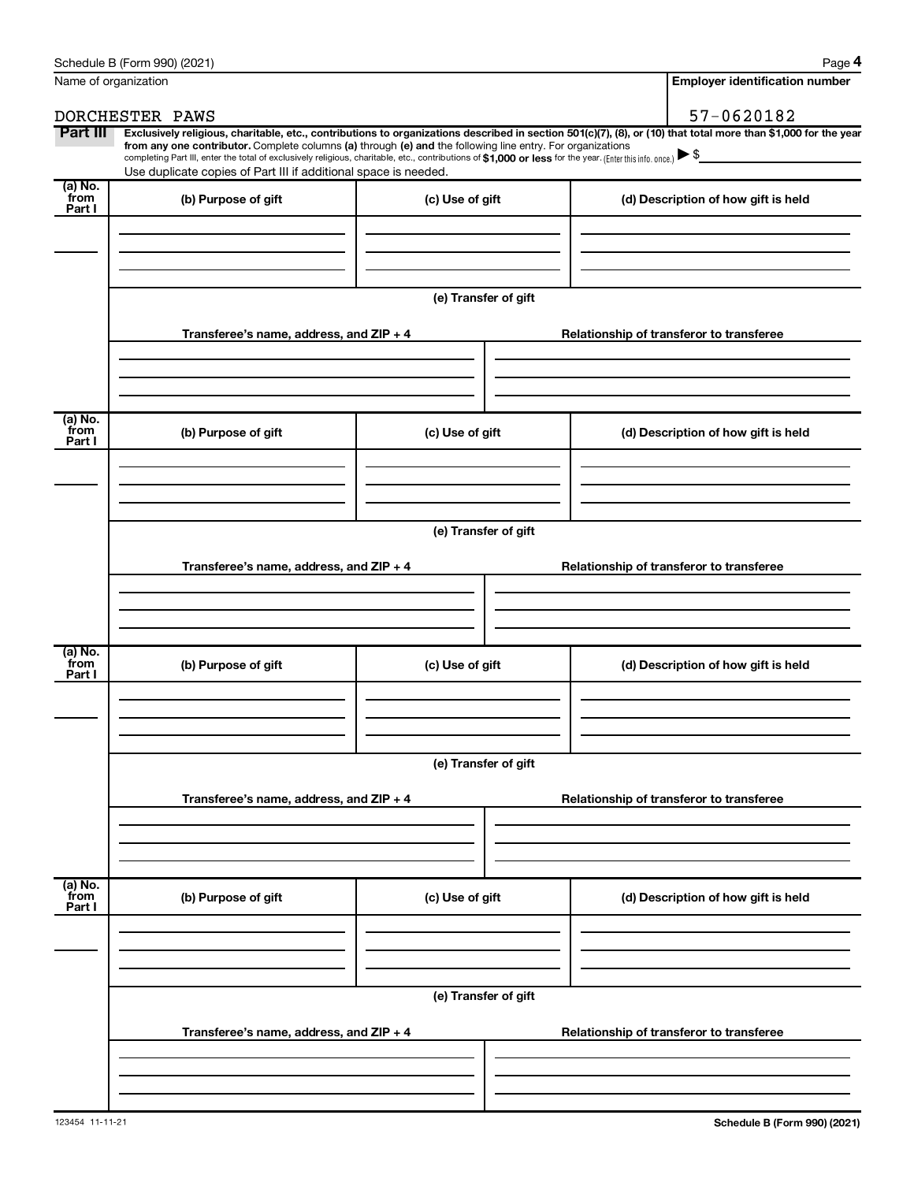Name of organization

DORCHESTER PAWS

**Employer identification number**

57-0620182

**Part III** **Exclusively religious, charitable, etc., contributions to organizations described in section 501(c)(7), (8), or (10) that total more than $1,000 for the year from any one contributor.** Complete columns **(a)** through **(e) and** the following line entry. For organizations completing Part III, enter the total of exclusively religious, charitable, etc., contributions of **$1,000 or less** for the year. (Enter this info. once.) ▶ $

Use duplicate copies of Part III if additional space is needed.

| (a) No. from Part I | (b) Purpose of gift | (c) Use of gift | (d) Description of how gift is held |
|---|---|---|---|
| | | | |

**(e) Transfer of gift**

| Transferee's name, address, and ZIP + 4 | Relationship of transferor to transferee |
|---|---|
| | |

| (a) No. from Part I | (b) Purpose of gift | (c) Use of gift | (d) Description of how gift is held |
|---|---|---|---|
| | | | |

**(e) Transfer of gift**

| Transferee's name, address, and ZIP + 4 | Relationship of transferor to transferee |
|---|---|
| | |

| (a) No. from Part I | (b) Purpose of gift | (c) Use of gift | (d) Description of how gift is held |
|---|---|---|---|
| | | | |

**(e) Transfer of gift**

| Transferee's name, address, and ZIP + 4 | Relationship of transferor to transferee |
|---|---|
| | |

| (a) No. from Part I | (b) Purpose of gift | (c) Use of gift | (d) Description of how gift is held |
|---|---|---|---|
| | | | |

**(e) Transfer of gift**

| Transferee's name, address, and ZIP + 4 | Relationship of transferor to transferee |
|---|---|
| | |

123454 11-11-21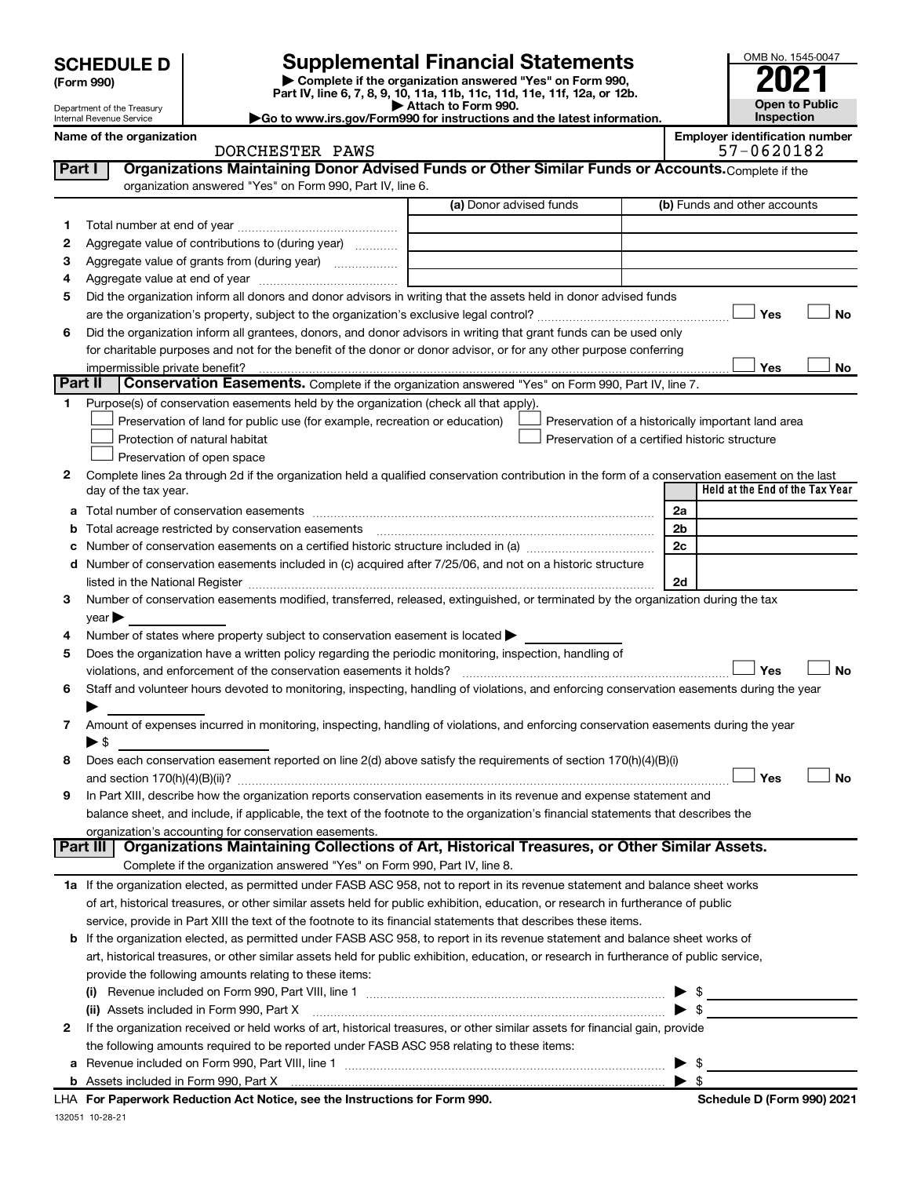# SCHEDULE D (Form 990)

Department of the Treasury
Internal Revenue Service

## Supplemental Financial Statements

▶ Complete if the organization answered "Yes" on Form 990, Part IV, line 6, 7, 8, 9, 10, 11a, 11b, 11c, 11d, 11e, 11f, 12a, or 12b.
▶ Attach to Form 990.
▶Go to www.irs.gov/Form990 for instructions and the latest information.

OMB No. 1545-0047

**2021**

**Open to Public Inspection**

Name of the organization: DORCHESTER PAWS

Employer identification number: 57-0620182

**Part I — Organizations Maintaining Donor Advised Funds or Other Similar Funds or Accounts.** Complete if the organization answered "Yes" on Form 990, Part IV, line 6.

| | | (a) Donor advised funds | (b) Funds and other accounts |
|---|---|---|---|
| 1 | Total number at end of year | | |
| 2 | Aggregate value of contributions to (during year) | | |
| 3 | Aggregate value of grants from (during year) | | |
| 4 | Aggregate value at end of year | | |

5 Did the organization inform all donors and donor advisors in writing that the assets held in donor advised funds are the organization's property, subject to the organization's exclusive legal control? ☐ Yes ☐ No

6 Did the organization inform all grantees, donors, and donor advisors in writing that grant funds can be used only for charitable purposes and not for the benefit of the donor or donor advisor, or for any other purpose conferring impermissible private benefit? ☐ Yes ☐ No

**Part II — Conservation Easements.** Complete if the organization answered "Yes" on Form 990, Part IV, line 7.

1 Purpose(s) of conservation easements held by the organization (check all that apply).

- ☐ Preservation of land for public use (for example, recreation or education)
- ☐ Protection of natural habitat
- ☐ Preservation of open space
- ☐ Preservation of a historically important land area
- ☐ Preservation of a certified historic structure

2 Complete lines 2a through 2d if the organization held a qualified conservation contribution in the form of a conservation easement on the last day of the tax year.

| | | | Held at the End of the Tax Year |
|---|---|---|---|
| a | Total number of conservation easements | 2a | |
| b | Total acreage restricted by conservation easements | 2b | |
| c | Number of conservation easements on a certified historic structure included in (a) | 2c | |
| d | Number of conservation easements included in (c) acquired after 7/25/06, and not on a historic structure listed in the National Register | 2d | |

3 Number of conservation easements modified, transferred, released, extinguished, or terminated by the organization during the tax year ▶

4 Number of states where property subject to conservation easement is located ▶

5 Does the organization have a written policy regarding the periodic monitoring, inspection, handling of violations, and enforcement of the conservation easements it holds? ☐ Yes ☐ No

6 Staff and volunteer hours devoted to monitoring, inspecting, handling of violations, and enforcing conservation easements during the year ▶

7 Amount of expenses incurred in monitoring, inspecting, handling of violations, and enforcing conservation easements during the year ▶ $

8 Does each conservation easement reported on line 2(d) above satisfy the requirements of section 170(h)(4)(B)(i) and section 170(h)(4)(B)(ii)? ☐ Yes ☐ No

9 In Part XIII, describe how the organization reports conservation easements in its revenue and expense statement and balance sheet, and include, if applicable, the text of the footnote to the organization's financial statements that describes the organization's accounting for conservation easements.

**Part III — Organizations Maintaining Collections of Art, Historical Treasures, or Other Similar Assets.** Complete if the organization answered "Yes" on Form 990, Part IV, line 8.

1a If the organization elected, as permitted under FASB ASC 958, not to report in its revenue statement and balance sheet works of art, historical treasures, or other similar assets held for public exhibition, education, or research in furtherance of public service, provide in Part XIII the text of the footnote to its financial statements that describes these items.

b If the organization elected, as permitted under FASB ASC 958, to report in its revenue statement and balance sheet works of art, historical treasures, or other similar assets held for public exhibition, education, or research in furtherance of public service, provide the following amounts relating to these items:

(i) Revenue included on Form 990, Part VIII, line 1 ▶ $

(ii) Assets included in Form 990, Part X ▶ $

2 If the organization received or held works of art, historical treasures, or other similar assets for financial gain, provide the following amounts required to be reported under FASB ASC 958 relating to these items:

a Revenue included on Form 990, Part VIII, line 1 ▶ $

b Assets included in Form 990, Part X ▶ $

LHA For Paperwork Reduction Act Notice, see the Instructions for Form 990. Schedule D (Form 990) 2021

132051 10-28-21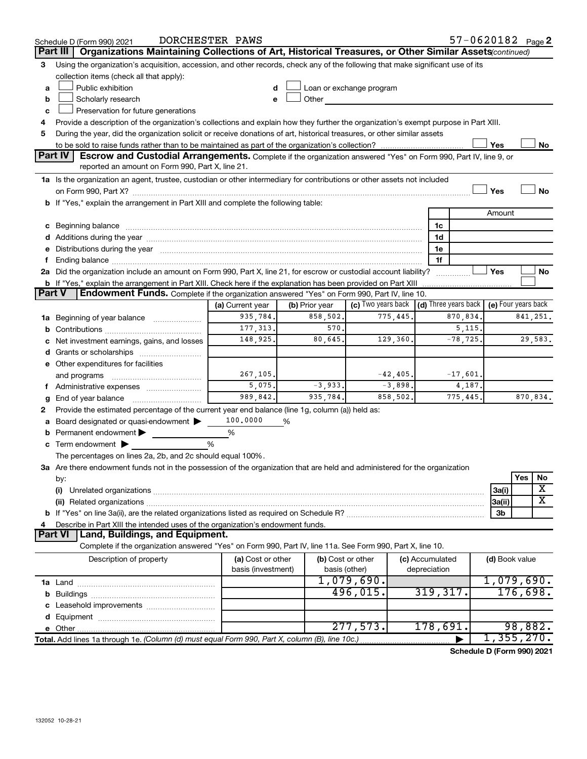Schedule D (Form 990) 2021 DORCHESTER PAWS 57-0620182 Page 2

## Part III Organizations Maintaining Collections of Art, Historical Treasures, or Other Similar Assets *(continued)*

**3** Using the organization's acquisition, accession, and other records, check any of the following that make significant use of its collection items (check all that apply):

- **a** ☐ Public exhibition
- **b** ☐ Scholarly research
- **c** ☐ Preservation for future generations
- **d** ☐ Loan or exchange program
- **e** ☐ Other

**4** Provide a description of the organization's collections and explain how they further the organization's exempt purpose in Part XIII.

**5** During the year, did the organization solicit or receive donations of art, historical treasures, or other similar assets to be sold to raise funds rather than to be maintained as part of the organization's collection? ☐ Yes ☐ No

## Part IV Escrow and Custodial Arrangements.

Complete if the organization answered "Yes" on Form 990, Part IV, line 9, or reported an amount on Form 990, Part X, line 21.

**1a** Is the organization an agent, trustee, custodian or other intermediary for contributions or other assets not included on Form 990, Part X? ☐ Yes ☐ No

**b** If "Yes," explain the arrangement in Part XIII and complete the following table:

| | | Amount |
|---|---|---|
| **c** Beginning balance | 1c | |
| **d** Additions during the year | 1d | |
| **e** Distributions during the year | 1e | |
| **f** Ending balance | 1f | |

**2a** Did the organization include an amount on Form 990, Part X, line 21, for escrow or custodial account liability? ☐ Yes ☐ No

**b** If "Yes," explain the arrangement in Part XIII. Check here if the explanation has been provided on Part XIII ☐

## Part V Endowment Funds.

Complete if the organization answered "Yes" on Form 990, Part IV, line 10.

| | (a) Current year | (b) Prior year | (c) Two years back | (d) Three years back | (e) Four years back |
|---|---|---|---|---|---|
| **1a** Beginning of year balance | 935,784. | 858,502. | 775,445. | 870,834. | 841,251. |
| **b** Contributions | 177,313. | 570. | | 5,115. | |
| **c** Net investment earnings, gains, and losses | 148,925. | 80,645. | 129,360. | -78,725. | 29,583. |
| **d** Grants or scholarships | | | | | |
| **e** Other expenditures for facilities and programs | 267,105. | | -42,405. | -17,601. | |
| **f** Administrative expenses | 5,075. | -3,933. | -3,898. | 4,187. | |
| **g** End of year balance | 989,842. | 935,784. | 858,502. | 775,445. | 870,834. |

**2** Provide the estimated percentage of the current year end balance (line 1g, column (a)) held as:

- **a** Board designated or quasi-endowment ▶ 100.0000 %
- **b** Permanent endowment ▶ %
- **c** Term endowment ▶ %

The percentages on lines 2a, 2b, and 2c should equal 100%.

**3a** Are there endowment funds not in the possession of the organization that are held and administered for the organization by:

| | | Yes | No |
|---|---|---|---|
| **(i)** Unrelated organizations | 3a(i) | | X |
| **(ii)** Related organizations | 3a(ii) | | X |
| **b** If "Yes" on line 3a(ii), are the related organizations listed as required on Schedule R? | 3b | | |

**4** Describe in Part XIII the intended uses of the organization's endowment funds.

## Part VI Land, Buildings, and Equipment.

Complete if the organization answered "Yes" on Form 990, Part IV, line 11a. See Form 990, Part X, line 10.

| Description of property | (a) Cost or other basis (investment) | (b) Cost or other basis (other) | (c) Accumulated depreciation | (d) Book value |
|---|---|---|---|---|
| **1a** Land | | 1,079,690. | | 1,079,690. |
| **b** Buildings | | 496,015. | 319,317. | 176,698. |
| **c** Leasehold improvements | | | | |
| **d** Equipment | | | | |
| **e** Other | | 277,573. | 178,691. | 98,882. |
| **Total.** Add lines 1a through 1e. *(Column (d) must equal Form 990, Part X, column (B), line 10c.)* | | | ▶ | 1,355,270. |

Schedule D (Form 990) 2021

132052 10-28-21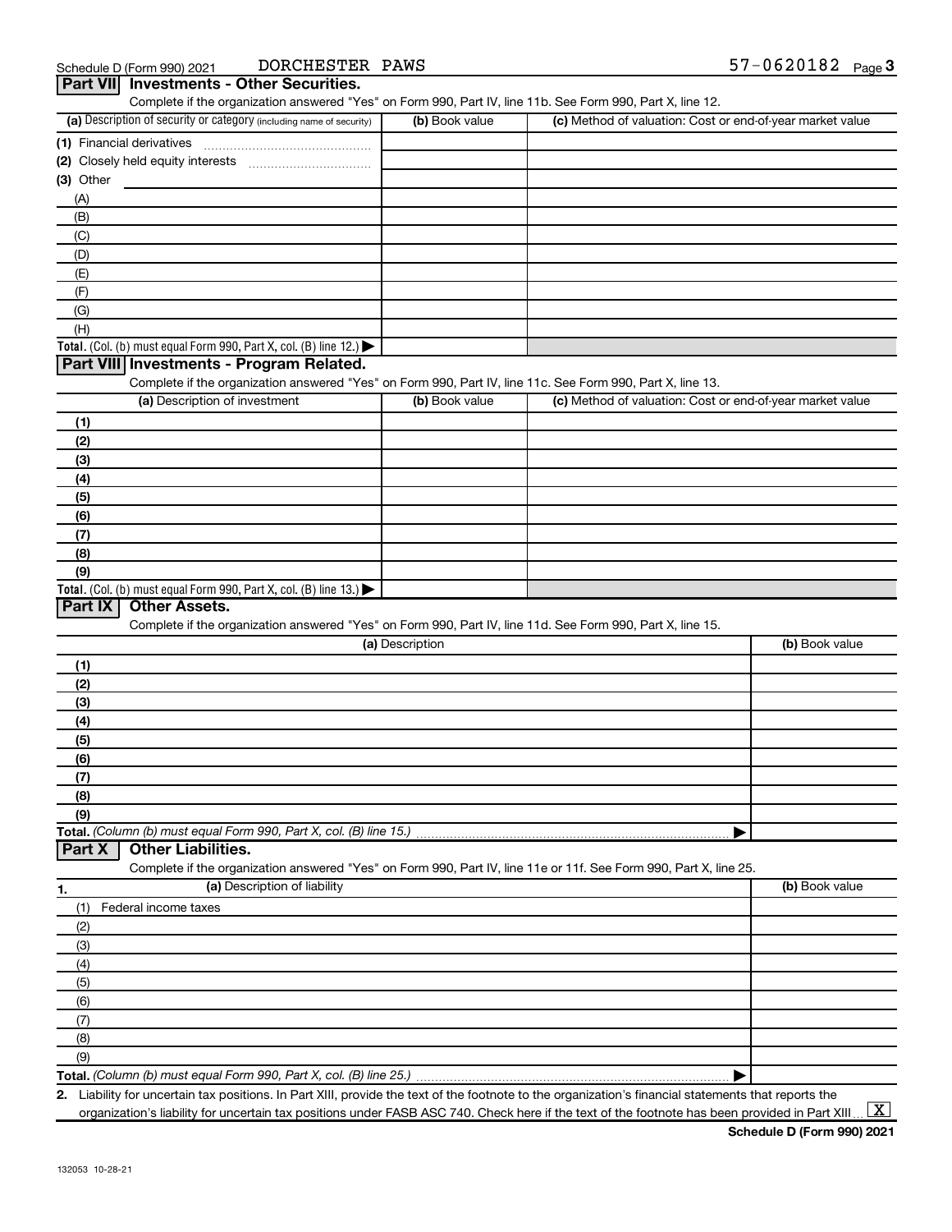Schedule D (Form 990) 2021 DORCHESTER PAWS 57-0620182

## Part VII Investments - Other Securities.

Complete if the organization answered "Yes" on Form 990, Part IV, line 11b. See Form 990, Part X, line 12.

| (a) Description of security or category (including name of security) | (b) Book value | (c) Method of valuation: Cost or end-of-year market value |
|---|---|---|
| (1) Financial derivatives | | |
| (2) Closely held equity interests | | |
| (3) Other | | |
| (A) | | |
| (B) | | |
| (C) | | |
| (D) | | |
| (E) | | |
| (F) | | |
| (G) | | |
| (H) | | |
| **Total.** (Col. (b) must equal Form 990, Part X, col. (B) line 12.) ▶ | | |

## Part VIII Investments - Program Related.

Complete if the organization answered "Yes" on Form 990, Part IV, line 11c. See Form 990, Part X, line 13.

| (a) Description of investment | (b) Book value | (c) Method of valuation: Cost or end-of-year market value |
|---|---|---|
| (1) | | |
| (2) | | |
| (3) | | |
| (4) | | |
| (5) | | |
| (6) | | |
| (7) | | |
| (8) | | |
| (9) | | |
| **Total.** (Col. (b) must equal Form 990, Part X, col. (B) line 13.) ▶ | | |

## Part IX Other Assets.

Complete if the organization answered "Yes" on Form 990, Part IV, line 11d. See Form 990, Part X, line 15.

| (a) Description | (b) Book value |
|---|---|
| (1) | |
| (2) | |
| (3) | |
| (4) | |
| (5) | |
| (6) | |
| (7) | |
| (8) | |
| (9) | |
| **Total.** *(Column (b) must equal Form 990, Part X, col. (B) line 15.)* ▶ | |

## Part X Other Liabilities.

Complete if the organization answered "Yes" on Form 990, Part IV, line 11e or 11f. See Form 990, Part X, line 25.

| 1. (a) Description of liability | (b) Book value |
|---|---|
| (1) Federal income taxes | |
| (2) | |
| (3) | |
| (4) | |
| (5) | |
| (6) | |
| (7) | |
| (8) | |
| (9) | |
| **Total.** *(Column (b) must equal Form 990, Part X, col. (B) line 25.)* ▶ | |

2. Liability for uncertain tax positions. In Part XIII, provide the text of the footnote to the organization's financial statements that reports the organization's liability for uncertain tax positions under FASB ASC 740. Check here if the text of the footnote has been provided in Part XIII ... [X]

**Schedule D (Form 990) 2021**

132053 10-28-21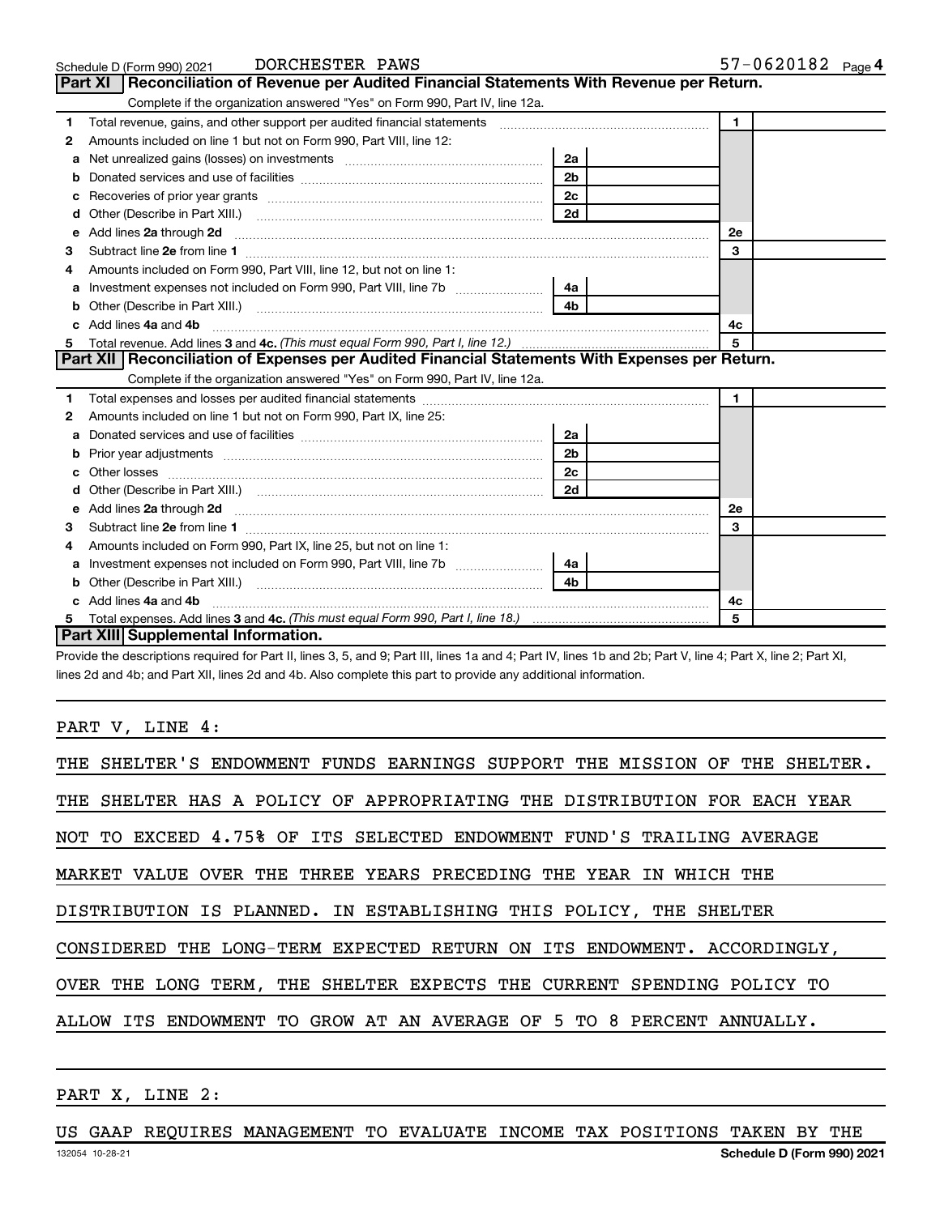Schedule D (Form 990) 2021 DORCHESTER PAWS 57-0620182 Page 4

## Part XI Reconciliation of Revenue per Audited Financial Statements With Revenue per Return.

Complete if the organization answered "Yes" on Form 990, Part IV, line 12a.

| | | | | | |
|---|---|---|---|---|---|
| 1 | Total revenue, gains, and other support per audited financial statements | | | 1 | |
| 2 | Amounts included on line 1 but not on Form 990, Part VIII, line 12: | | | | |
| a | Net unrealized gains (losses) on investments | 2a | | | |
| b | Donated services and use of facilities | 2b | | | |
| c | Recoveries of prior year grants | 2c | | | |
| d | Other (Describe in Part XIII.) | 2d | | | |
| e | Add lines 2a through 2d | | | 2e | |
| 3 | Subtract line 2e from line 1 | | | 3 | |
| 4 | Amounts included on Form 990, Part VIII, line 12, but not on line 1: | | | | |
| a | Investment expenses not included on Form 990, Part VIII, line 7b | 4a | | | |
| b | Other (Describe in Part XIII.) | 4b | | | |
| c | Add lines 4a and 4b | | | 4c | |
| 5 | Total revenue. Add lines 3 and 4c. *(This must equal Form 990, Part I, line 12.)* | | | 5 | |

## Part XII Reconciliation of Expenses per Audited Financial Statements With Expenses per Return.

Complete if the organization answered "Yes" on Form 990, Part IV, line 12a.

| | | | | | |
|---|---|---|---|---|---|
| 1 | Total expenses and losses per audited financial statements | | | 1 | |
| 2 | Amounts included on line 1 but not on Form 990, Part IX, line 25: | | | | |
| a | Donated services and use of facilities | 2a | | | |
| b | Prior year adjustments | 2b | | | |
| c | Other losses | 2c | | | |
| d | Other (Describe in Part XIII.) | 2d | | | |
| e | Add lines 2a through 2d | | | 2e | |
| 3 | Subtract line 2e from line 1 | | | 3 | |
| 4 | Amounts included on Form 990, Part IX, line 25, but not on line 1: | | | | |
| a | Investment expenses not included on Form 990, Part VIII, line 7b | 4a | | | |
| b | Other (Describe in Part XIII.) | 4b | | | |
| c | Add lines 4a and 4b | | | 4c | |
| 5 | Total expenses. Add lines 3 and 4c. *(This must equal Form 990, Part I, line 18.)* | | | 5 | |

## Part XIII Supplemental Information.

Provide the descriptions required for Part II, lines 3, 5, and 9; Part III, lines 1a and 4; Part IV, lines 1b and 2b; Part V, line 4; Part X, line 2; Part XI, lines 2d and 4b; and Part XII, lines 2d and 4b. Also complete this part to provide any additional information.

PART V, LINE 4:

THE SHELTER'S ENDOWMENT FUNDS EARNINGS SUPPORT THE MISSION OF THE SHELTER. THE SHELTER HAS A POLICY OF APPROPRIATING THE DISTRIBUTION FOR EACH YEAR NOT TO EXCEED 4.75% OF ITS SELECTED ENDOWMENT FUND'S TRAILING AVERAGE MARKET VALUE OVER THE THREE YEARS PRECEDING THE YEAR IN WHICH THE DISTRIBUTION IS PLANNED. IN ESTABLISHING THIS POLICY, THE SHELTER CONSIDERED THE LONG-TERM EXPECTED RETURN ON ITS ENDOWMENT. ACCORDINGLY, OVER THE LONG TERM, THE SHELTER EXPECTS THE CURRENT SPENDING POLICY TO ALLOW ITS ENDOWMENT TO GROW AT AN AVERAGE OF 5 TO 8 PERCENT ANNUALLY.

PART X, LINE 2:

US GAAP REQUIRES MANAGEMENT TO EVALUATE INCOME TAX POSITIONS TAKEN BY THE

132054 10-28-21 Schedule D (Form 990) 2021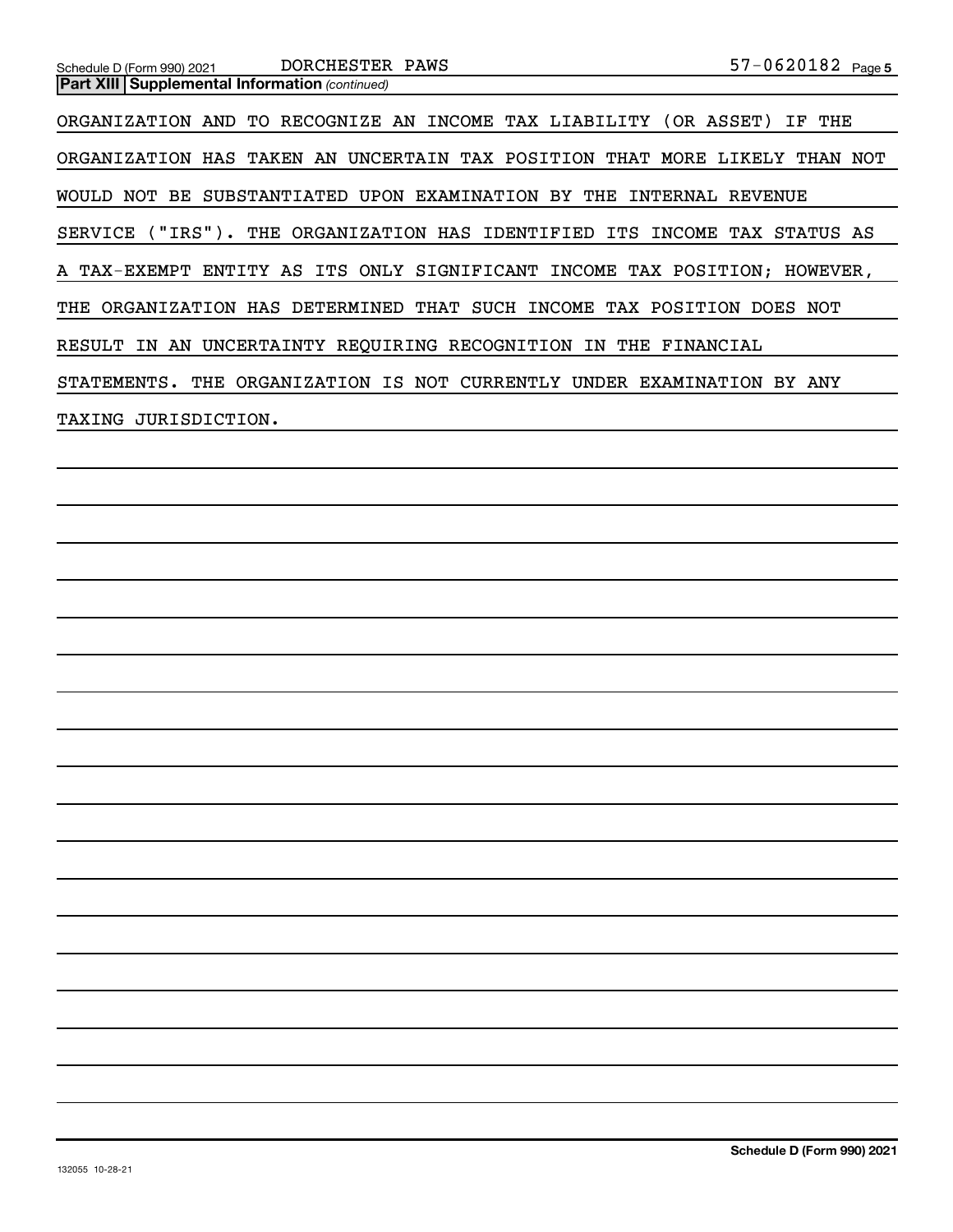**Part XIII Supplemental Information** *(continued)*

ORGANIZATION AND TO RECOGNIZE AN INCOME TAX LIABILITY (OR ASSET) IF THE ORGANIZATION HAS TAKEN AN UNCERTAIN TAX POSITION THAT MORE LIKELY THAN NOT WOULD NOT BE SUBSTANTIATED UPON EXAMINATION BY THE INTERNAL REVENUE SERVICE ("IRS"). THE ORGANIZATION HAS IDENTIFIED ITS INCOME TAX STATUS AS A TAX-EXEMPT ENTITY AS ITS ONLY SIGNIFICANT INCOME TAX POSITION; HOWEVER, THE ORGANIZATION HAS DETERMINED THAT SUCH INCOME TAX POSITION DOES NOT RESULT IN AN UNCERTAINTY REQUIRING RECOGNITION IN THE FINANCIAL STATEMENTS. THE ORGANIZATION IS NOT CURRENTLY UNDER EXAMINATION BY ANY TAXING JURISDICTION.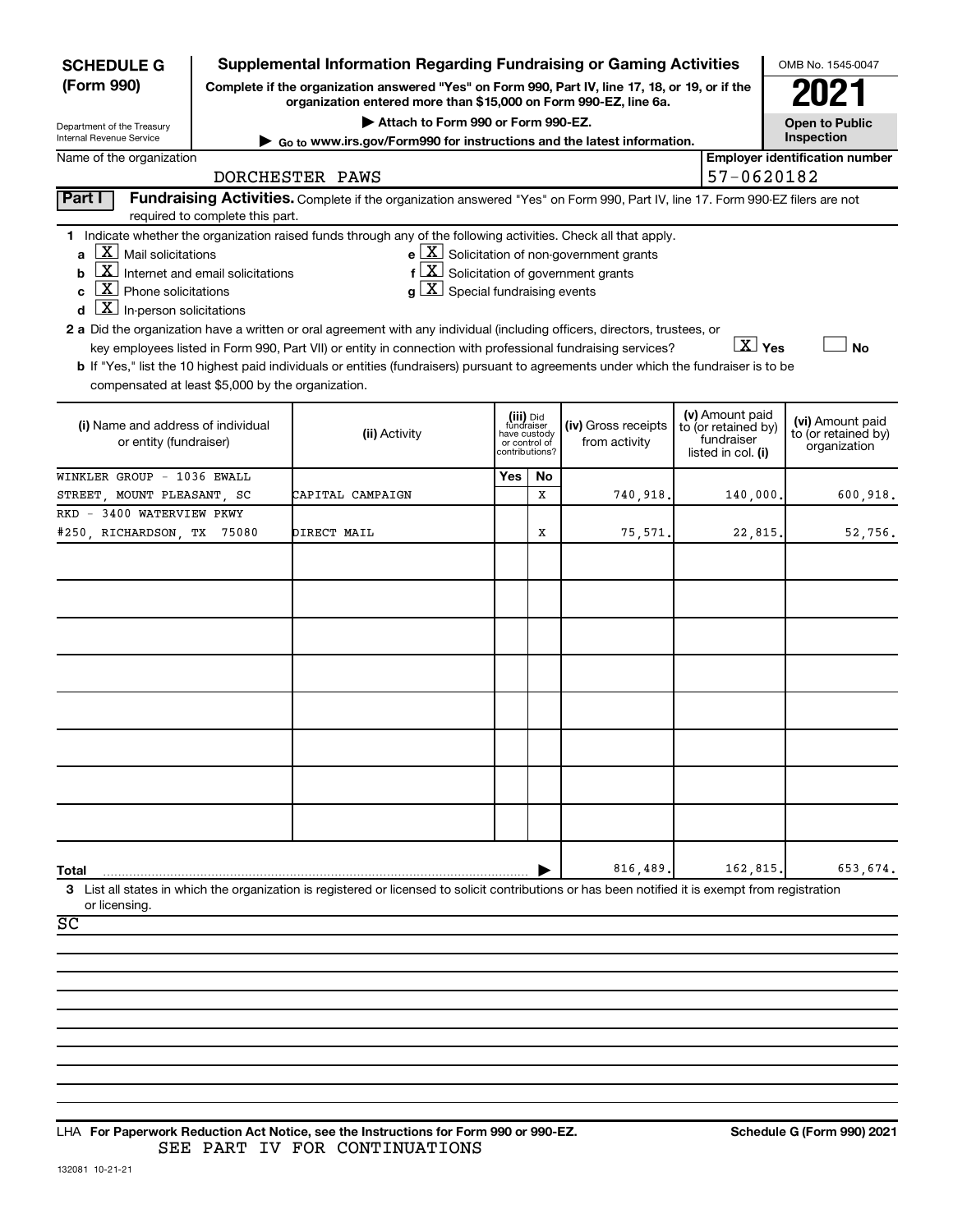**SCHEDULE G (Form 990)**

Department of the Treasury
Internal Revenue Service

# Supplemental Information Regarding Fundraising or Gaming Activities

**Complete if the organization answered "Yes" on Form 990, Part IV, line 17, 18, or 19, or if the organization entered more than $15,000 on Form 990-EZ, line 6a.**

**▶ Attach to Form 990 or Form 990-EZ.**

**▶ Go to www.irs.gov/Form990 for instructions and the latest information.**

OMB No. 1545-0047

**2021**

**Open to Public Inspection**

Name of the organization: DORCHESTER PAWS

Employer identification number: 57-0620182

**Part I** **Fundraising Activities.** Complete if the organization answered "Yes" on Form 990, Part IV, line 17. Form 990-EZ filers are not required to complete this part.

1 Indicate whether the organization raised funds through any of the following activities. Check all that apply.

- a [X] Mail solicitations
- b [X] Internet and email solicitations
- c [X] Phone solicitations
- d [X] In-person solicitations
- e [X] Solicitation of non-government grants
- f [X] Solicitation of government grants
- g [X] Special fundraising events

2 a Did the organization have a written or oral agreement with any individual (including officers, directors, trustees, or key employees listed in Form 990, Part VII) or entity in connection with professional fundraising services? [X] Yes [ ] No

b If "Yes," list the 10 highest paid individuals or entities (fundraisers) pursuant to agreements under which the fundraiser is to be compensated at least $5,000 by the organization.

| (i) Name and address of individual or entity (fundraiser) | (ii) Activity | (iii) Did fundraiser have custody or control of contributions? Yes | No | (iv) Gross receipts from activity | (v) Amount paid to (or retained by) fundraiser listed in col. (i) | (vi) Amount paid to (or retained by) organization |
|---|---|---|---|---|---|---|
| WINKLER GROUP - 1036 EWALL STREET, MOUNT PLEASANT, SC | CAPITAL CAMPAIGN | | X | 740,918. | 140,000. | 600,918. |
| RKD - 3400 WATERVIEW PKWY #250, RICHARDSON, TX 75080 | DIRECT MAIL | | X | 75,571. | 22,815. | 52,756. |
| | | | | | | |
| | | | | | | |
| | | | | | | |
| | | | | | | |
| | | | | | | |
| | | | | | | |
| | | | | | | |
| | | | | | | |
| **Total** | | | ▶ | 816,489. | 162,815. | 653,674. |

3 List all states in which the organization is registered or licensed to solicit contributions or has been notified it is exempt from registration or licensing.

SC

LHA **For Paperwork Reduction Act Notice, see the Instructions for Form 990 or 990-EZ.** **Schedule G (Form 990) 2021**

SEE PART IV FOR CONTINUATIONS

132081 10-21-21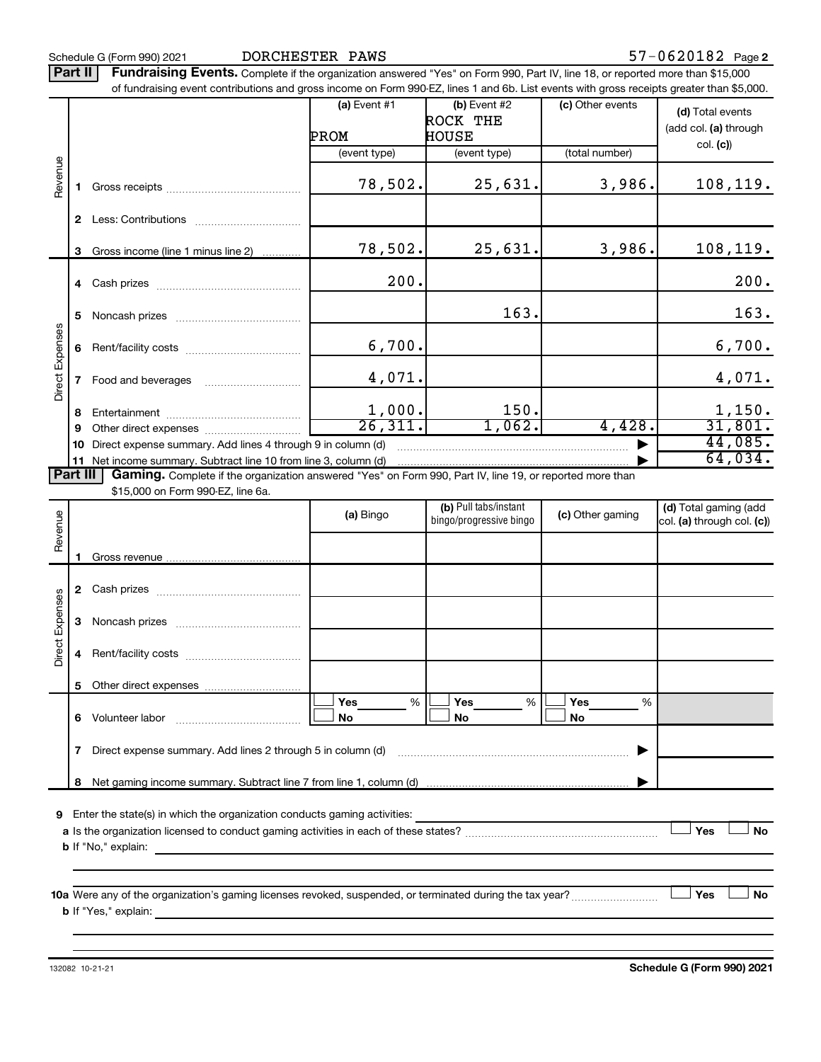Schedule G (Form 990) 2021 DORCHESTER PAWS 57-0620182 Page 2

**Part II** **Fundraising Events.** Complete if the organization answered "Yes" on Form 990, Part IV, line 18, or reported more than $15,000 of fundraising event contributions and gross income on Form 990-EZ, lines 1 and 6b. List events with gross receipts greater than $5,000.

| | | (a) Event #1 PROM (event type) | (b) Event #2 ROCK THE HOUSE (event type) | (c) Other events (total number) | (d) Total events (add col. (a) through col. (c)) |
|---|---|---|---|---|---|
| Revenue | 1 Gross receipts | 78,502. | 25,631. | 3,986. | 108,119. |
| | 2 Less: Contributions | | | | |
| | 3 Gross income (line 1 minus line 2) | 78,502. | 25,631. | 3,986. | 108,119. |
| Direct Expenses | 4 Cash prizes | 200. | | | 200. |
| | 5 Noncash prizes | | 163. | | 163. |
| | 6 Rent/facility costs | 6,700. | | | 6,700. |
| | 7 Food and beverages | 4,071. | | | 4,071. |
| | 8 Entertainment | 1,000. | 150. | | 1,150. |
| | 9 Other direct expenses | 26,311. | 1,062. | 4,428. | 31,801. |
| | 10 Direct expense summary. Add lines 4 through 9 in column (d) | | | | 44,085. |
| | 11 Net income summary. Subtract line 10 from line 3, column (d) | | | | 64,034. |

**Part III** **Gaming.** Complete if the organization answered "Yes" on Form 990, Part IV, line 19, or reported more than $15,000 on Form 990-EZ, line 6a.

| | | (a) Bingo | (b) Pull tabs/instant bingo/progressive bingo | (c) Other gaming | (d) Total gaming (add col. (a) through col. (c)) |
|---|---|---|---|---|---|
| Revenue | 1 Gross revenue | | | | |
| Direct Expenses | 2 Cash prizes | | | | |
| | 3 Noncash prizes | | | | |
| | 4 Rent/facility costs | | | | |
| | 5 Other direct expenses | | | | |
| | 6 Volunteer labor | ☐ Yes ___ % ☐ No | ☐ Yes ___ % ☐ No | ☐ Yes ___ % ☐ No | |
| | 7 Direct expense summary. Add lines 2 through 5 in column (d) | | | | |
| | 8 Net gaming income summary. Subtract line 7 from line 1, column (d) | | | | |

9 Enter the state(s) in which the organization conducts gaming activities:

a Is the organization licensed to conduct gaming activities in each of these states? ☐ Yes ☐ No

b If "No," explain:

10a Were any of the organization's gaming licenses revoked, suspended, or terminated during the tax year? ☐ Yes ☐ No

b If "Yes," explain:

132082 10-21-21 **Schedule G (Form 990) 2021**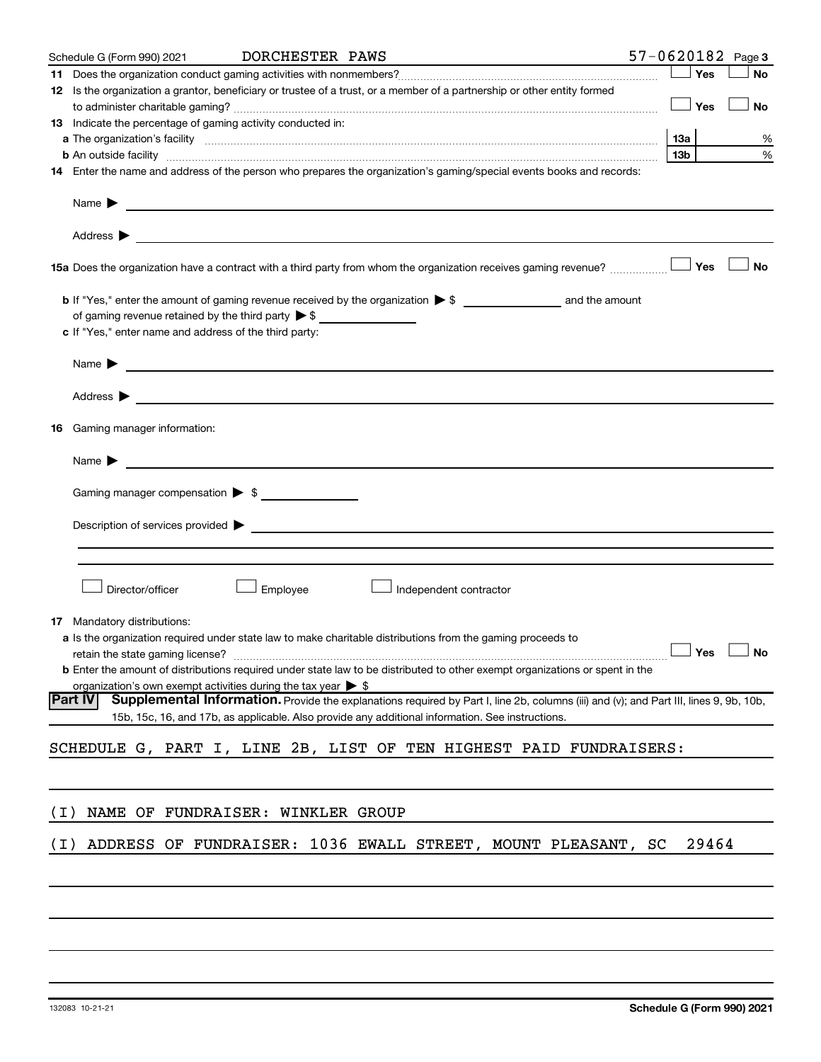Schedule G (Form 990) 2021 DORCHESTER PAWS 57-0620182 Page 3

**11** Does the organization conduct gaming activities with nonmembers? ☐ Yes ☐ No

**12** Is the organization a grantor, beneficiary or trustee of a trust, or a member of a partnership or other entity formed to administer charitable gaming? ☐ Yes ☐ No

**13** Indicate the percentage of gaming activity conducted in:

**a** The organization's facility **13a** %

**b** An outside facility **13b** %

**14** Enter the name and address of the person who prepares the organization's gaming/special events books and records:

Name ▶

Address ▶

**15a** Does the organization have a contract with a third party from whom the organization receives gaming revenue? ☐ Yes ☐ No

**b** If "Yes," enter the amount of gaming revenue received by the organization ▶ $ ______ and the amount of gaming revenue retained by the third party ▶ $ ______

**c** If "Yes," enter name and address of the third party:

Name ▶

Address ▶

**16** Gaming manager information:

Name ▶

Gaming manager compensation ▶ $

Description of services provided ▶

☐ Director/officer ☐ Employee ☐ Independent contractor

**17** Mandatory distributions:

**a** Is the organization required under state law to make charitable distributions from the gaming proceeds to retain the state gaming license? ☐ Yes ☐ No

**b** Enter the amount of distributions required under state law to be distributed to other exempt organizations or spent in the organization's own exempt activities during the tax year ▶ $

## Part IV Supplemental Information.

Provide the explanations required by Part I, line 2b, columns (iii) and (v); and Part III, lines 9, 9b, 10b, 15b, 15c, 16, and 17b, as applicable. Also provide any additional information. See instructions.

SCHEDULE G, PART I, LINE 2B, LIST OF TEN HIGHEST PAID FUNDRAISERS:

(I) NAME OF FUNDRAISER: WINKLER GROUP

(I) ADDRESS OF FUNDRAISER: 1036 EWALL STREET, MOUNT PLEASANT, SC 29464

132083 10-21-21 Schedule G (Form 990) 2021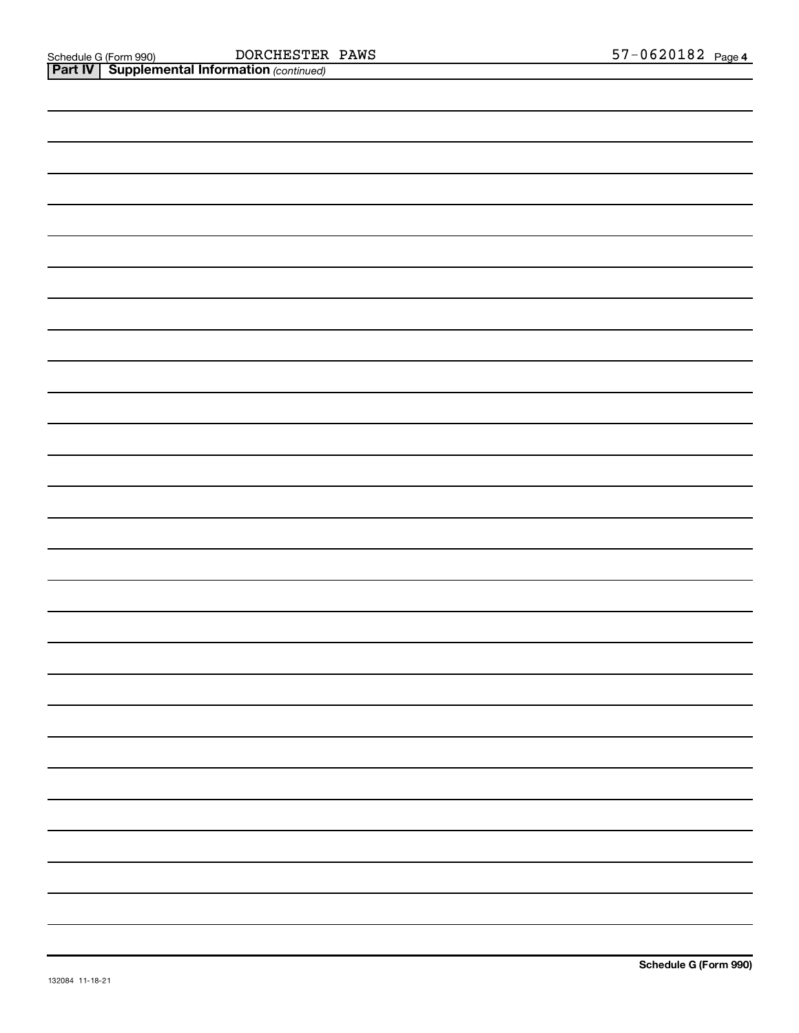**Part IV | Supplemental Information** *(continued)*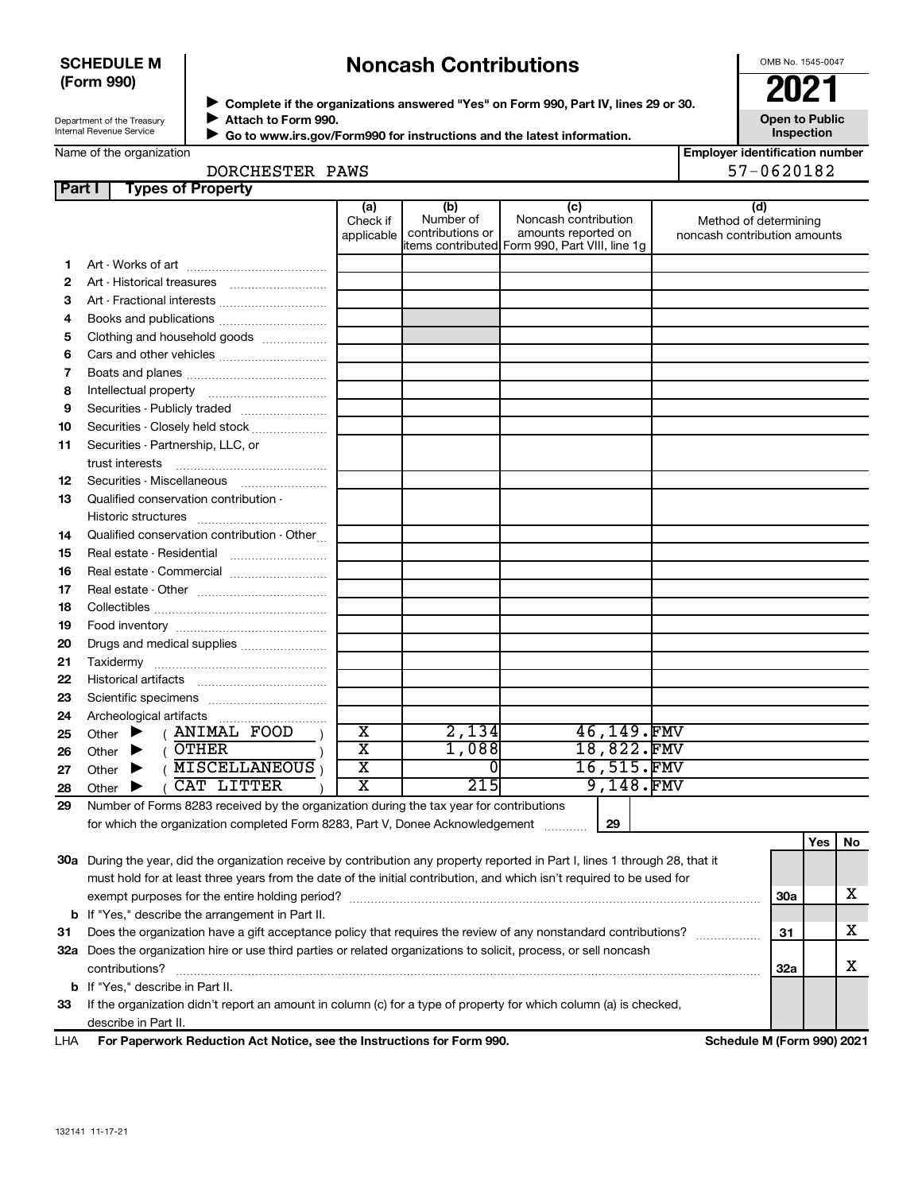**SCHEDULE M (Form 990)**

Department of the Treasury
Internal Revenue Service

# Noncash Contributions

▶ Complete if the organizations answered "Yes" on Form 990, Part IV, lines 29 or 30.
▶ Attach to Form 990.
▶ Go to www.irs.gov/Form990 for instructions and the latest information.

OMB No. 1545-0047

**2021**

**Open to Public Inspection**

Name of the organization: DORCHESTER PAWS

Employer identification number: 57-0620182

## Part I Types of Property

| | | (a) Check if applicable | (b) Number of contributions or items contributed | (c) Noncash contribution amounts reported on Form 990, Part VIII, line 1g | (d) Method of determining noncash contribution amounts |
|---|---|---|---|---|---|
| 1 | Art - Works of art | | | | |
| 2 | Art - Historical treasures | | | | |
| 3 | Art - Fractional interests | | | | |
| 4 | Books and publications | | | | |
| 5 | Clothing and household goods | | | | |
| 6 | Cars and other vehicles | | | | |
| 7 | Boats and planes | | | | |
| 8 | Intellectual property | | | | |
| 9 | Securities - Publicly traded | | | | |
| 10 | Securities - Closely held stock | | | | |
| 11 | Securities - Partnership, LLC, or trust interests | | | | |
| 12 | Securities - Miscellaneous | | | | |
| 13 | Qualified conservation contribution - Historic structures | | | | |
| 14 | Qualified conservation contribution - Other | | | | |
| 15 | Real estate - Residential | | | | |
| 16 | Real estate - Commercial | | | | |
| 17 | Real estate - Other | | | | |
| 18 | Collectibles | | | | |
| 19 | Food inventory | | | | |
| 20 | Drugs and medical supplies | | | | |
| 21 | Taxidermy | | | | |
| 22 | Historical artifacts | | | | |
| 23 | Scientific specimens | | | | |
| 24 | Archeological artifacts | | | | |
| 25 | Other ▶ ( ANIMAL FOOD ) | X | 2,134 | 46,149. | FMV |
| 26 | Other ▶ ( OTHER ) | X | 1,088 | 18,822. | FMV |
| 27 | Other ▶ ( MISCELLANEOUS ) | X | 0 | 16,515. | FMV |
| 28 | Other ▶ ( CAT LITTER ) | X | 215 | 9,148. | FMV |

29 Number of Forms 8283 received by the organization during the tax year for contributions for which the organization completed Form 8283, Part V, Donee Acknowledgement ..... 29

| | | | Yes | No |
|---|---|---|---|---|
| 30a | During the year, did the organization receive by contribution any property reported in Part I, lines 1 through 28, that it must hold for at least three years from the date of the initial contribution, and which isn't required to be used for exempt purposes for the entire holding period? | 30a | | X |
| b | If "Yes," describe the arrangement in Part II. | | | |
| 31 | Does the organization have a gift acceptance policy that requires the review of any nonstandard contributions? | 31 | | X |
| 32a | Does the organization hire or use third parties or related organizations to solicit, process, or sell noncash contributions? | 32a | | X |
| b | If "Yes," describe in Part II. | | | |
| 33 | If the organization didn't report an amount in column (c) for a type of property for which column (a) is checked, describe in Part II. | | | |

LHA **For Paperwork Reduction Act Notice, see the Instructions for Form 990.** **Schedule M (Form 990) 2021**

132141 11-17-21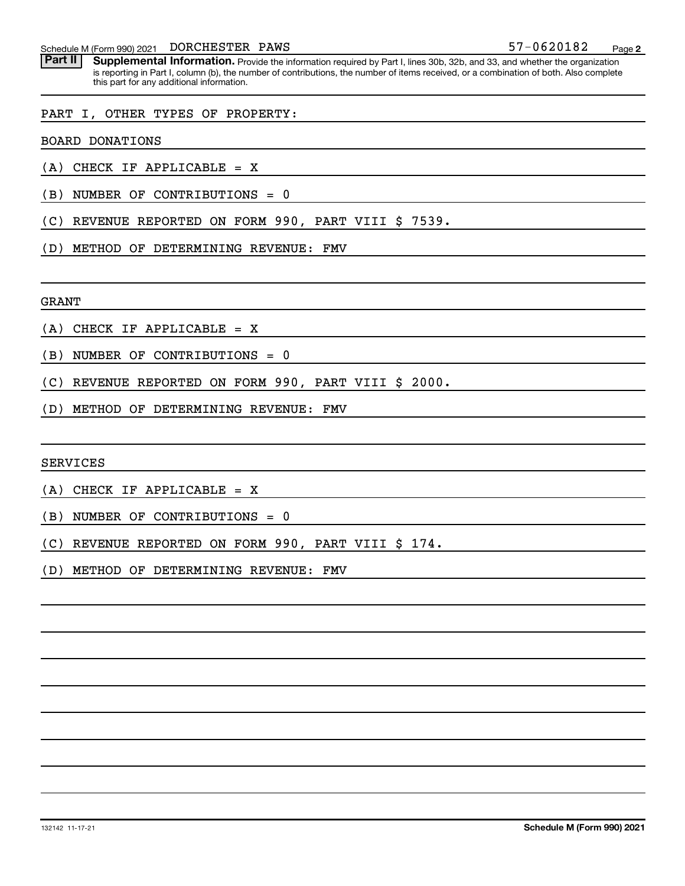Schedule M (Form 990) 2021 DORCHESTER PAWS 57-0620182

**Part II** **Supplemental Information.** Provide the information required by Part I, lines 30b, 32b, and 33, and whether the organization is reporting in Part I, column (b), the number of contributions, the number of items received, or a combination of both. Also complete this part for any additional information.

PART I, OTHER TYPES OF PROPERTY:

BOARD DONATIONS

(A) CHECK IF APPLICABLE = X

(B) NUMBER OF CONTRIBUTIONS = 0

(C) REVENUE REPORTED ON FORM 990, PART VIII $ 7539.

(D) METHOD OF DETERMINING REVENUE: FMV

GRANT

(A) CHECK IF APPLICABLE = X

(B) NUMBER OF CONTRIBUTIONS = 0

(C) REVENUE REPORTED ON FORM 990, PART VIII $ 2000.

(D) METHOD OF DETERMINING REVENUE: FMV

SERVICES

(A) CHECK IF APPLICABLE = X

(B) NUMBER OF CONTRIBUTIONS = 0

(C) REVENUE REPORTED ON FORM 990, PART VIII $ 174.

(D) METHOD OF DETERMINING REVENUE: FMV

132142 11-17-21 **Schedule M (Form 990) 2021**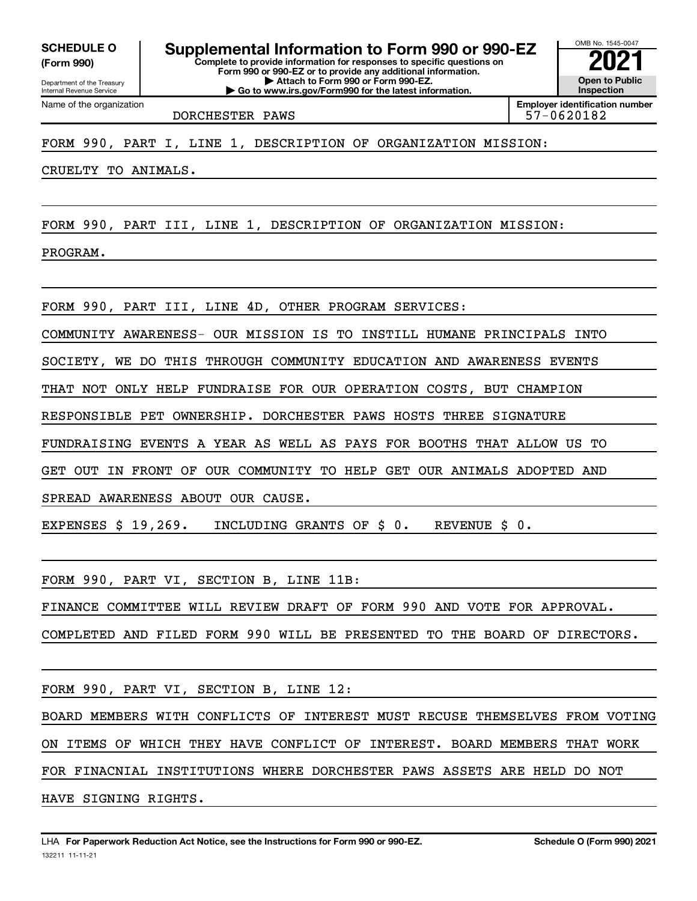**SCHEDULE O (Form 990)**

Department of the Treasury
Internal Revenue Service

# Supplemental Information to Form 990 or 990-EZ

**Complete to provide information for responses to specific questions on Form 990 or 990-EZ or to provide any additional information.**
**▶ Attach to Form 990 or Form 990-EZ.**
**▶ Go to www.irs.gov/Form990 for the latest information.**

OMB No. 1545-0047

**2021**

**Open to Public Inspection**

Name of the organization: DORCHESTER PAWS

**Employer identification number:** 57-0620182

FORM 990, PART I, LINE 1, DESCRIPTION OF ORGANIZATION MISSION:

CRUELTY TO ANIMALS.

FORM 990, PART III, LINE 1, DESCRIPTION OF ORGANIZATION MISSION:

PROGRAM.

FORM 990, PART III, LINE 4D, OTHER PROGRAM SERVICES:

COMMUNITY AWARENESS- OUR MISSION IS TO INSTILL HUMANE PRINCIPALS INTO SOCIETY, WE DO THIS THROUGH COMMUNITY EDUCATION AND AWARENESS EVENTS THAT NOT ONLY HELP FUNDRAISE FOR OUR OPERATION COSTS, BUT CHAMPION RESPONSIBLE PET OWNERSHIP. DORCHESTER PAWS HOSTS THREE SIGNATURE FUNDRAISING EVENTS A YEAR AS WELL AS PAYS FOR BOOTHS THAT ALLOW US TO GET OUT IN FRONT OF OUR COMMUNITY TO HELP GET OUR ANIMALS ADOPTED AND SPREAD AWARENESS ABOUT OUR CAUSE.

EXPENSES $ 19,269. INCLUDING GRANTS OF $ 0. REVENUE $ 0.

FORM 990, PART VI, SECTION B, LINE 11B:

FINANCE COMMITTEE WILL REVIEW DRAFT OF FORM 990 AND VOTE FOR APPROVAL. COMPLETED AND FILED FORM 990 WILL BE PRESENTED TO THE BOARD OF DIRECTORS.

FORM 990, PART VI, SECTION B, LINE 12:

BOARD MEMBERS WITH CONFLICTS OF INTEREST MUST RECUSE THEMSELVES FROM VOTING ON ITEMS OF WHICH THEY HAVE CONFLICT OF INTEREST. BOARD MEMBERS THAT WORK FOR FINACNIAL INSTITUTIONS WHERE DORCHESTER PAWS ASSETS ARE HELD DO NOT HAVE SIGNING RIGHTS.

LHA **For Paperwork Reduction Act Notice, see the Instructions for Form 990 or 990-EZ.** **Schedule O (Form 990) 2021**

132211 11-11-21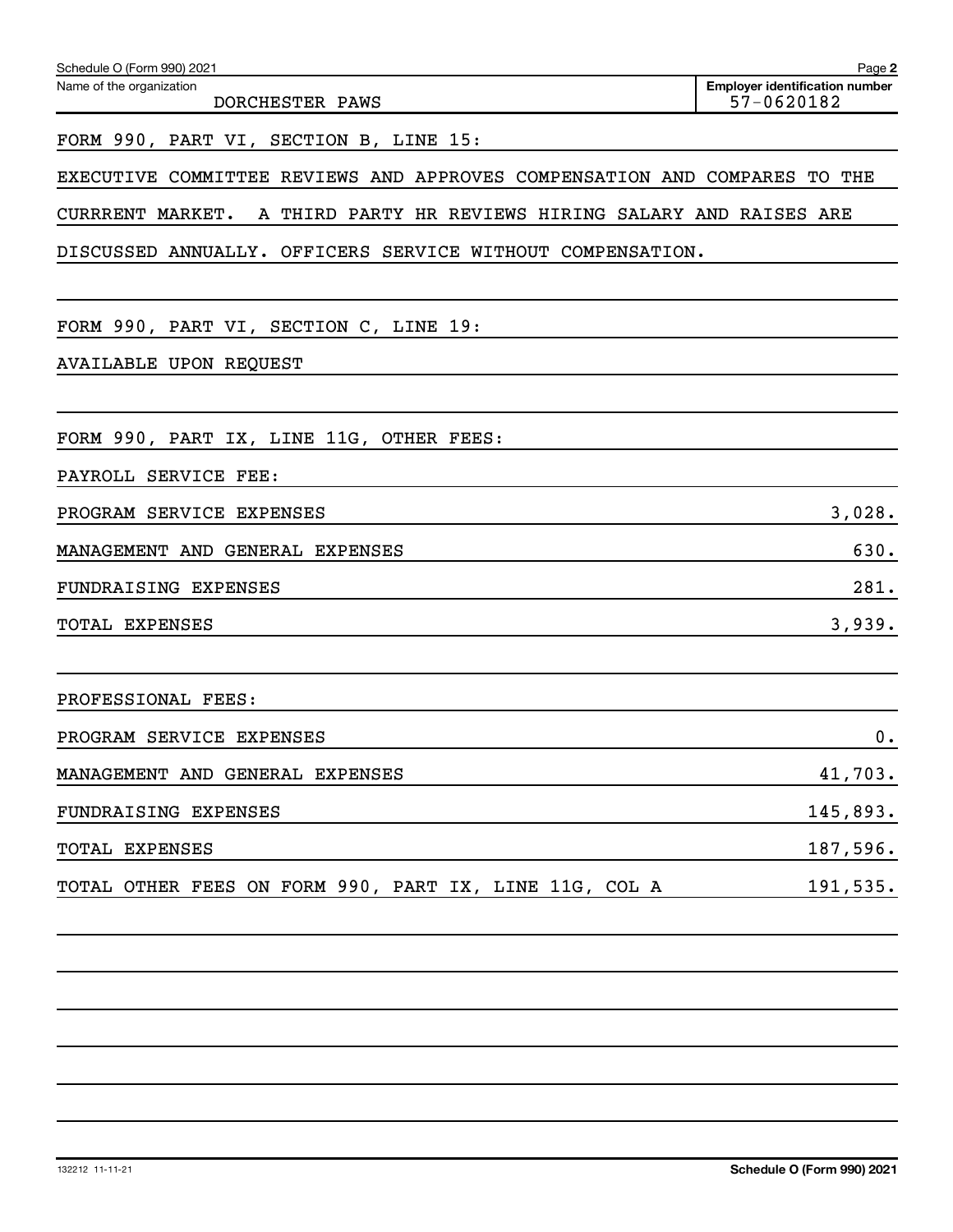Schedule O (Form 990) 2021

Name of the organization: DORCHESTER PAWS

Employer identification number: 57-0620182

FORM 990, PART VI, SECTION B, LINE 15:

EXECUTIVE COMMITTEE REVIEWS AND APPROVES COMPENSATION AND COMPARES TO THE CURRRENT MARKET. A THIRD PARTY HR REVIEWS HIRING SALARY AND RAISES ARE DISCUSSED ANNUALLY. OFFICERS SERVICE WITHOUT COMPENSATION.

FORM 990, PART VI, SECTION C, LINE 19:

AVAILABLE UPON REQUEST

FORM 990, PART IX, LINE 11G, OTHER FEES:

PAYROLL SERVICE FEE:

| | |
|---|---|
| PROGRAM SERVICE EXPENSES | 3,028. |
| MANAGEMENT AND GENERAL EXPENSES | 630. |
| FUNDRAISING EXPENSES | 281. |
| TOTAL EXPENSES | 3,939. |

PROFESSIONAL FEES:

| | |
|---|---|
| PROGRAM SERVICE EXPENSES | 0. |
| MANAGEMENT AND GENERAL EXPENSES | 41,703. |
| FUNDRAISING EXPENSES | 145,893. |
| TOTAL EXPENSES | 187,596. |
| TOTAL OTHER FEES ON FORM 990, PART IX, LINE 11G, COL A | 191,535. |

Schedule O (Form 990) 2021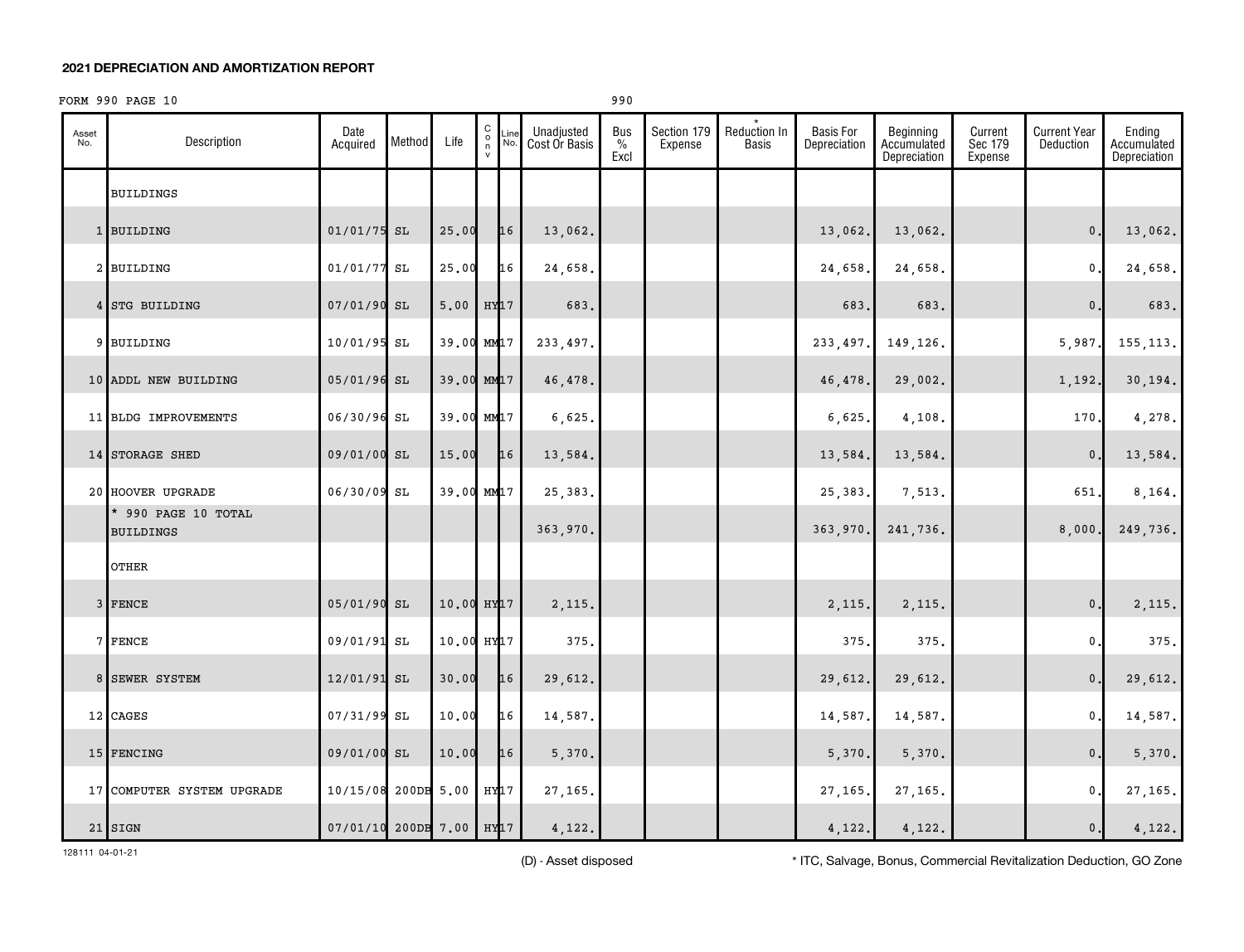## 2021 DEPRECIATION AND AMORTIZATION REPORT

FORM 990 PAGE 10 990

| Asset No. | Description | Date Acquired | Method | Life | C o n v | Line No. | Unadjusted Cost Or Basis | Bus % Excl | Section 179 Expense | * Reduction In Basis | Basis For Depreciation | Beginning Accumulated Depreciation | Current Sec 179 Expense | Current Year Deduction | Ending Accumulated Depreciation |
|---|---|---|---|---|---|---|---|---|---|---|---|---|---|---|---|
| | BUILDINGS | | | | | | | | | | | | | | |
| 1 | BUILDING | 01/01/75 | SL | 25.00 | | 16 | 13,062. | | | | 13,062. | 13,062. | | 0. | 13,062. |
| 2 | BUILDING | 01/01/77 | SL | 25.00 | | 16 | 24,658. | | | | 24,658. | 24,658. | | 0. | 24,658. |
| 4 | STG BUILDING | 07/01/90 | SL | 5.00 | HY | 17 | 683. | | | | 683. | 683. | | 0. | 683. |
| 9 | BUILDING | 10/01/95 | SL | 39.00 | MM | 17 | 233,497. | | | | 233,497. | 149,126. | | 5,987. | 155,113. |
| 10 | ADDL NEW BUILDING | 05/01/96 | SL | 39.00 | MM | 17 | 46,478. | | | | 46,478. | 29,002. | | 1,192. | 30,194. |
| 11 | BLDG IMPROVEMENTS | 06/30/96 | SL | 39.00 | MM | 17 | 6,625. | | | | 6,625. | 4,108. | | 170. | 4,278. |
| 14 | STORAGE SHED | 09/01/00 | SL | 15.00 | | 16 | 13,584. | | | | 13,584. | 13,584. | | 0. | 13,584. |
| 20 | HOOVER UPGRADE | 06/30/09 | SL | 39.00 | MM | 17 | 25,383. | | | | 25,383. | 7,513. | | 651. | 8,164. |
| | * 990 PAGE 10 TOTAL BUILDINGS | | | | | | 363,970. | | | | 363,970. | 241,736. | | 8,000. | 249,736. |
| | OTHER | | | | | | | | | | | | | | |
| 3 | FENCE | 05/01/90 | SL | 10.00 | HY | 17 | 2,115. | | | | 2,115. | 2,115. | | 0. | 2,115. |
| 7 | FENCE | 09/01/91 | SL | 10.00 | HY | 17 | 375. | | | | 375. | 375. | | 0. | 375. |
| 8 | SEWER SYSTEM | 12/01/91 | SL | 30.00 | | 16 | 29,612. | | | | 29,612. | 29,612. | | 0. | 29,612. |
| 12 | CAGES | 07/31/99 | SL | 10.00 | | 16 | 14,587. | | | | 14,587. | 14,587. | | 0. | 14,587. |
| 15 | FENCING | 09/01/00 | SL | 10.00 | | 16 | 5,370. | | | | 5,370. | 5,370. | | 0. | 5,370. |
| 17 | COMPUTER SYSTEM UPGRADE | 10/15/08 | 200DB | 5.00 | HY | 17 | 27,165. | | | | 27,165. | 27,165. | | 0. | 27,165. |
| 21 | SIGN | 07/01/10 | 200DB | 7.00 | HY | 17 | 4,122. | | | | 4,122. | 4,122. | | 0. | 4,122. |

128111 04-01-21

(D) - Asset disposed

* ITC, Salvage, Bonus, Commercial Revitalization Deduction, GO Zone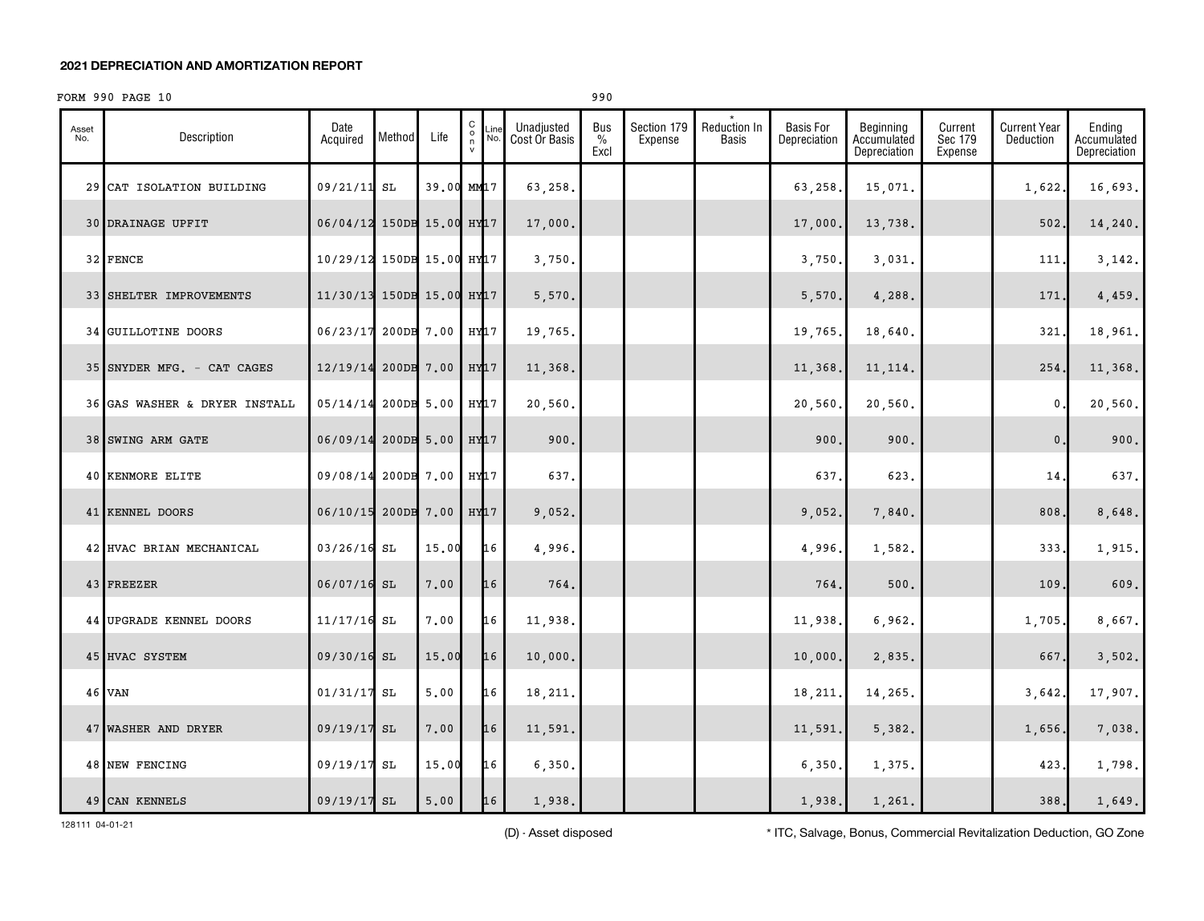## 2021 DEPRECIATION AND AMORTIZATION REPORT

FORM 990 PAGE 10 990

| Asset No. | Description | Date Acquired | Method | Life | C o n v | Line No. | Unadjusted Cost Or Basis | Bus % Excl | Section 179 Expense | * Reduction In Basis | Basis For Depreciation | Beginning Accumulated Depreciation | Current Sec 179 Expense | Current Year Deduction | Ending Accumulated Depreciation |
|---|---|---|---|---|---|---|---|---|---|---|---|---|---|---|---|
| 29 | CAT ISOLATION BUILDING | 09/21/11 | SL | 39.00 | MM | 17 | 63,258. | | | | 63,258. | 15,071. | | 1,622. | 16,693. |
| 30 | DRAINAGE UPFIT | 06/04/12 | 150DB | 15.00 | HY | 17 | 17,000. | | | | 17,000. | 13,738. | | 502. | 14,240. |
| 32 | FENCE | 10/29/12 | 150DB | 15.00 | HY | 17 | 3,750. | | | | 3,750. | 3,031. | | 111. | 3,142. |
| 33 | SHELTER IMPROVEMENTS | 11/30/13 | 150DB | 15.00 | HY | 17 | 5,570. | | | | 5,570. | 4,288. | | 171. | 4,459. |
| 34 | GUILLOTINE DOORS | 06/23/17 | 200DB | 7.00 | HY | 17 | 19,765. | | | | 19,765. | 18,640. | | 321. | 18,961. |
| 35 | SNYDER MFG. - CAT CAGES | 12/19/14 | 200DB | 7.00 | HY | 17 | 11,368. | | | | 11,368. | 11,114. | | 254. | 11,368. |
| 36 | GAS WASHER & DRYER INSTALL | 05/14/14 | 200DB | 5.00 | HY | 17 | 20,560. | | | | 20,560. | 20,560. | | 0. | 20,560. |
| 38 | SWING ARM GATE | 06/09/14 | 200DB | 5.00 | HY | 17 | 900. | | | | 900. | 900. | | 0. | 900. |
| 40 | KENMORE ELITE | 09/08/14 | 200DB | 7.00 | HY | 17 | 637. | | | | 637. | 623. | | 14. | 637. |
| 41 | KENNEL DOORS | 06/10/15 | 200DB | 7.00 | HY | 17 | 9,052. | | | | 9,052. | 7,840. | | 808. | 8,648. |
| 42 | HVAC BRIAN MECHANICAL | 03/26/16 | SL | 15.00 | | 16 | 4,996. | | | | 4,996. | 1,582. | | 333. | 1,915. |
| 43 | FREEZER | 06/07/16 | SL | 7.00 | | 16 | 764. | | | | 764. | 500. | | 109. | 609. |
| 44 | UPGRADE KENNEL DOORS | 11/17/16 | SL | 7.00 | | 16 | 11,938. | | | | 11,938. | 6,962. | | 1,705. | 8,667. |
| 45 | HVAC SYSTEM | 09/30/16 | SL | 15.00 | | 16 | 10,000. | | | | 10,000. | 2,835. | | 667. | 3,502. |
| 46 | VAN | 01/31/17 | SL | 5.00 | | 16 | 18,211. | | | | 18,211. | 14,265. | | 3,642. | 17,907. |
| 47 | WASHER AND DRYER | 09/19/17 | SL | 7.00 | | 16 | 11,591. | | | | 11,591. | 5,382. | | 1,656. | 7,038. |
| 48 | NEW FENCING | 09/19/17 | SL | 15.00 | | 16 | 6,350. | | | | 6,350. | 1,375. | | 423. | 1,798. |
| 49 | CAN KENNELS | 09/19/17 | SL | 5.00 | | 16 | 1,938. | | | | 1,938. | 1,261. | | 388. | 1,649. |

128111 04-01-21

(D) - Asset disposed

* ITC, Salvage, Bonus, Commercial Revitalization Deduction, GO Zone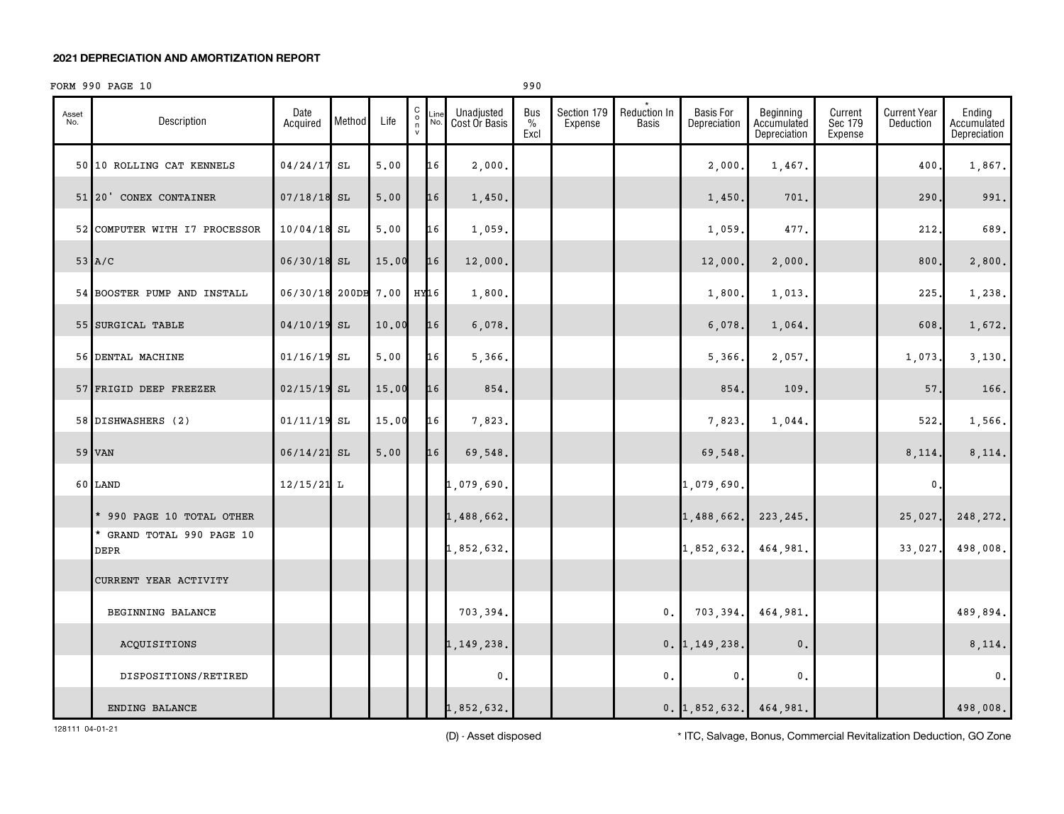**2021 DEPRECIATION AND AMORTIZATION REPORT**

FORM 990 PAGE 10 990

| Asset No. | Description | Date Acquired | Method | Life | C o n v | Line No. | Unadjusted Cost Or Basis | Bus % Excl | Section 179 Expense | * Reduction In Basis | Basis For Depreciation | Beginning Accumulated Depreciation | Current Sec 179 Expense | Current Year Deduction | Ending Accumulated Depreciation |
|---|---|---|---|---|---|---|---|---|---|---|---|---|---|---|---|
| 50 | 10 ROLLING CAT KENNELS | 04/24/17 | SL | 5.00 | | 16 | 2,000. | | | | 2,000. | 1,467. | | 400. | 1,867. |
| 51 | 20' CONEX CONTAINER | 07/18/18 | SL | 5.00 | | 16 | 1,450. | | | | 1,450. | 701. | | 290. | 991. |
| 52 | COMPUTER WITH I7 PROCESSOR | 10/04/18 | SL | 5.00 | | 16 | 1,059. | | | | 1,059. | 477. | | 212. | 689. |
| 53 | A/C | 06/30/18 | SL | 15.00 | | 16 | 12,000. | | | | 12,000. | 2,000. | | 800. | 2,800. |
| 54 | BOOSTER PUMP AND INSTALL | 06/30/18 | 200DB | 7.00 | HY | 16 | 1,800. | | | | 1,800. | 1,013. | | 225. | 1,238. |
| 55 | SURGICAL TABLE | 04/10/19 | SL | 10.00 | | 16 | 6,078. | | | | 6,078. | 1,064. | | 608. | 1,672. |
| 56 | DENTAL MACHINE | 01/16/19 | SL | 5.00 | | 16 | 5,366. | | | | 5,366. | 2,057. | | 1,073. | 3,130. |
| 57 | FRIGID DEEP FREEZER | 02/15/19 | SL | 15.00 | | 16 | 854. | | | | 854. | 109. | | 57. | 166. |
| 58 | DISHWASHERS (2) | 01/11/19 | SL | 15.00 | | 16 | 7,823. | | | | 7,823. | 1,044. | | 522. | 1,566. |
| 59 | VAN | 06/14/21 | SL | 5.00 | | 16 | 69,548. | | | | 69,548. | | | 8,114. | 8,114. |
| 60 | LAND | 12/15/21 | L | | | | 1,079,690. | | | | 1,079,690. | | | 0. | |
| | * 990 PAGE 10 TOTAL OTHER | | | | | | 1,488,662. | | | | 1,488,662. | 223,245. | | 25,027. | 248,272. |
| | * GRAND TOTAL 990 PAGE 10 DEPR | | | | | | 1,852,632. | | | | 1,852,632. | 464,981. | | 33,027. | 498,008. |
| | CURRENT YEAR ACTIVITY | | | | | | | | | | | | | | |
| | BEGINNING BALANCE | | | | | | 703,394. | | | 0. | 703,394. | 464,981. | | | 489,894. |
| | ACQUISITIONS | | | | | | 1,149,238. | | | 0. | 1,149,238. | 0. | | | 8,114. |
| | DISPOSITIONS/RETIRED | | | | | | 0. | | | 0. | 0. | 0. | | | 0. |
| | ENDING BALANCE | | | | | | 1,852,632. | | | 0. | 1,852,632. | 464,981. | | | 498,008. |

128111 04-01-21

(D) - Asset disposed

* ITC, Salvage, Bonus, Commercial Revitalization Deduction, GO Zone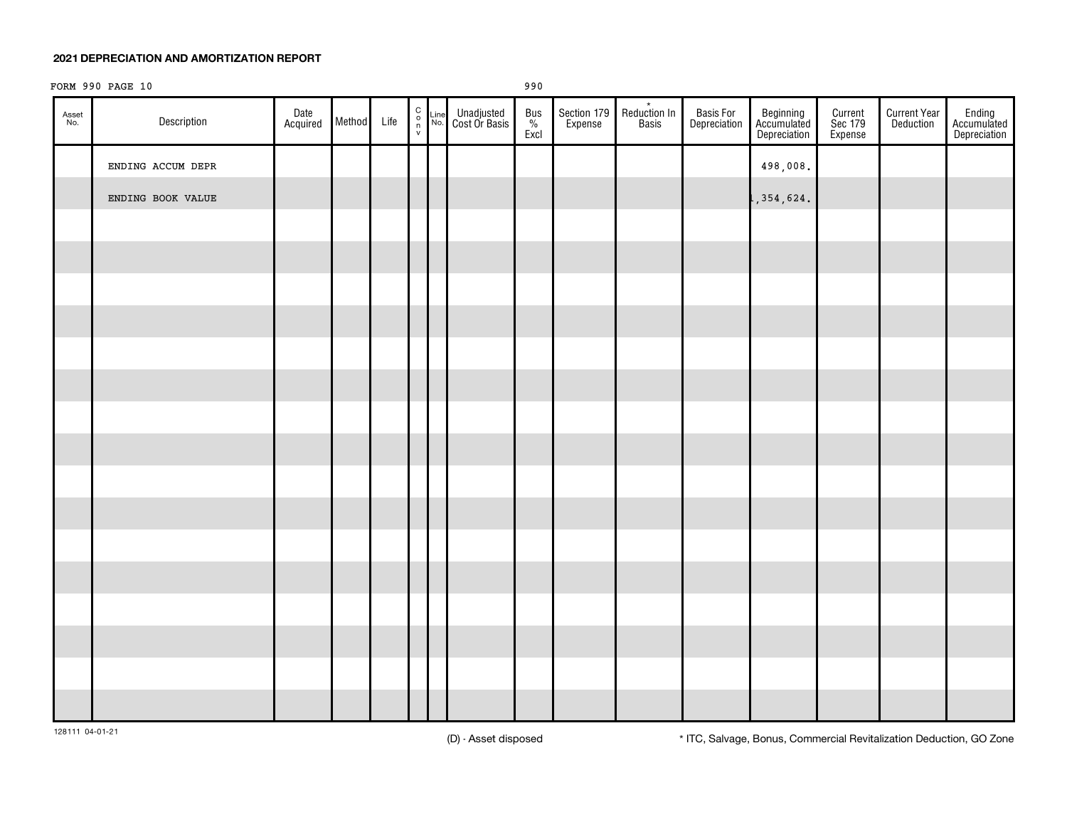# 2021 DEPRECIATION AND AMORTIZATION REPORT

FORM 990 PAGE 10 990

| Asset No. | Description | Date Acquired | Method | Life | C o n v | Line No. | Unadjusted Cost Or Basis | Bus % Excl | Section 179 Expense | * Reduction In Basis | Basis For Depreciation | Beginning Accumulated Depreciation | Current Sec 179 Expense | Current Year Deduction | Ending Accumulated Depreciation |
|---|---|---|---|---|---|---|---|---|---|---|---|---|---|---|---|
| | ENDING ACCUM DEPR | | | | | | | | | | | 498,008. | | | |
| | ENDING BOOK VALUE | | | | | | | | | | | 1,354,624. | | | |

128111 04-01-21

(D) - Asset disposed

* ITC, Salvage, Bonus, Commercial Revitalization Deduction, GO Zone